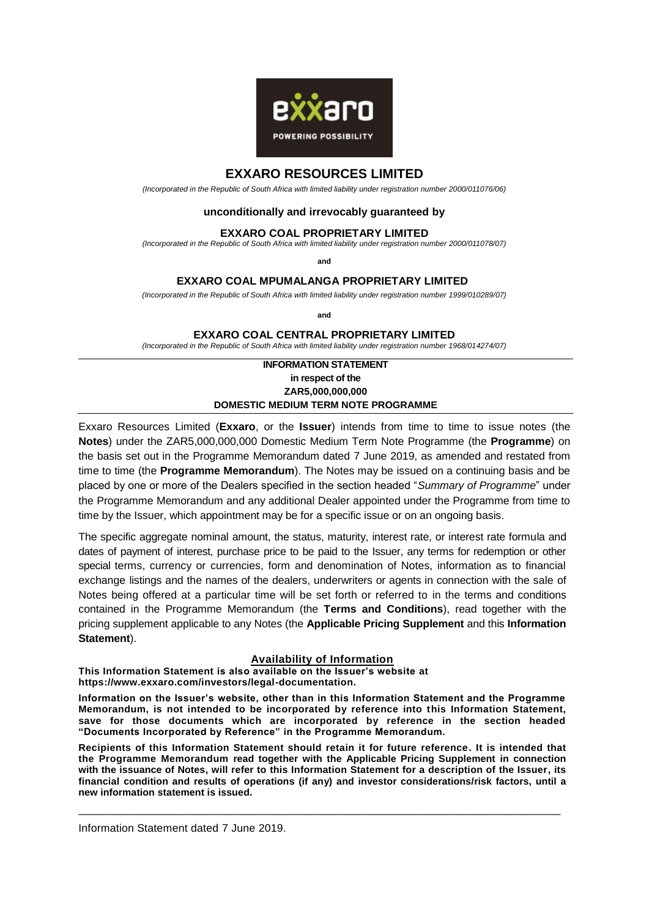# EXXARO RESOURCES LIMITED

*(Incorporated in the Republic of South Africa with limited liability under registration number 2000/011076/06)*

**unconditionally and irrevocably guaranteed by**

**EXXARO COAL PROPRIETARY LIMITED**

*(Incorporated in the Republic of South Africa with limited liability under registration number 2000/011078/07)*

**and**

**EXXARO COAL MPUMALANGA PROPRIETARY LIMITED**

*(Incorporated in the Republic of South Africa with limited liability under registration number 1999/010289/07)*

**and**

**EXXARO COAL CENTRAL PROPRIETARY LIMITED**

*(Incorporated in the Republic of South Africa with limited liability under registration number 1968/014274/07)*

---

**INFORMATION STATEMENT**
**in respect of the**
**ZAR5,000,000,000**
**DOMESTIC MEDIUM TERM NOTE PROGRAMME**

---

Exxaro Resources Limited (**Exxaro**, or the **Issuer**) intends from time to time to issue notes (the **Notes**) under the ZAR5,000,000,000 Domestic Medium Term Note Programme (the **Programme**) on the basis set out in the Programme Memorandum dated 7 June 2019, as amended and restated from time to time (the **Programme Memorandum**). The Notes may be issued on a continuing basis and be placed by one or more of the Dealers specified in the section headed "*Summary of Programme*" under the Programme Memorandum and any additional Dealer appointed under the Programme from time to time by the Issuer, which appointment may be for a specific issue or on an ongoing basis.

The specific aggregate nominal amount, the status, maturity, interest rate, or interest rate formula and dates of payment of interest, purchase price to be paid to the Issuer, any terms for redemption or other special terms, currency or currencies, form and denomination of Notes, information as to financial exchange listings and the names of the dealers, underwriters or agents in connection with the sale of Notes being offered at a particular time will be set forth or referred to in the terms and conditions contained in the Programme Memorandum (the **Terms and Conditions**), read together with the pricing supplement applicable to any Notes (the **Applicable Pricing Supplement** and this **Information Statement**).

## Availability of Information

**This Information Statement is also available on the Issuer's website at https://www.exxaro.com/investors/legal-documentation.**

**Information on the Issuer's website, other than in this Information Statement and the Programme Memorandum, is not intended to be incorporated by reference into this Information Statement, save for those documents which are incorporated by reference in the section headed "Documents Incorporated by Reference" in the Programme Memorandum.**

**Recipients of this Information Statement should retain it for future reference. It is intended that the Programme Memorandum read together with the Applicable Pricing Supplement in connection with the issuance of Notes, will refer to this Information Statement for a description of the Issuer, its financial condition and results of operations (if any) and investor considerations/risk factors, until a new information statement is issued.**

---

Information Statement dated 7 June 2019.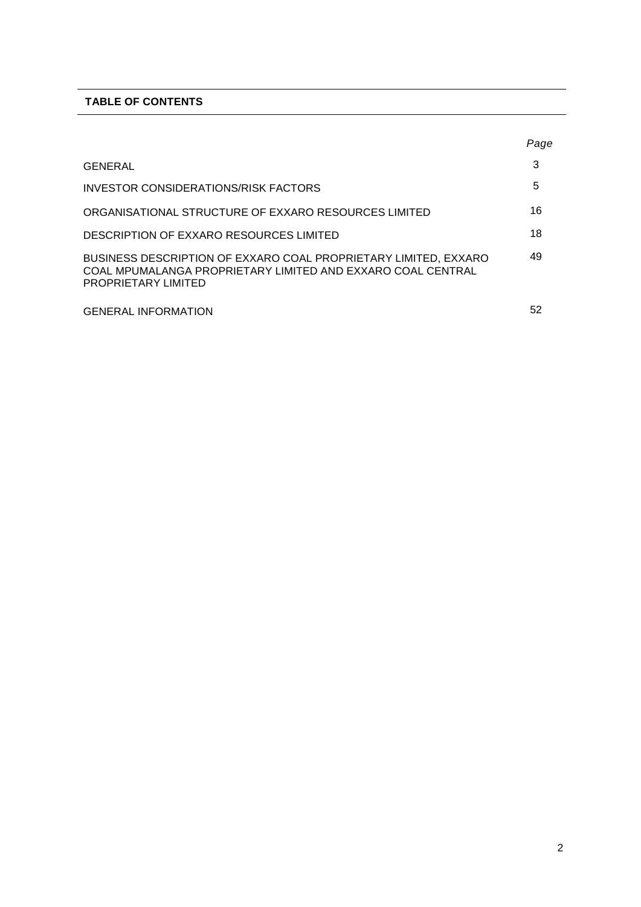**TABLE OF CONTENTS**

| | *Page* |
|---|---|
| GENERAL | 3 |
| INVESTOR CONSIDERATIONS/RISK FACTORS | 5 |
| ORGANISATIONAL STRUCTURE OF EXXARO RESOURCES LIMITED | 16 |
| DESCRIPTION OF EXXARO RESOURCES LIMITED | 18 |
| BUSINESS DESCRIPTION OF EXXARO COAL PROPRIETARY LIMITED, EXXARO COAL MPUMALANGA PROPRIETARY LIMITED AND EXXARO COAL CENTRAL PROPRIETARY LIMITED | 49 |
| GENERAL INFORMATION | 52 |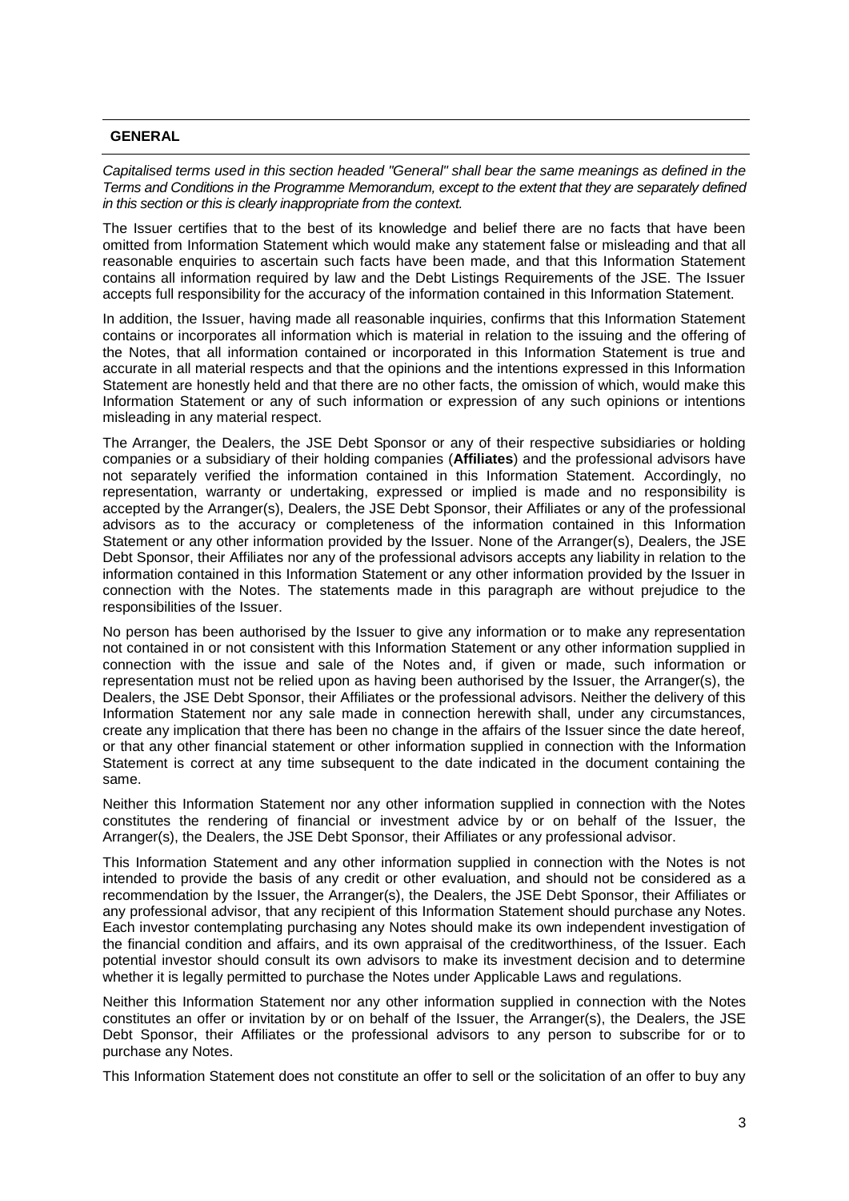## GENERAL

*Capitalised terms used in this section headed "General" shall bear the same meanings as defined in the Terms and Conditions in the Programme Memorandum, except to the extent that they are separately defined in this section or this is clearly inappropriate from the context.*

The Issuer certifies that to the best of its knowledge and belief there are no facts that have been omitted from Information Statement which would make any statement false or misleading and that all reasonable enquiries to ascertain such facts have been made, and that this Information Statement contains all information required by law and the Debt Listings Requirements of the JSE. The Issuer accepts full responsibility for the accuracy of the information contained in this Information Statement.

In addition, the Issuer, having made all reasonable inquiries, confirms that this Information Statement contains or incorporates all information which is material in relation to the issuing and the offering of the Notes, that all information contained or incorporated in this Information Statement is true and accurate in all material respects and that the opinions and the intentions expressed in this Information Statement are honestly held and that there are no other facts, the omission of which, would make this Information Statement or any of such information or expression of any such opinions or intentions misleading in any material respect.

The Arranger, the Dealers, the JSE Debt Sponsor or any of their respective subsidiaries or holding companies or a subsidiary of their holding companies (**Affiliates**) and the professional advisors have not separately verified the information contained in this Information Statement. Accordingly, no representation, warranty or undertaking, expressed or implied is made and no responsibility is accepted by the Arranger(s), Dealers, the JSE Debt Sponsor, their Affiliates or any of the professional advisors as to the accuracy or completeness of the information contained in this Information Statement or any other information provided by the Issuer. None of the Arranger(s), Dealers, the JSE Debt Sponsor, their Affiliates nor any of the professional advisors accepts any liability in relation to the information contained in this Information Statement or any other information provided by the Issuer in connection with the Notes. The statements made in this paragraph are without prejudice to the responsibilities of the Issuer.

No person has been authorised by the Issuer to give any information or to make any representation not contained in or not consistent with this Information Statement or any other information supplied in connection with the issue and sale of the Notes and, if given or made, such information or representation must not be relied upon as having been authorised by the Issuer, the Arranger(s), the Dealers, the JSE Debt Sponsor, their Affiliates or the professional advisors. Neither the delivery of this Information Statement nor any sale made in connection herewith shall, under any circumstances, create any implication that there has been no change in the affairs of the Issuer since the date hereof, or that any other financial statement or other information supplied in connection with the Information Statement is correct at any time subsequent to the date indicated in the document containing the same.

Neither this Information Statement nor any other information supplied in connection with the Notes constitutes the rendering of financial or investment advice by or on behalf of the Issuer, the Arranger(s), the Dealers, the JSE Debt Sponsor, their Affiliates or any professional advisor.

This Information Statement and any other information supplied in connection with the Notes is not intended to provide the basis of any credit or other evaluation, and should not be considered as a recommendation by the Issuer, the Arranger(s), the Dealers, the JSE Debt Sponsor, their Affiliates or any professional advisor, that any recipient of this Information Statement should purchase any Notes. Each investor contemplating purchasing any Notes should make its own independent investigation of the financial condition and affairs, and its own appraisal of the creditworthiness, of the Issuer. Each potential investor should consult its own advisors to make its investment decision and to determine whether it is legally permitted to purchase the Notes under Applicable Laws and regulations.

Neither this Information Statement nor any other information supplied in connection with the Notes constitutes an offer or invitation by or on behalf of the Issuer, the Arranger(s), the Dealers, the JSE Debt Sponsor, their Affiliates or the professional advisors to any person to subscribe for or to purchase any Notes.

This Information Statement does not constitute an offer to sell or the solicitation of an offer to buy any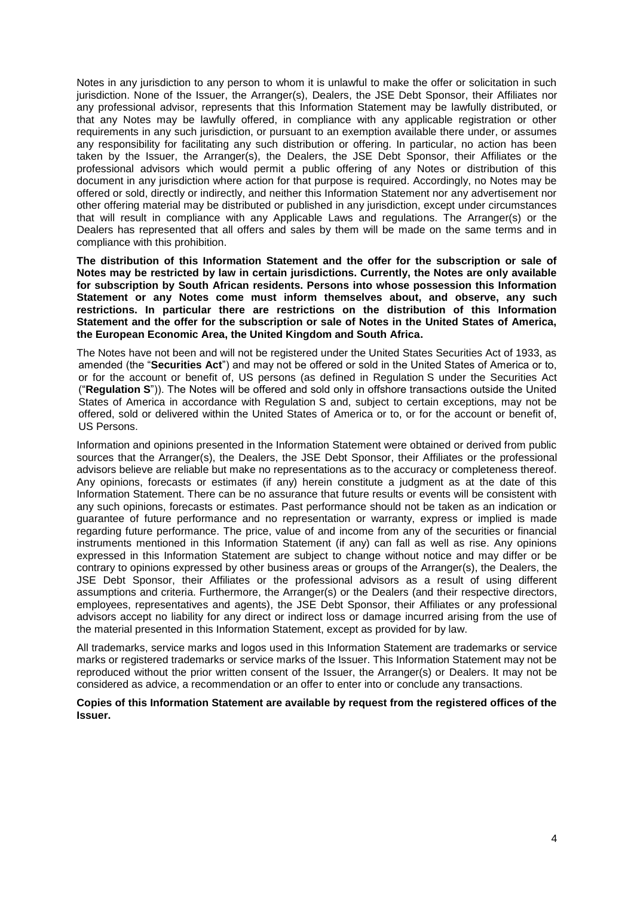Notes in any jurisdiction to any person to whom it is unlawful to make the offer or solicitation in such jurisdiction. None of the Issuer, the Arranger(s), Dealers, the JSE Debt Sponsor, their Affiliates nor any professional advisor, represents that this Information Statement may be lawfully distributed, or that any Notes may be lawfully offered, in compliance with any applicable registration or other requirements in any such jurisdiction, or pursuant to an exemption available there under, or assumes any responsibility for facilitating any such distribution or offering. In particular, no action has been taken by the Issuer, the Arranger(s), the Dealers, the JSE Debt Sponsor, their Affiliates or the professional advisors which would permit a public offering of any Notes or distribution of this document in any jurisdiction where action for that purpose is required. Accordingly, no Notes may be offered or sold, directly or indirectly, and neither this Information Statement nor any advertisement nor other offering material may be distributed or published in any jurisdiction, except under circumstances that will result in compliance with any Applicable Laws and regulations. The Arranger(s) or the Dealers has represented that all offers and sales by them will be made on the same terms and in compliance with this prohibition.

**The distribution of this Information Statement and the offer for the subscription or sale of Notes may be restricted by law in certain jurisdictions. Currently, the Notes are only available for subscription by South African residents. Persons into whose possession this Information Statement or any Notes come must inform themselves about, and observe, any such restrictions. In particular there are restrictions on the distribution of this Information Statement and the offer for the subscription or sale of Notes in the United States of America, the European Economic Area, the United Kingdom and South Africa.**

The Notes have not been and will not be registered under the United States Securities Act of 1933, as amended (the "**Securities Act**") and may not be offered or sold in the United States of America or to, or for the account or benefit of, US persons (as defined in Regulation S under the Securities Act ("**Regulation S**")). The Notes will be offered and sold only in offshore transactions outside the United States of America in accordance with Regulation S and, subject to certain exceptions, may not be offered, sold or delivered within the United States of America or to, or for the account or benefit of, US Persons.

Information and opinions presented in the Information Statement were obtained or derived from public sources that the Arranger(s), the Dealers, the JSE Debt Sponsor, their Affiliates or the professional advisors believe are reliable but make no representations as to the accuracy or completeness thereof. Any opinions, forecasts or estimates (if any) herein constitute a judgment as at the date of this Information Statement. There can be no assurance that future results or events will be consistent with any such opinions, forecasts or estimates. Past performance should not be taken as an indication or guarantee of future performance and no representation or warranty, express or implied is made regarding future performance. The price, value of and income from any of the securities or financial instruments mentioned in this Information Statement (if any) can fall as well as rise. Any opinions expressed in this Information Statement are subject to change without notice and may differ or be contrary to opinions expressed by other business areas or groups of the Arranger(s), the Dealers, the JSE Debt Sponsor, their Affiliates or the professional advisors as a result of using different assumptions and criteria. Furthermore, the Arranger(s) or the Dealers (and their respective directors, employees, representatives and agents), the JSE Debt Sponsor, their Affiliates or any professional advisors accept no liability for any direct or indirect loss or damage incurred arising from the use of the material presented in this Information Statement, except as provided for by law.

All trademarks, service marks and logos used in this Information Statement are trademarks or service marks or registered trademarks or service marks of the Issuer. This Information Statement may not be reproduced without the prior written consent of the Issuer, the Arranger(s) or Dealers. It may not be considered as advice, a recommendation or an offer to enter into or conclude any transactions.

**Copies of this Information Statement are available by request from the registered offices of the Issuer.**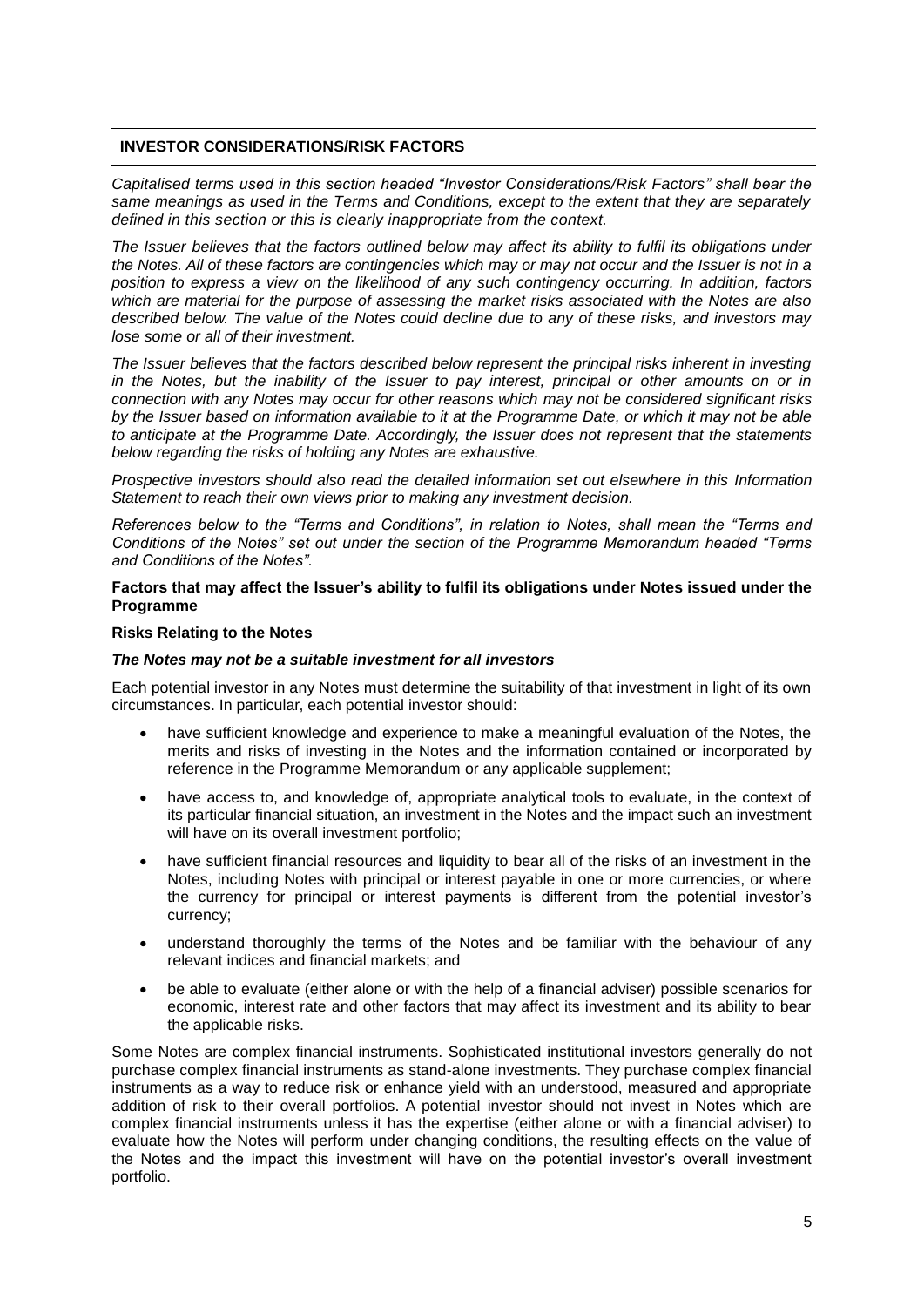## INVESTOR CONSIDERATIONS/RISK FACTORS

*Capitalised terms used in this section headed "Investor Considerations/Risk Factors" shall bear the same meanings as used in the Terms and Conditions, except to the extent that they are separately defined in this section or this is clearly inappropriate from the context.*

*The Issuer believes that the factors outlined below may affect its ability to fulfil its obligations under the Notes. All of these factors are contingencies which may or may not occur and the Issuer is not in a position to express a view on the likelihood of any such contingency occurring. In addition, factors which are material for the purpose of assessing the market risks associated with the Notes are also described below. The value of the Notes could decline due to any of these risks, and investors may lose some or all of their investment.*

*The Issuer believes that the factors described below represent the principal risks inherent in investing in the Notes, but the inability of the Issuer to pay interest, principal or other amounts on or in connection with any Notes may occur for other reasons which may not be considered significant risks by the Issuer based on information available to it at the Programme Date, or which it may not be able to anticipate at the Programme Date. Accordingly, the Issuer does not represent that the statements below regarding the risks of holding any Notes are exhaustive.*

*Prospective investors should also read the detailed information set out elsewhere in this Information Statement to reach their own views prior to making any investment decision.*

*References below to the "Terms and Conditions", in relation to Notes, shall mean the "Terms and Conditions of the Notes" set out under the section of the Programme Memorandum headed "Terms and Conditions of the Notes".*

**Factors that may affect the Issuer's ability to fulfil its obligations under Notes issued under the Programme**

**Risks Relating to the Notes**

***The Notes may not be a suitable investment for all investors***

Each potential investor in any Notes must determine the suitability of that investment in light of its own circumstances. In particular, each potential investor should:

- have sufficient knowledge and experience to make a meaningful evaluation of the Notes, the merits and risks of investing in the Notes and the information contained or incorporated by reference in the Programme Memorandum or any applicable supplement;
- have access to, and knowledge of, appropriate analytical tools to evaluate, in the context of its particular financial situation, an investment in the Notes and the impact such an investment will have on its overall investment portfolio;
- have sufficient financial resources and liquidity to bear all of the risks of an investment in the Notes, including Notes with principal or interest payable in one or more currencies, or where the currency for principal or interest payments is different from the potential investor's currency;
- understand thoroughly the terms of the Notes and be familiar with the behaviour of any relevant indices and financial markets; and
- be able to evaluate (either alone or with the help of a financial adviser) possible scenarios for economic, interest rate and other factors that may affect its investment and its ability to bear the applicable risks.

Some Notes are complex financial instruments. Sophisticated institutional investors generally do not purchase complex financial instruments as stand-alone investments. They purchase complex financial instruments as a way to reduce risk or enhance yield with an understood, measured and appropriate addition of risk to their overall portfolios. A potential investor should not invest in Notes which are complex financial instruments unless it has the expertise (either alone or with a financial adviser) to evaluate how the Notes will perform under changing conditions, the resulting effects on the value of the Notes and the impact this investment will have on the potential investor's overall investment portfolio.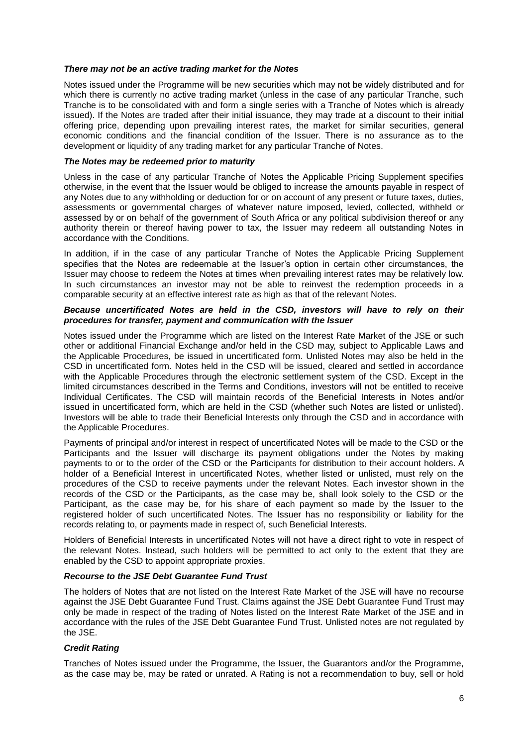***There may not be an active trading market for the Notes***

Notes issued under the Programme will be new securities which may not be widely distributed and for which there is currently no active trading market (unless in the case of any particular Tranche, such Tranche is to be consolidated with and form a single series with a Tranche of Notes which is already issued). If the Notes are traded after their initial issuance, they may trade at a discount to their initial offering price, depending upon prevailing interest rates, the market for similar securities, general economic conditions and the financial condition of the Issuer. There is no assurance as to the development or liquidity of any trading market for any particular Tranche of Notes.

***The Notes may be redeemed prior to maturity***

Unless in the case of any particular Tranche of Notes the Applicable Pricing Supplement specifies otherwise, in the event that the Issuer would be obliged to increase the amounts payable in respect of any Notes due to any withholding or deduction for or on account of any present or future taxes, duties, assessments or governmental charges of whatever nature imposed, levied, collected, withheld or assessed by or on behalf of the government of South Africa or any political subdivision thereof or any authority therein or thereof having power to tax, the Issuer may redeem all outstanding Notes in accordance with the Conditions.

In addition, if in the case of any particular Tranche of Notes the Applicable Pricing Supplement specifies that the Notes are redeemable at the Issuer's option in certain other circumstances, the Issuer may choose to redeem the Notes at times when prevailing interest rates may be relatively low. In such circumstances an investor may not be able to reinvest the redemption proceeds in a comparable security at an effective interest rate as high as that of the relevant Notes.

***Because uncertificated Notes are held in the CSD, investors will have to rely on their procedures for transfer, payment and communication with the Issuer***

Notes issued under the Programme which are listed on the Interest Rate Market of the JSE or such other or additional Financial Exchange and/or held in the CSD may, subject to Applicable Laws and the Applicable Procedures, be issued in uncertificated form. Unlisted Notes may also be held in the CSD in uncertificated form. Notes held in the CSD will be issued, cleared and settled in accordance with the Applicable Procedures through the electronic settlement system of the CSD. Except in the limited circumstances described in the Terms and Conditions, investors will not be entitled to receive Individual Certificates. The CSD will maintain records of the Beneficial Interests in Notes and/or issued in uncertificated form, which are held in the CSD (whether such Notes are listed or unlisted). Investors will be able to trade their Beneficial Interests only through the CSD and in accordance with the Applicable Procedures.

Payments of principal and/or interest in respect of uncertificated Notes will be made to the CSD or the Participants and the Issuer will discharge its payment obligations under the Notes by making payments to or to the order of the CSD or the Participants for distribution to their account holders. A holder of a Beneficial Interest in uncertificated Notes, whether listed or unlisted, must rely on the procedures of the CSD to receive payments under the relevant Notes. Each investor shown in the records of the CSD or the Participants, as the case may be, shall look solely to the CSD or the Participant, as the case may be, for his share of each payment so made by the Issuer to the registered holder of such uncertificated Notes. The Issuer has no responsibility or liability for the records relating to, or payments made in respect of, such Beneficial Interests.

Holders of Beneficial Interests in uncertificated Notes will not have a direct right to vote in respect of the relevant Notes. Instead, such holders will be permitted to act only to the extent that they are enabled by the CSD to appoint appropriate proxies.

***Recourse to the JSE Debt Guarantee Fund Trust***

The holders of Notes that are not listed on the Interest Rate Market of the JSE will have no recourse against the JSE Debt Guarantee Fund Trust. Claims against the JSE Debt Guarantee Fund Trust may only be made in respect of the trading of Notes listed on the Interest Rate Market of the JSE and in accordance with the rules of the JSE Debt Guarantee Fund Trust. Unlisted notes are not regulated by the JSE.

***Credit Rating***

Tranches of Notes issued under the Programme, the Issuer, the Guarantors and/or the Programme, as the case may be, may be rated or unrated. A Rating is not a recommendation to buy, sell or hold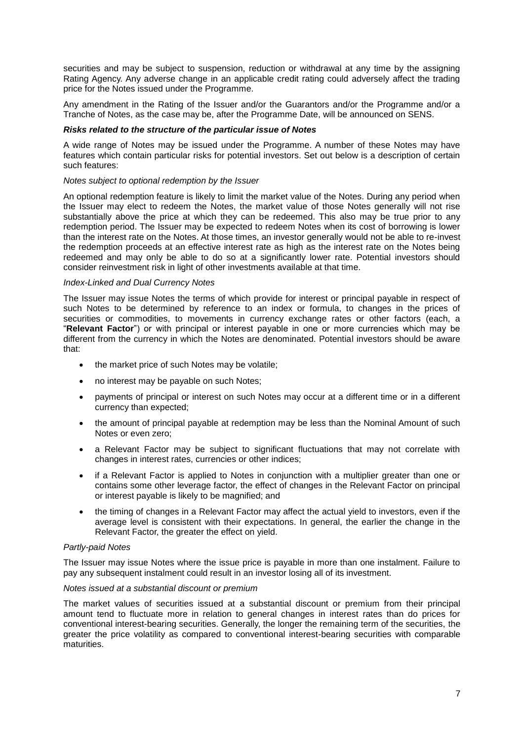securities and may be subject to suspension, reduction or withdrawal at any time by the assigning Rating Agency. Any adverse change in an applicable credit rating could adversely affect the trading price for the Notes issued under the Programme.

Any amendment in the Rating of the Issuer and/or the Guarantors and/or the Programme and/or a Tranche of Notes, as the case may be, after the Programme Date, will be announced on SENS.

***Risks related to the structure of the particular issue of Notes***

A wide range of Notes may be issued under the Programme. A number of these Notes may have features which contain particular risks for potential investors. Set out below is a description of certain such features:

*Notes subject to optional redemption by the Issuer*

An optional redemption feature is likely to limit the market value of the Notes. During any period when the Issuer may elect to redeem the Notes, the market value of those Notes generally will not rise substantially above the price at which they can be redeemed. This also may be true prior to any redemption period. The Issuer may be expected to redeem Notes when its cost of borrowing is lower than the interest rate on the Notes. At those times, an investor generally would not be able to re-invest the redemption proceeds at an effective interest rate as high as the interest rate on the Notes being redeemed and may only be able to do so at a significantly lower rate. Potential investors should consider reinvestment risk in light of other investments available at that time.

*Index-Linked and Dual Currency Notes*

The Issuer may issue Notes the terms of which provide for interest or principal payable in respect of such Notes to be determined by reference to an index or formula, to changes in the prices of securities or commodities, to movements in currency exchange rates or other factors (each, a "**Relevant Factor**") or with principal or interest payable in one or more currencies which may be different from the currency in which the Notes are denominated. Potential investors should be aware that:

- the market price of such Notes may be volatile;
- no interest may be payable on such Notes;
- payments of principal or interest on such Notes may occur at a different time or in a different currency than expected;
- the amount of principal payable at redemption may be less than the Nominal Amount of such Notes or even zero;
- a Relevant Factor may be subject to significant fluctuations that may not correlate with changes in interest rates, currencies or other indices;
- if a Relevant Factor is applied to Notes in conjunction with a multiplier greater than one or contains some other leverage factor, the effect of changes in the Relevant Factor on principal or interest payable is likely to be magnified; and
- the timing of changes in a Relevant Factor may affect the actual yield to investors, even if the average level is consistent with their expectations. In general, the earlier the change in the Relevant Factor, the greater the effect on yield.

*Partly-paid Notes*

The Issuer may issue Notes where the issue price is payable in more than one instalment. Failure to pay any subsequent instalment could result in an investor losing all of its investment.

*Notes issued at a substantial discount or premium*

The market values of securities issued at a substantial discount or premium from their principal amount tend to fluctuate more in relation to general changes in interest rates than do prices for conventional interest-bearing securities. Generally, the longer the remaining term of the securities, the greater the price volatility as compared to conventional interest-bearing securities with comparable maturities.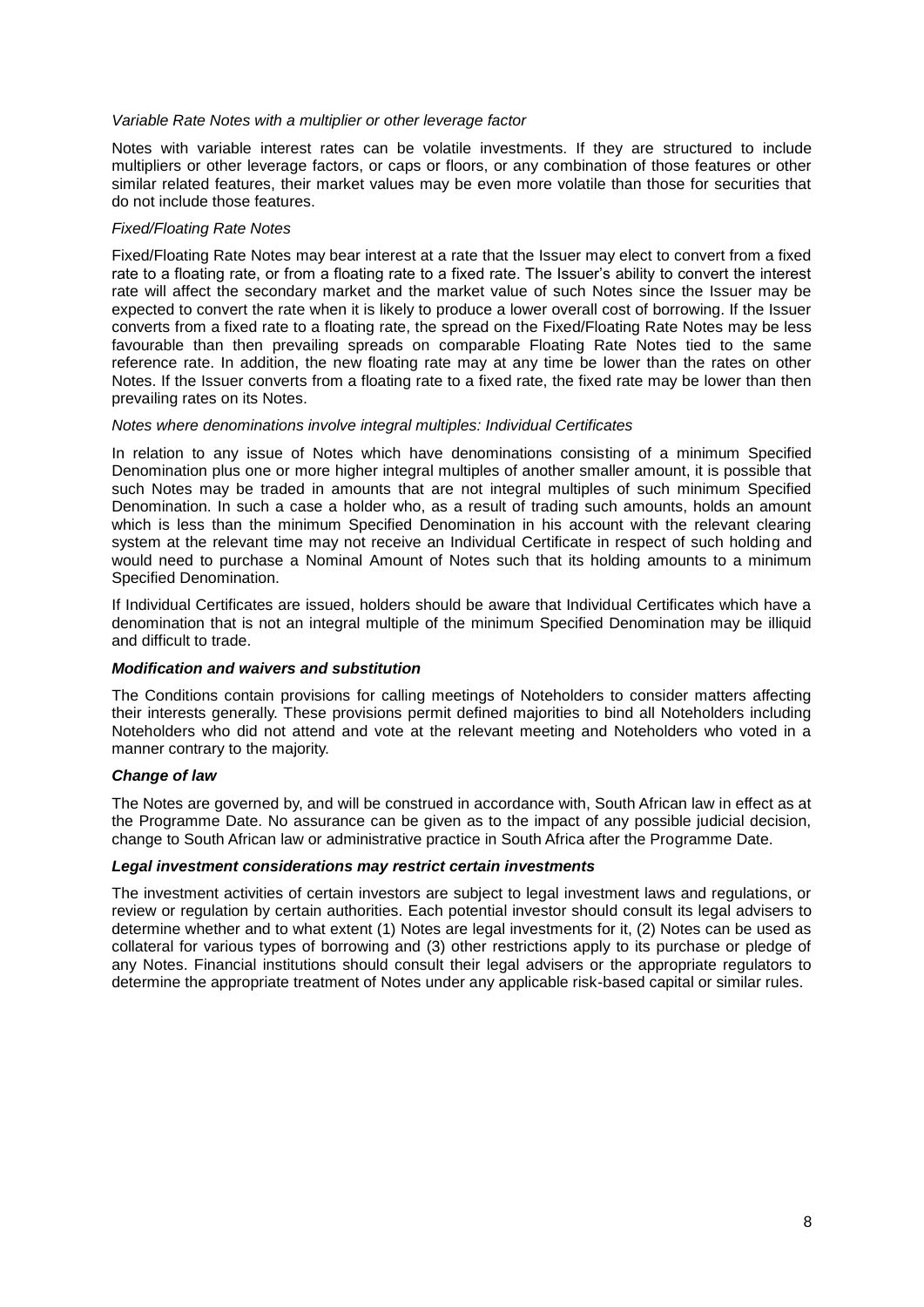*Variable Rate Notes with a multiplier or other leverage factor*

Notes with variable interest rates can be volatile investments. If they are structured to include multipliers or other leverage factors, or caps or floors, or any combination of those features or other similar related features, their market values may be even more volatile than those for securities that do not include those features.

*Fixed/Floating Rate Notes*

Fixed/Floating Rate Notes may bear interest at a rate that the Issuer may elect to convert from a fixed rate to a floating rate, or from a floating rate to a fixed rate. The Issuer's ability to convert the interest rate will affect the secondary market and the market value of such Notes since the Issuer may be expected to convert the rate when it is likely to produce a lower overall cost of borrowing. If the Issuer converts from a fixed rate to a floating rate, the spread on the Fixed/Floating Rate Notes may be less favourable than then prevailing spreads on comparable Floating Rate Notes tied to the same reference rate. In addition, the new floating rate may at any time be lower than the rates on other Notes. If the Issuer converts from a floating rate to a fixed rate, the fixed rate may be lower than then prevailing rates on its Notes.

*Notes where denominations involve integral multiples: Individual Certificates*

In relation to any issue of Notes which have denominations consisting of a minimum Specified Denomination plus one or more higher integral multiples of another smaller amount, it is possible that such Notes may be traded in amounts that are not integral multiples of such minimum Specified Denomination. In such a case a holder who, as a result of trading such amounts, holds an amount which is less than the minimum Specified Denomination in his account with the relevant clearing system at the relevant time may not receive an Individual Certificate in respect of such holding and would need to purchase a Nominal Amount of Notes such that its holding amounts to a minimum Specified Denomination.

If Individual Certificates are issued, holders should be aware that Individual Certificates which have a denomination that is not an integral multiple of the minimum Specified Denomination may be illiquid and difficult to trade.

***Modification and waivers and substitution***

The Conditions contain provisions for calling meetings of Noteholders to consider matters affecting their interests generally. These provisions permit defined majorities to bind all Noteholders including Noteholders who did not attend and vote at the relevant meeting and Noteholders who voted in a manner contrary to the majority.

***Change of law***

The Notes are governed by, and will be construed in accordance with, South African law in effect as at the Programme Date. No assurance can be given as to the impact of any possible judicial decision, change to South African law or administrative practice in South Africa after the Programme Date.

***Legal investment considerations may restrict certain investments***

The investment activities of certain investors are subject to legal investment laws and regulations, or review or regulation by certain authorities. Each potential investor should consult its legal advisers to determine whether and to what extent (1) Notes are legal investments for it, (2) Notes can be used as collateral for various types of borrowing and (3) other restrictions apply to its purchase or pledge of any Notes. Financial institutions should consult their legal advisers or the appropriate regulators to determine the appropriate treatment of Notes under any applicable risk-based capital or similar rules.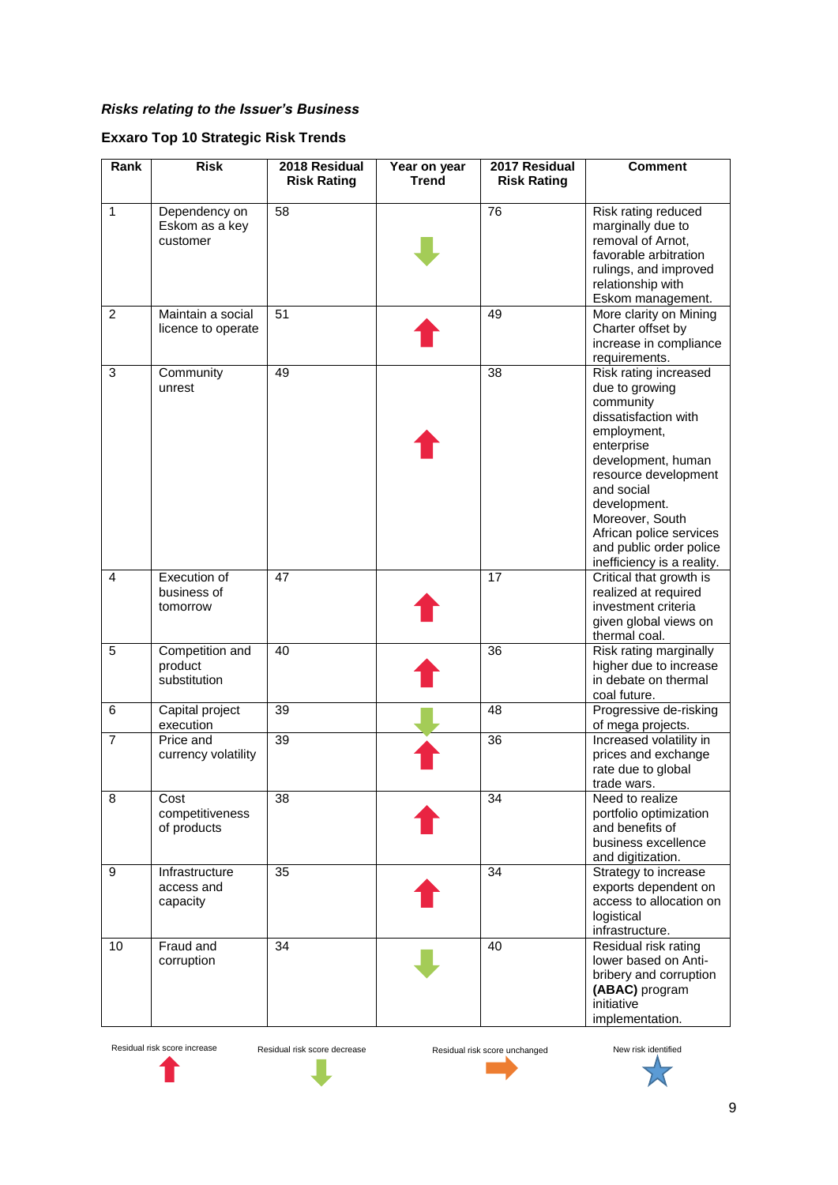***Risks relating to the Issuer's Business***

**Exxaro Top 10 Strategic Risk Trends**

| Rank | Risk | 2018 Residual Risk Rating | Year on year Trend | 2017 Residual Risk Rating | Comment |
|---|---|---|---|---|---|
| 1 | Dependency on Eskom as a key customer | 58 | ↓ | 76 | Risk rating reduced marginally due to removal of Arnot, favorable arbitration rulings, and improved relationship with Eskom management. |
| 2 | Maintain a social licence to operate | 51 | ↑ | 49 | More clarity on Mining Charter offset by increase in compliance requirements. |
| 3 | Community unrest | 49 | ↑ | 38 | Risk rating increased due to growing community dissatisfaction with employment, enterprise development, human resource development and social development. Moreover, South African police services and public order police inefficiency is a reality. |
| 4 | Execution of business of tomorrow | 47 | ↑ | 17 | Critical that growth is realized at required investment criteria given global views on thermal coal. |
| 5 | Competition and product substitution | 40 | ↑ | 36 | Risk rating marginally higher due to increase in debate on thermal coal future. |
| 6 | Capital project execution | 39 | ↓ | 48 | Progressive de-risking of mega projects. |
| 7 | Price and currency volatility | 39 | ↑ | 36 | Increased volatility in prices and exchange rate due to global trade wars. |
| 8 | Cost competitiveness of products | 38 | ↑ | 34 | Need to realize portfolio optimization and benefits of business excellence and digitization. |
| 9 | Infrastructure access and capacity | 35 | ↑ | 34 | Strategy to increase exports dependent on access to allocation on logistical infrastructure. |
| 10 | Fraud and corruption | 34 | ↓ | 40 | Residual risk rating lower based on Anti-bribery and corruption **(ABAC)** program initiative implementation. |

Residual risk score increase ↑ &nbsp;&nbsp; Residual risk score decrease ↓ &nbsp;&nbsp; Residual risk score unchanged → &nbsp;&nbsp; New risk identified ★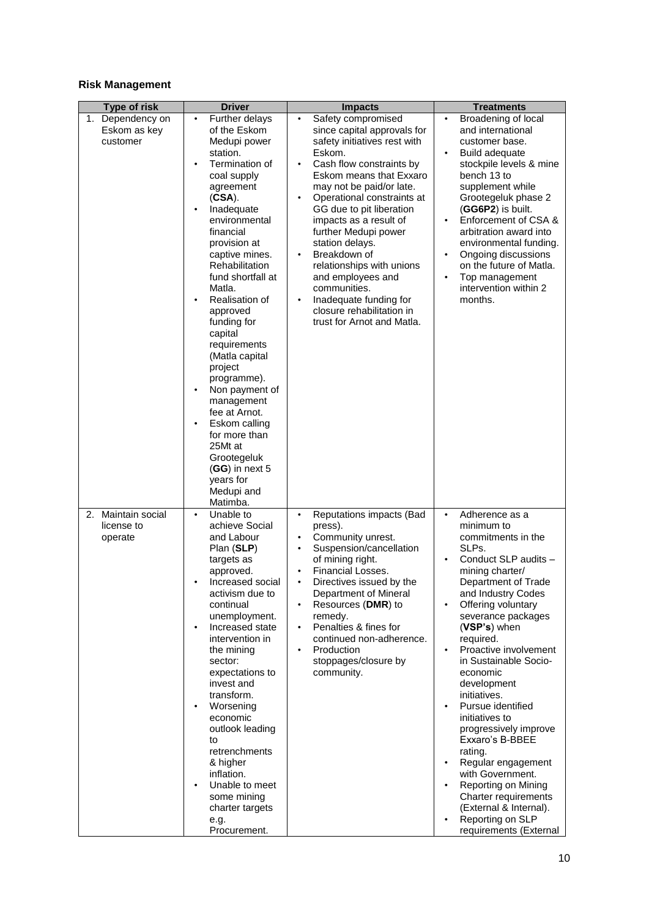**Risk Management**

| Type of risk | Driver | Impacts | Treatments |
|---|---|---|---|
| 1. Dependency on Eskom as key customer | • Further delays of the Eskom Medupi power station.<br>• Termination of coal supply agreement (**CSA**).<br>• Inadequate environmental financial provision at captive mines. Rehabilitation fund shortfall at Matla.<br>• Realisation of approved funding for capital requirements (Matla capital project programme).<br>• Non payment of management fee at Arnot.<br>• Eskom calling for more than 25Mt at Grootegeluk (**GG**) in next 5 years for Medupi and Matimba. | • Safety compromised since capital approvals for safety initiatives rest with Eskom.<br>• Cash flow constraints by Eskom means that Exxaro may not be paid/or late.<br>• Operational constraints at GG due to pit liberation impacts as a result of further Medupi power station delays.<br>• Breakdown of relationships with unions and employees and communities.<br>• Inadequate funding for closure rehabilitation in trust for Arnot and Matla. | • Broadening of local and international customer base.<br>• Build adequate stockpile levels & mine bench 13 to supplement while Grootegeluk phase 2 (**GG6P2**) is built.<br>• Enforcement of CSA & arbitration award into environmental funding.<br>• Ongoing discussions on the future of Matla.<br>• Top management intervention within 2 months. |
| 2. Maintain social license to operate | • Unable to achieve Social and Labour Plan (**SLP**) targets as approved.<br>• Increased social activism due to continual unemployment.<br>• Increased state intervention in the mining sector: expectations to invest and transform.<br>• Worsening economic outlook leading to retrenchments & higher inflation.<br>• Unable to meet some mining charter targets e.g. Procurement. | • Reputations impacts (Bad press).<br>• Community unrest.<br>• Suspension/cancellation of mining right.<br>• Financial Losses.<br>• Directives issued by the Department of Mineral<br>• Resources (**DMR**) to remedy.<br>• Penalties & fines for continued non-adherence.<br>• Production stoppages/closure by community. | • Adherence as a minimum to commitments in the SLPs.<br>• Conduct SLP audits – mining charter/ Department of Trade and Industry Codes<br>• Offering voluntary severance packages (**VSP's**) when required.<br>• Proactive involvement in Sustainable Socio-economic development initiatives.<br>• Pursue identified initiatives to progressively improve Exxaro's B-BBEE rating.<br>• Regular engagement with Government.<br>• Reporting on Mining Charter requirements (External & Internal).<br>• Reporting on SLP requirements (External |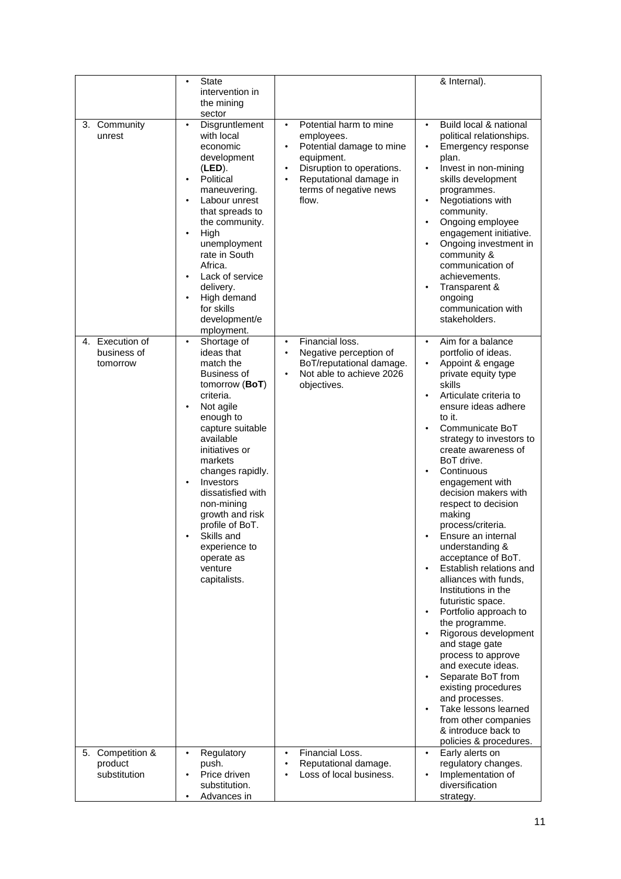| | | | |
|---|---|---|---|
| | • State intervention in the mining sector | | & Internal). |
| 3. Community unrest | • Disgruntlement with local economic development (**LED**).<br>• Political maneuvering.<br>• Labour unrest that spreads to the community.<br>• High unemployment rate in South Africa.<br>• Lack of service delivery.<br>• High demand for skills development/employment. | • Potential harm to mine employees.<br>• Potential damage to mine equipment.<br>• Disruption to operations.<br>• Reputational damage in terms of negative news flow. | • Build local & national political relationships.<br>• Emergency response plan.<br>• Invest in non-mining skills development programmes.<br>• Negotiations with community.<br>• Ongoing employee engagement initiative.<br>• Ongoing investment in community & communication of achievements.<br>• Transparent & ongoing communication with stakeholders. |
| 4. Execution of business of tomorrow | • Shortage of ideas that match the Business of tomorrow (**BoT**) criteria.<br>• Not agile enough to capture suitable available initiatives or markets changes rapidly.<br>• Investors dissatisfied with non-mining growth and risk profile of BoT.<br>• Skills and experience to operate as venture capitalists. | • Financial loss.<br>• Negative perception of BoT/reputational damage.<br>• Not able to achieve 2026 objectives. | • Aim for a balance portfolio of ideas.<br>• Appoint & engage private equity type skills<br>• Articulate criteria to ensure ideas adhere to it.<br>• Communicate BoT strategy to investors to create awareness of BoT drive.<br>• Continuous engagement with decision makers with respect to decision making process/criteria.<br>• Ensure an internal understanding & acceptance of BoT.<br>• Establish relations and alliances with funds, Institutions in the futuristic space.<br>• Portfolio approach to the programme.<br>• Rigorous development and stage gate process to approve and execute ideas.<br>• Separate BoT from existing procedures and processes.<br>• Take lessons learned from other companies & introduce back to policies & procedures. |
| 5. Competition & product substitution | • Regulatory push.<br>• Price driven substitution.<br>• Advances in | • Financial Loss.<br>• Reputational damage.<br>• Loss of local business. | • Early alerts on regulatory changes.<br>• Implementation of diversification strategy. |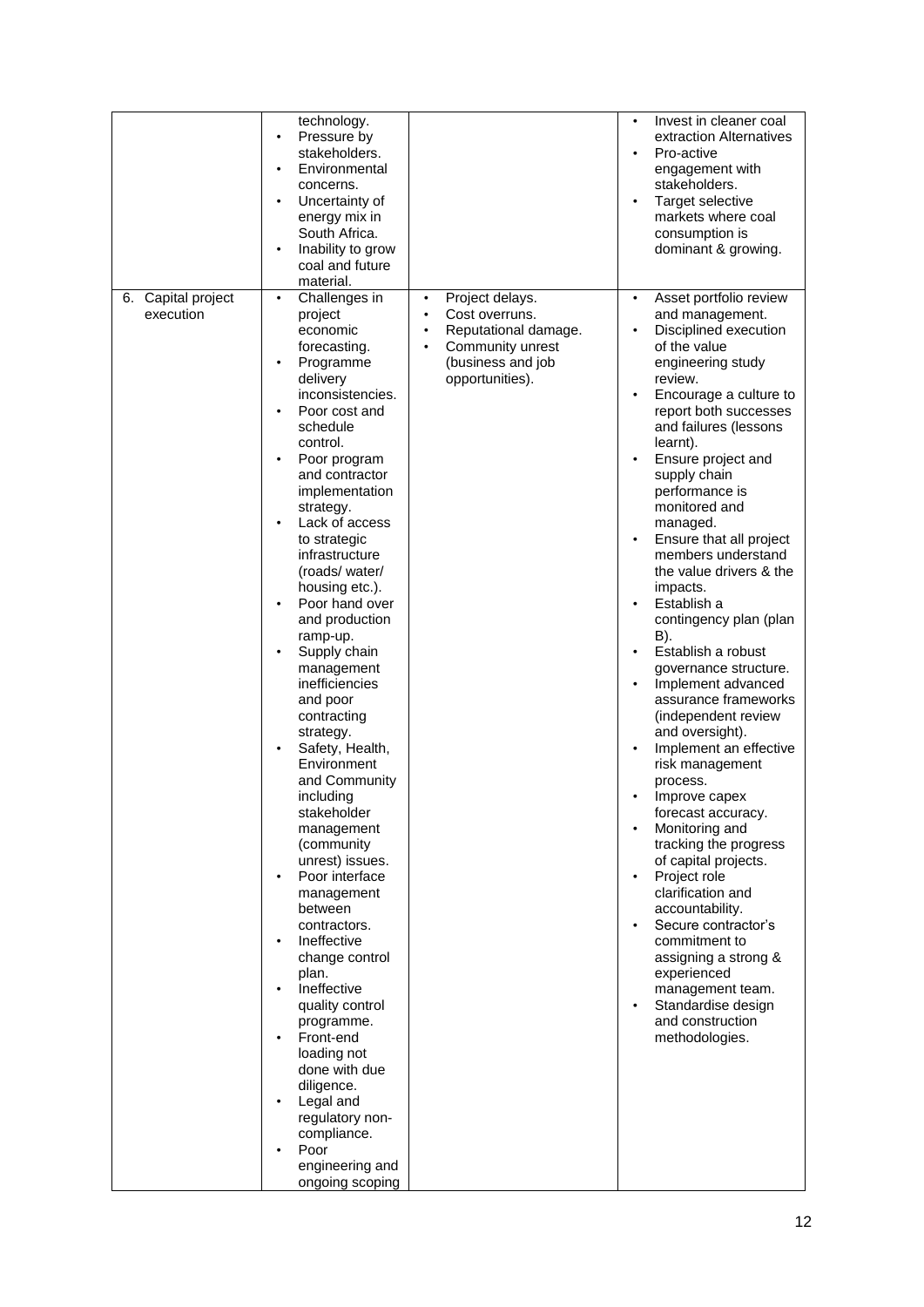| | | | |
|---|---|---|---|
| | technology.<br>• Pressure by stakeholders.<br>• Environmental concerns.<br>• Uncertainty of energy mix in South Africa.<br>• Inability to grow coal and future material. | | • Invest in cleaner coal extraction Alternatives<br>• Pro-active engagement with stakeholders.<br>• Target selective markets where coal consumption is dominant & growing. |
| 6. Capital project execution | • Challenges in project economic forecasting.<br>• Programme delivery inconsistencies.<br>• Poor cost and schedule control.<br>• Poor program and contractor implementation strategy.<br>• Lack of access to strategic infrastructure (roads/ water/ housing etc.).<br>• Poor hand over and production ramp-up.<br>• Supply chain management inefficiencies and poor contracting strategy.<br>• Safety, Health, Environment and Community including stakeholder management (community unrest) issues.<br>• Poor interface management between contractors.<br>• Ineffective change control plan.<br>• Ineffective quality control programme.<br>• Front-end loading not done with due diligence.<br>• Legal and regulatory non-compliance.<br>• Poor engineering and ongoing scoping | • Project delays.<br>• Cost overruns.<br>• Reputational damage.<br>• Community unrest (business and job opportunities). | • Asset portfolio review and management.<br>• Disciplined execution of the value engineering study review.<br>• Encourage a culture to report both successes and failures (lessons learnt).<br>• Ensure project and supply chain performance is monitored and managed.<br>• Ensure that all project members understand the value drivers & the impacts.<br>• Establish a contingency plan (plan B).<br>• Establish a robust governance structure.<br>• Implement advanced assurance frameworks (independent review and oversight).<br>• Implement an effective risk management process.<br>• Improve capex forecast accuracy.<br>• Monitoring and tracking the progress of capital projects.<br>• Project role clarification and accountability.<br>• Secure contractor's commitment to assigning a strong & experienced management team.<br>• Standardise design and construction methodologies. |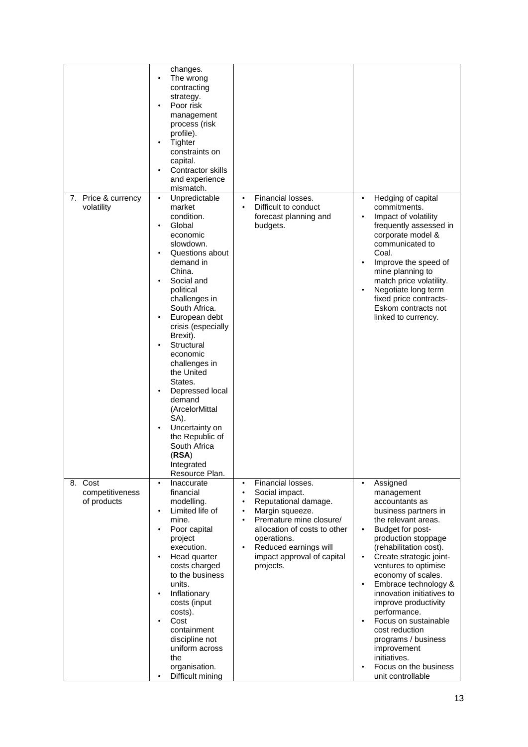| | | | |
|---|---|---|---|
| | changes.<br>• The wrong contracting strategy.<br>• Poor risk management process (risk profile).<br>• Tighter constraints on capital.<br>• Contractor skills and experience mismatch. | | |
| 7. Price & currency volatility | • Unpredictable market condition.<br>• Global economic slowdown.<br>• Questions about demand in China.<br>• Social and political challenges in South Africa.<br>• European debt crisis (especially Brexit).<br>• Structural economic challenges in the United States.<br>• Depressed local demand (ArcelorMittal SA).<br>• Uncertainty on the Republic of South Africa (**RSA**) Integrated Resource Plan. | • Financial losses.<br>• Difficult to conduct forecast planning and budgets. | • Hedging of capital commitments.<br>• Impact of volatility frequently assessed in corporate model & communicated to Coal.<br>• Improve the speed of mine planning to match price volatility.<br>• Negotiate long term fixed price contracts- Eskom contracts not linked to currency. |
| 8. Cost competitiveness of products | • Inaccurate financial modelling.<br>• Limited life of mine.<br>• Poor capital project execution.<br>• Head quarter costs charged to the business units.<br>• Inflationary costs (input costs).<br>• Cost containment discipline not uniform across the organisation.<br>• Difficult mining | • Financial losses.<br>• Social impact.<br>• Reputational damage.<br>• Margin squeeze.<br>• Premature mine closure/ allocation of costs to other operations.<br>• Reduced earnings will impact approval of capital projects. | • Assigned management accountants as business partners in the relevant areas.<br>• Budget for post-production stoppage (rehabilitation cost).<br>• Create strategic joint-ventures to optimise economy of scales.<br>• Embrace technology & innovation initiatives to improve productivity performance.<br>• Focus on sustainable cost reduction programs / business improvement initiatives.<br>• Focus on the business unit controllable |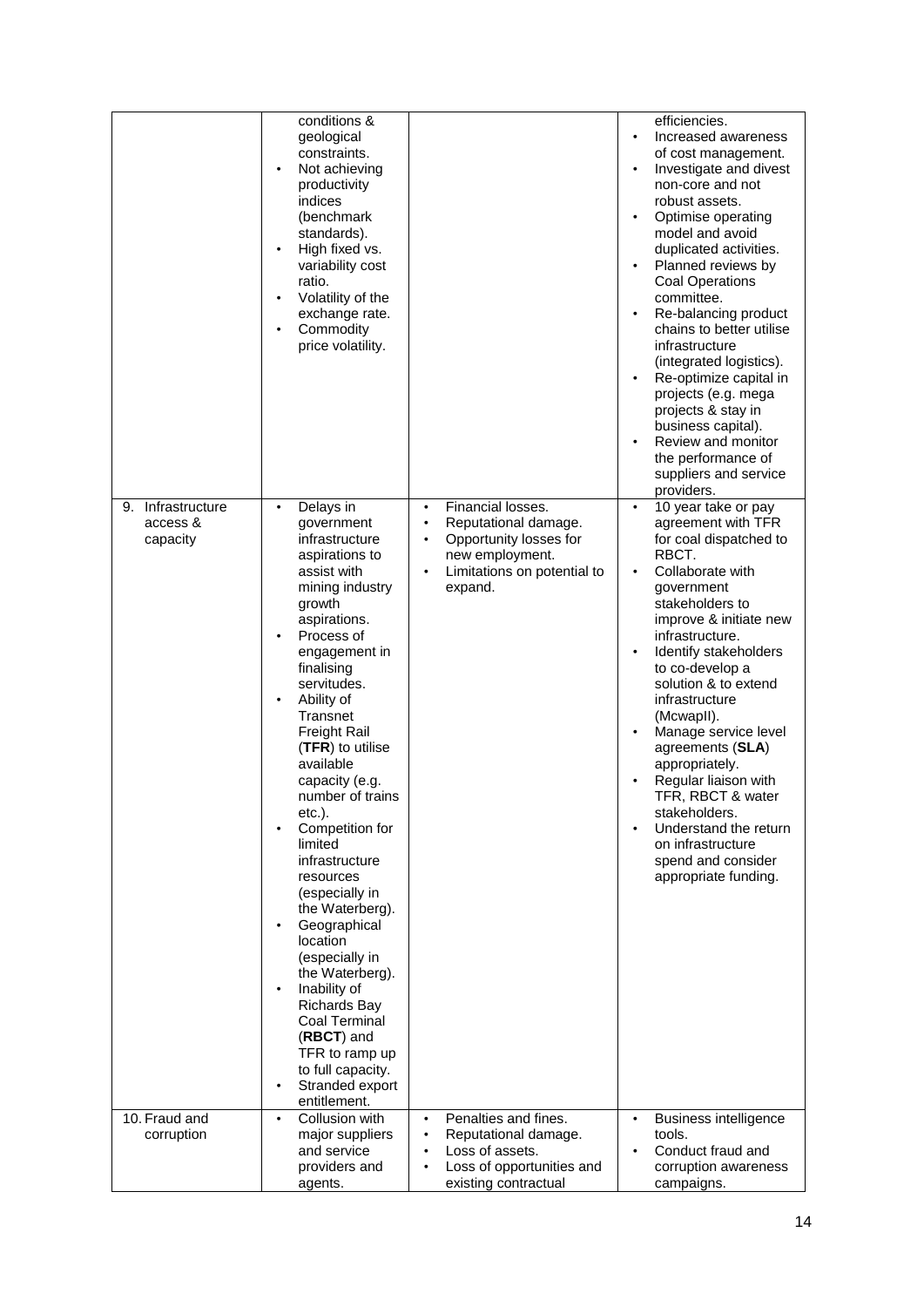| | | | |
|---|---|---|---|
| | conditions & geological constraints.<br>• Not achieving productivity indices (benchmark standards).<br>• High fixed vs. variability cost ratio.<br>• Volatility of the exchange rate.<br>• Commodity price volatility. | | efficiencies.<br>• Increased awareness of cost management.<br>• Investigate and divest non-core and not robust assets.<br>• Optimise operating model and avoid duplicated activities.<br>• Planned reviews by Coal Operations committee.<br>• Re-balancing product chains to better utilise infrastructure (integrated logistics).<br>• Re-optimize capital in projects (e.g. mega projects & stay in business capital).<br>• Review and monitor the performance of suppliers and service providers. |
| 9. Infrastructure access & capacity | • Delays in government infrastructure aspirations to assist with mining industry growth aspirations.<br>• Process of engagement in finalising servitudes.<br>• Ability of Transnet Freight Rail (**TFR**) to utilise available capacity (e.g. number of trains etc.).<br>• Competition for limited infrastructure resources (especially in the Waterberg).<br>• Geographical location (especially in the Waterberg).<br>• Inability of Richards Bay Coal Terminal (**RBCT**) and TFR to ramp up to full capacity.<br>• Stranded export entitlement. | • Financial losses.<br>• Reputational damage.<br>• Opportunity losses for new employment.<br>• Limitations on potential to expand. | • 10 year take or pay agreement with TFR for coal dispatched to RBCT.<br>• Collaborate with government stakeholders to improve & initiate new infrastructure.<br>• Identify stakeholders to co-develop a solution & to extend infrastructure (McwapII).<br>• Manage service level agreements (**SLA**) appropriately.<br>• Regular liaison with TFR, RBCT & water stakeholders.<br>• Understand the return on infrastructure spend and consider appropriate funding. |
| 10. Fraud and corruption | • Collusion with major suppliers and service providers and agents. | • Penalties and fines.<br>• Reputational damage.<br>• Loss of assets.<br>• Loss of opportunities and existing contractual | • Business intelligence tools.<br>• Conduct fraud and corruption awareness campaigns. |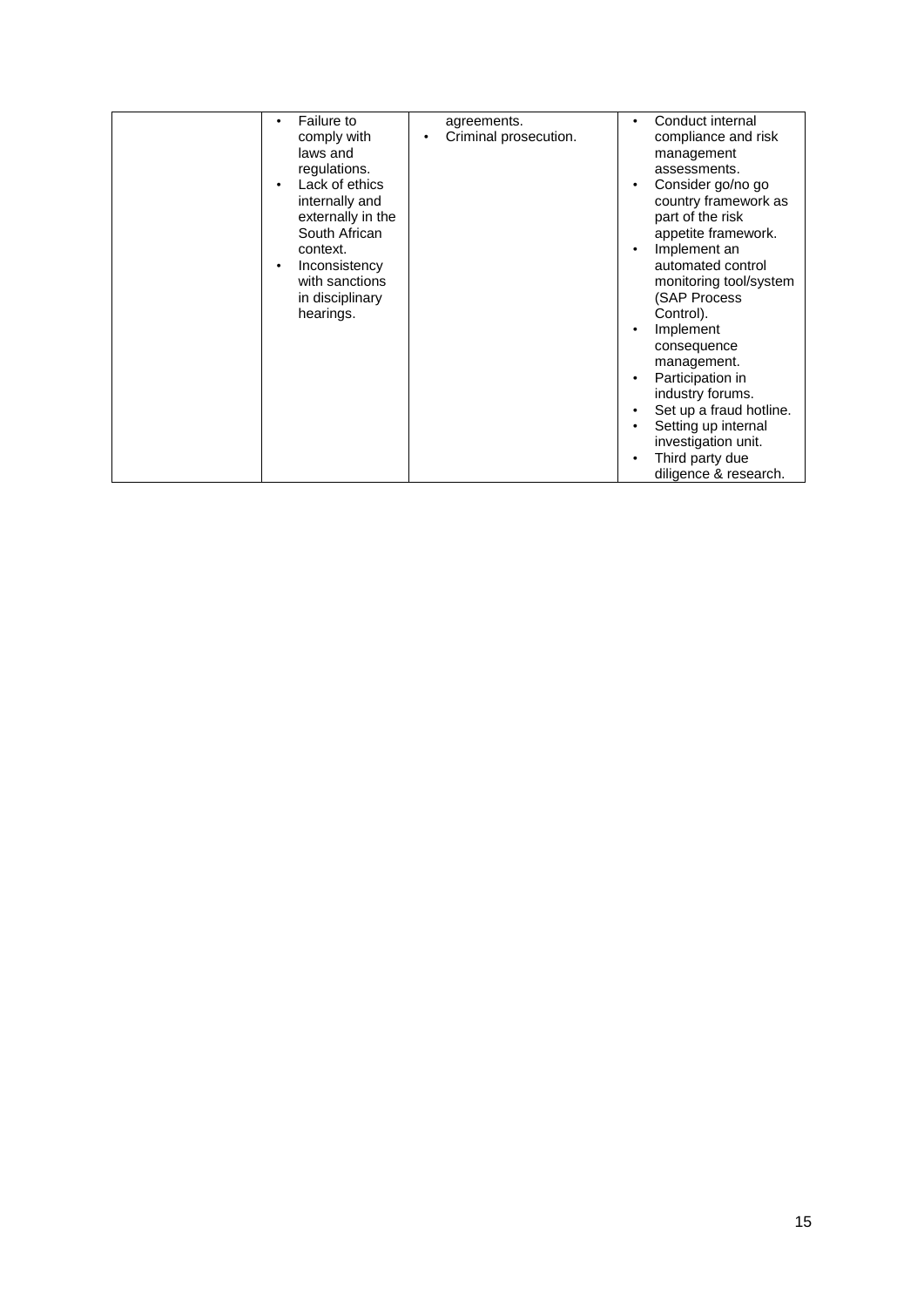| | | | |
|---|---|---|---|
| | • Failure to comply with laws and regulations.<br>• Lack of ethics internally and externally in the South African context.<br>• Inconsistency with sanctions in disciplinary hearings. | agreements.<br>• Criminal prosecution. | • Conduct internal compliance and risk management assessments.<br>• Consider go/no go country framework as part of the risk appetite framework.<br>• Implement an automated control monitoring tool/system (SAP Process Control).<br>• Implement consequence management.<br>• Participation in industry forums.<br>• Set up a fraud hotline.<br>• Setting up internal investigation unit.<br>• Third party due diligence & research. |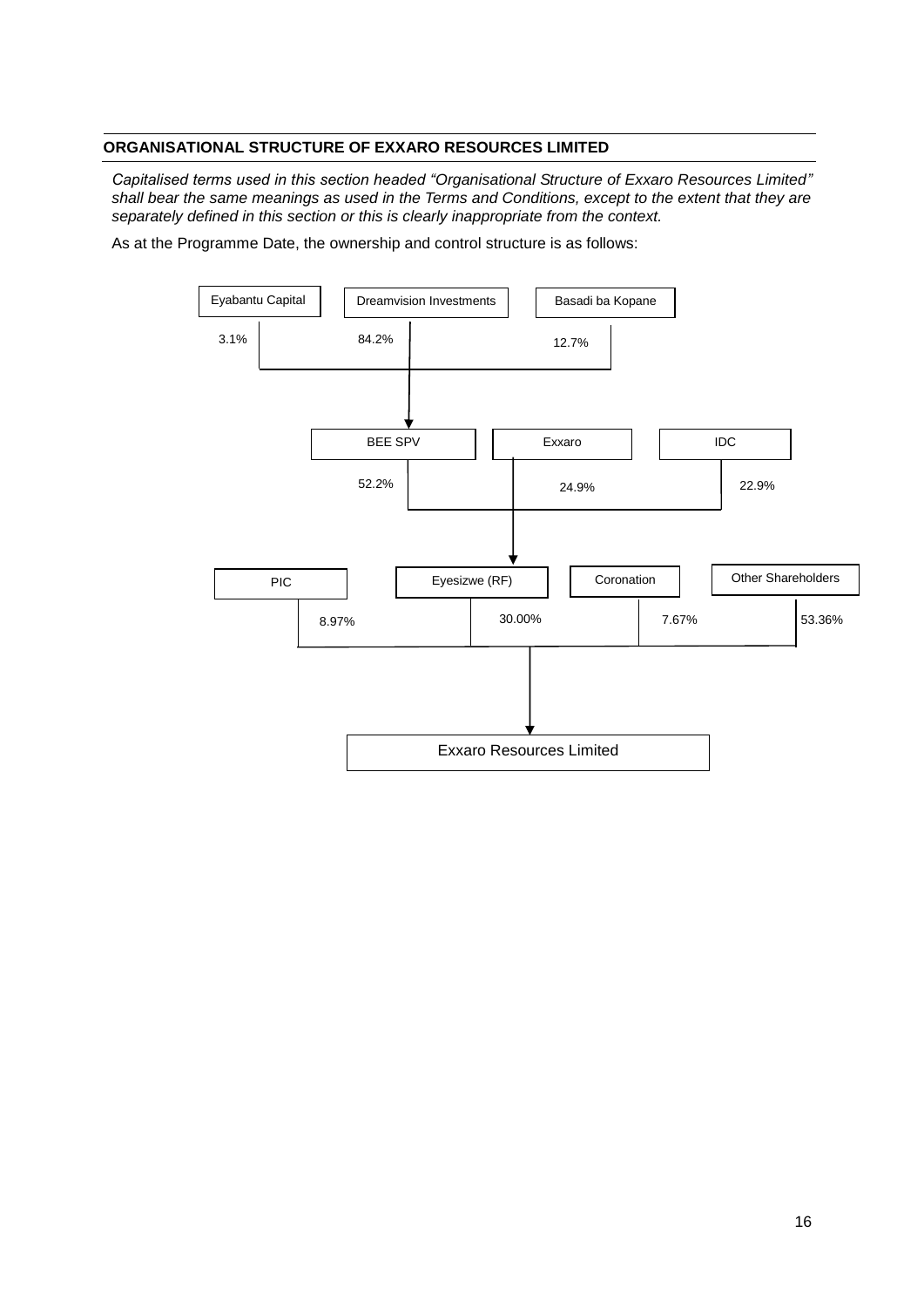## ORGANISATIONAL STRUCTURE OF EXXARO RESOURCES LIMITED

*Capitalised terms used in this section headed "Organisational Structure of Exxaro Resources Limited" shall bear the same meanings as used in the Terms and Conditions, except to the extent that they are separately defined in this section or this is clearly inappropriate from the context.*

As at the Programme Date, the ownership and control structure is as follows:

Eyabantu Capital — 3.1%
Dreamvision Investments — 84.2%
Basadi ba Kopane — 12.7%

→ BEE SPV

BEE SPV — 52.2%
Exxaro — 24.9%
IDC — 22.9%

→ Eyesizwe (RF)

PIC — 8.97%
Eyesizwe (RF) — 30.00%
Coronation — 7.67%
Other Shareholders — 53.36%

→ Exxaro Resources Limited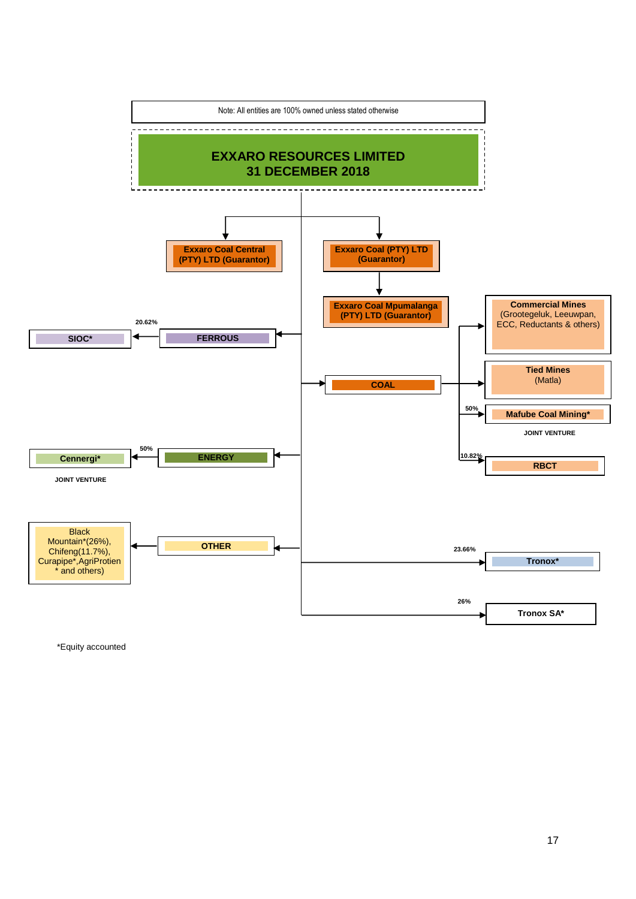Note: All entities are 100% owned unless stated otherwise

# EXXARO RESOURCES LIMITED
## 31 DECEMBER 2018

- **Exxaro Coal Central (PTY) LTD (Guarantor)**
- **Exxaro Coal (PTY) LTD (Guarantor)**
  - **Exxaro Coal Mpumalanga (PTY) LTD (Guarantor)**
- **FERROUS**
  - 20.62% **SIOC***
- **COAL**
  - **Commercial Mines** (Grootegeluk, Leeuwpan, ECC, Reductants & others)
  - **Tied Mines** (Matla)
  - 50% **Mafube Coal Mining*** — JOINT VENTURE
  - 10.82% **RBCT**
- **ENERGY**
  - 50% **Cennergi*** — JOINT VENTURE
- **OTHER**
  - Black Mountain*(26%), Chifeng(11.7%), Curapipe*, AgriProtien * and others)
- 23.66% **Tronox***
- 26% **Tronox SA***

*Equity accounted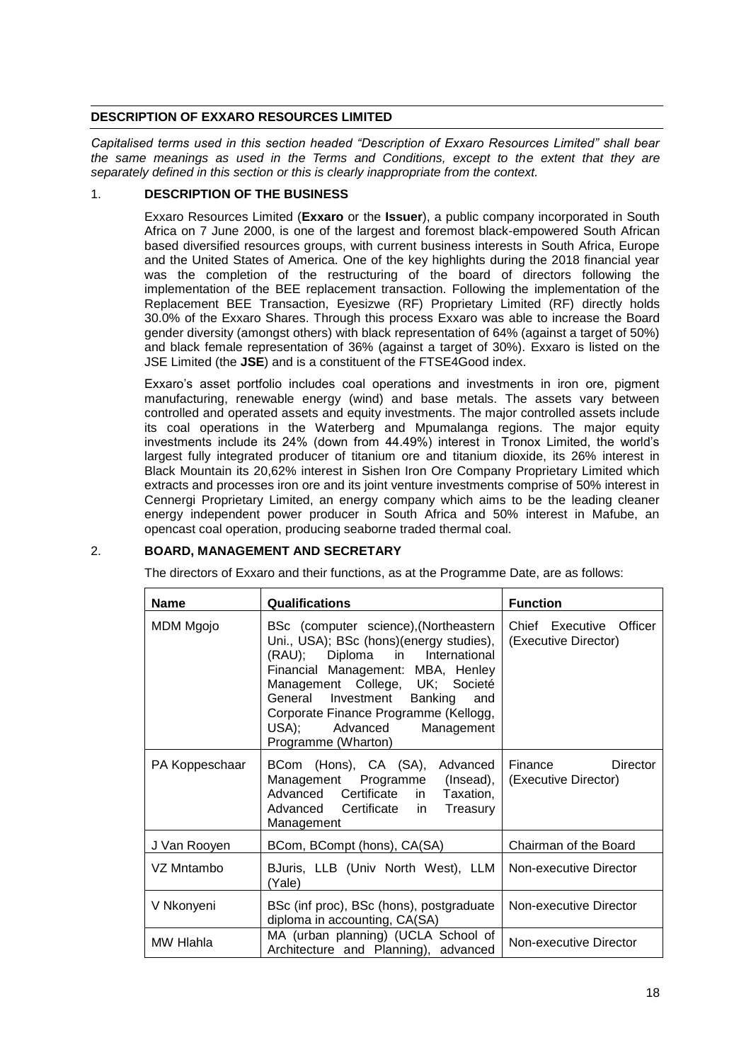## DESCRIPTION OF EXXARO RESOURCES LIMITED

*Capitalised terms used in this section headed "Description of Exxaro Resources Limited" shall bear the same meanings as used in the Terms and Conditions, except to the extent that they are separately defined in this section or this is clearly inappropriate from the context.*

### 1. DESCRIPTION OF THE BUSINESS

Exxaro Resources Limited (**Exxaro** or the **Issuer**), a public company incorporated in South Africa on 7 June 2000, is one of the largest and foremost black-empowered South African based diversified resources groups, with current business interests in South Africa, Europe and the United States of America. One of the key highlights during the 2018 financial year was the completion of the restructuring of the board of directors following the implementation of the BEE replacement transaction. Following the implementation of the Replacement BEE Transaction, Eyesizwe (RF) Proprietary Limited (RF) directly holds 30.0% of the Exxaro Shares. Through this process Exxaro was able to increase the Board gender diversity (amongst others) with black representation of 64% (against a target of 50%) and black female representation of 36% (against a target of 30%). Exxaro is listed on the JSE Limited (the **JSE**) and is a constituent of the FTSE4Good index.

Exxaro's asset portfolio includes coal operations and investments in iron ore, pigment manufacturing, renewable energy (wind) and base metals. The assets vary between controlled and operated assets and equity investments. The major controlled assets include its coal operations in the Waterberg and Mpumalanga regions. The major equity investments include its 24% (down from 44.49%) interest in Tronox Limited, the world's largest fully integrated producer of titanium ore and titanium dioxide, its 26% interest in Black Mountain its 20,62% interest in Sishen Iron Ore Company Proprietary Limited which extracts and processes iron ore and its joint venture investments comprise of 50% interest in Cennergi Proprietary Limited, an energy company which aims to be the leading cleaner energy independent power producer in South Africa and 50% interest in Mafube, an opencast coal operation, producing seaborne traded thermal coal.

### 2. BOARD, MANAGEMENT AND SECRETARY

The directors of Exxaro and their functions, as at the Programme Date, are as follows:

| Name | Qualifications | Function |
|---|---|---|
| MDM Mgojo | BSc (computer science),(Northeastern Uni., USA); BSc (hons)(energy studies), (RAU); Diploma in International Financial Management: MBA, Henley Management College, UK; Societé General Investment Banking and Corporate Finance Programme (Kellogg, USA); Advanced Management Programme (Wharton) | Chief Executive Officer (Executive Director) |
| PA Koppeschaar | BCom (Hons), CA (SA), Advanced Management Programme (Insead), Advanced Certificate in Taxation, Advanced Certificate in Treasury Management | Finance Director (Executive Director) |
| J Van Rooyen | BCom, BCompt (hons), CA(SA) | Chairman of the Board |
| VZ Mntambo | BJuris, LLB (Univ North West), LLM (Yale) | Non-executive Director |
| V Nkonyeni | BSc (inf proc), BSc (hons), postgraduate diploma in accounting, CA(SA) | Non-executive Director |
| MW Hlahla | MA (urban planning) (UCLA School of Architecture and Planning), advanced | Non-executive Director |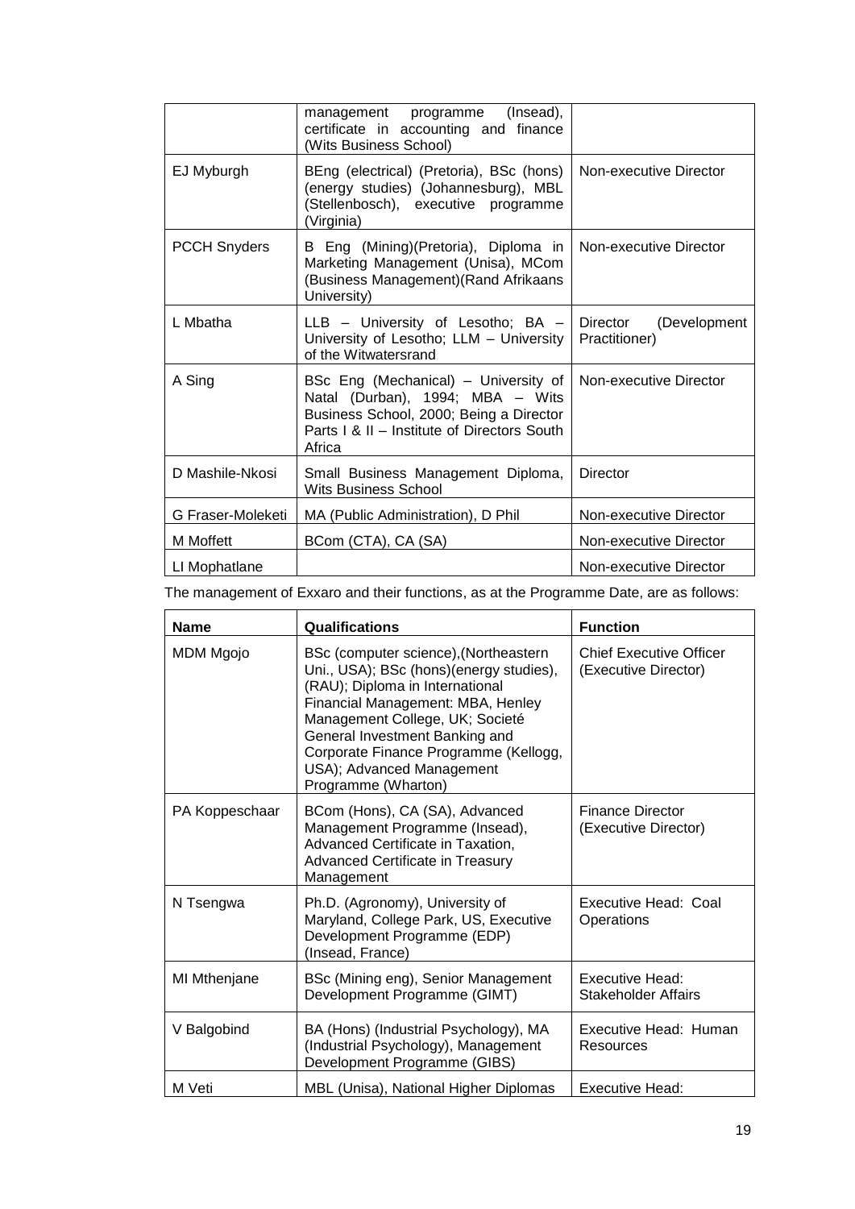| | | |
|---|---|---|
| | management programme (Insead), certificate in accounting and finance (Wits Business School) | |
| EJ Myburgh | BEng (electrical) (Pretoria), BSc (hons) (energy studies) (Johannesburg), MBL (Stellenbosch), executive programme (Virginia) | Non-executive Director |
| PCCH Snyders | B Eng (Mining)(Pretoria), Diploma in Marketing Management (Unisa), MCom (Business Management)(Rand Afrikaans University) | Non-executive Director |
| L Mbatha | LLB – University of Lesotho; BA – University of Lesotho; LLM – University of the Witwatersrand | Director (Development Practitioner) |
| A Sing | BSc Eng (Mechanical) – University of Natal (Durban), 1994; MBA – Wits Business School, 2000; Being a Director Parts I & II – Institute of Directors South Africa | Non-executive Director |
| D Mashile-Nkosi | Small Business Management Diploma, Wits Business School | Director |
| G Fraser-Moleketi | MA (Public Administration), D Phil | Non-executive Director |
| M Moffett | BCom (CTA), CA (SA) | Non-executive Director |
| LI Mophatlane | | Non-executive Director |

The management of Exxaro and their functions, as at the Programme Date, are as follows:

| Name | Qualifications | Function |
|---|---|---|
| MDM Mgojo | BSc (computer science),(Northeastern Uni., USA); BSc (hons)(energy studies), (RAU); Diploma in International Financial Management: MBA, Henley Management College, UK; Societé General Investment Banking and Corporate Finance Programme (Kellogg, USA); Advanced Management Programme (Wharton) | Chief Executive Officer (Executive Director) |
| PA Koppeschaar | BCom (Hons), CA (SA), Advanced Management Programme (Insead), Advanced Certificate in Taxation, Advanced Certificate in Treasury Management | Finance Director (Executive Director) |
| N Tsengwa | Ph.D. (Agronomy), University of Maryland, College Park, US, Executive Development Programme (EDP) (Insead, France) | Executive Head: Coal Operations |
| MI Mthenjane | BSc (Mining eng), Senior Management Development Programme (GIMT) | Executive Head: Stakeholder Affairs |
| V Balgobind | BA (Hons) (Industrial Psychology), MA (Industrial Psychology), Management Development Programme (GIBS) | Executive Head: Human Resources |
| M Veti | MBL (Unisa), National Higher Diplomas | Executive Head: |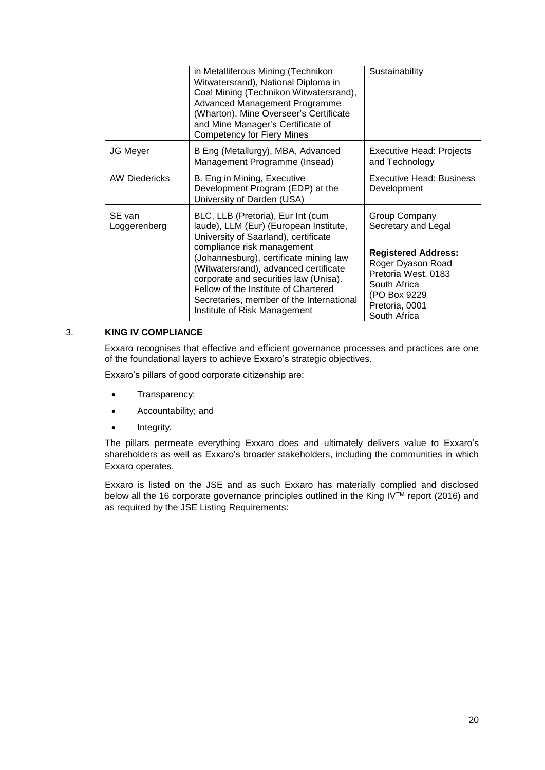|  |  |  |
|---|---|---|
|  | in Metalliferous Mining (Technikon Witwatersrand), National Diploma in Coal Mining (Technikon Witwatersrand), Advanced Management Programme (Wharton), Mine Overseer's Certificate and Mine Manager's Certificate of Competency for Fiery Mines | Sustainability |
| JG Meyer | B Eng (Metallurgy), MBA, Advanced Management Programme (Insead) | Executive Head: Projects and Technology |
| AW Diedericks | B. Eng in Mining, Executive Development Program (EDP) at the University of Darden (USA) | Executive Head: Business Development |
| SE van Loggerenberg | BLC, LLB (Pretoria), Eur Int (cum laude), LLM (Eur) (European Institute, University of Saarland), certificate compliance risk management (Johannesburg), certificate mining law (Witwatersrand), advanced certificate corporate and securities law (Unisa). Fellow of the Institute of Chartered Secretaries, member of the International Institute of Risk Management | Group Company Secretary and Legal<br><br>**Registered Address:**<br>Roger Dyason Road<br>Pretoria West, 0183<br>South Africa<br>(PO Box 9229<br>Pretoria, 0001<br>South Africa |

3. **KING IV COMPLIANCE**

Exxaro recognises that effective and efficient governance processes and practices are one of the foundational layers to achieve Exxaro's strategic objectives.

Exxaro's pillars of good corporate citizenship are:

- Transparency;
- Accountability; and
- Integrity.

The pillars permeate everything Exxaro does and ultimately delivers value to Exxaro's shareholders as well as Exxaro's broader stakeholders, including the communities in which Exxaro operates.

Exxaro is listed on the JSE and as such Exxaro has materially complied and disclosed below all the 16 corporate governance principles outlined in the King IV™ report (2016) and as required by the JSE Listing Requirements: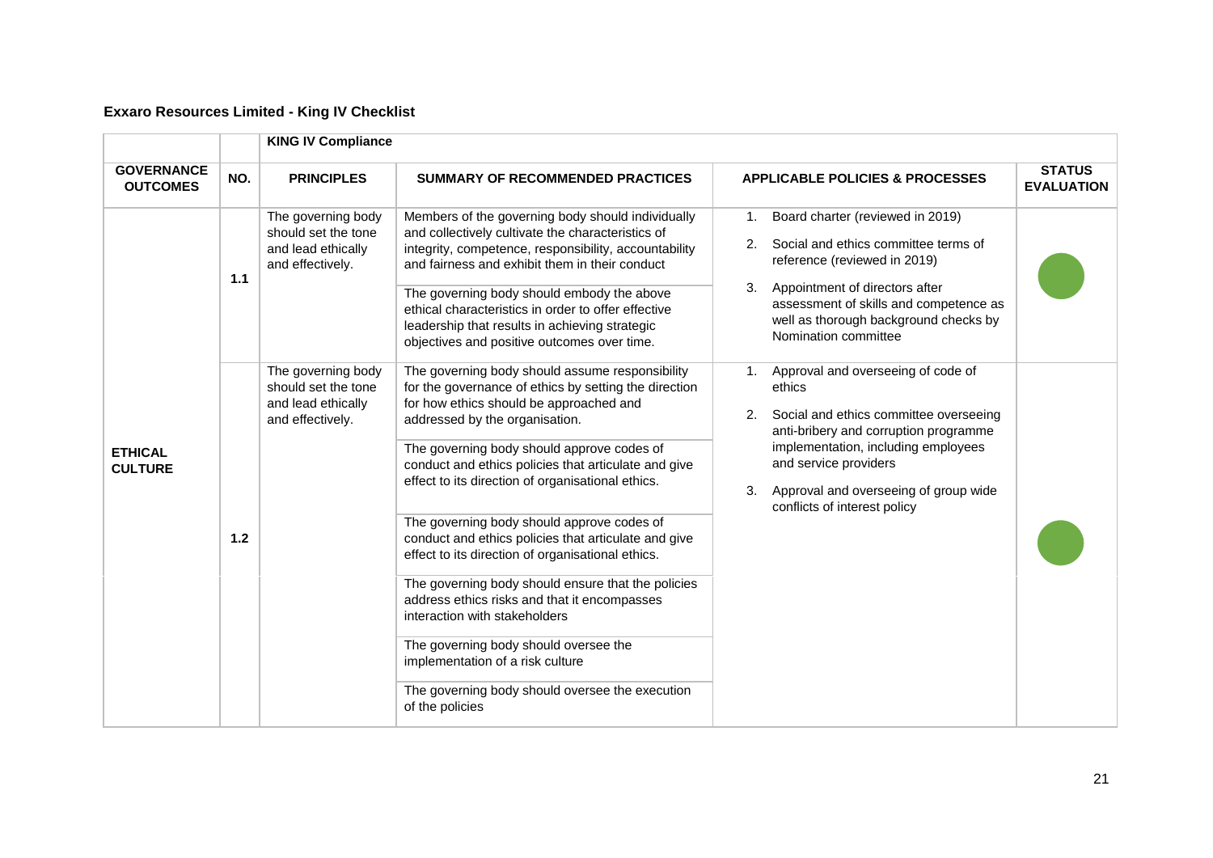**Exxaro Resources Limited - King IV Checklist**

| | | **KING IV Compliance** | | | |
|---|---|---|---|---|---|
| **GOVERNANCE OUTCOMES** | **NO.** | **PRINCIPLES** | **SUMMARY OF RECOMMENDED PRACTICES** | **APPLICABLE POLICIES & PROCESSES** | **STATUS EVALUATION** |
| **ETHICAL CULTURE** | 1.1 | The governing body should set the tone and lead ethically and effectively. | Members of the governing body should individually and collectively cultivate the characteristics of integrity, competence, responsibility, accountability and fairness and exhibit them in their conduct<br><br>The governing body should embody the above ethical characteristics in order to offer effective leadership that results in achieving strategic objectives and positive outcomes over time. | 1. Board charter (reviewed in 2019)<br>2. Social and ethics committee terms of reference (reviewed in 2019)<br>3. Appointment of directors after assessment of skills and competence as well as thorough background checks by Nomination committee | ● |
| | 1.2 | The governing body should set the tone and lead ethically and effectively. | The governing body should assume responsibility for the governance of ethics by setting the direction for how ethics should be approached and addressed by the organisation.<br><br>The governing body should approve codes of conduct and ethics policies that articulate and give effect to its direction of organisational ethics.<br><br>The governing body should approve codes of conduct and ethics policies that articulate and give effect to its direction of organisational ethics.<br><br>The governing body should ensure that the policies address ethics risks and that it encompasses interaction with stakeholders<br><br>The governing body should oversee the implementation of a risk culture<br><br>The governing body should oversee the execution of the policies | 1. Approval and overseeing of code of ethics<br>2. Social and ethics committee overseeing anti-bribery and corruption programme implementation, including employees and service providers<br>3. Approval and overseeing of group wide conflicts of interest policy | ● |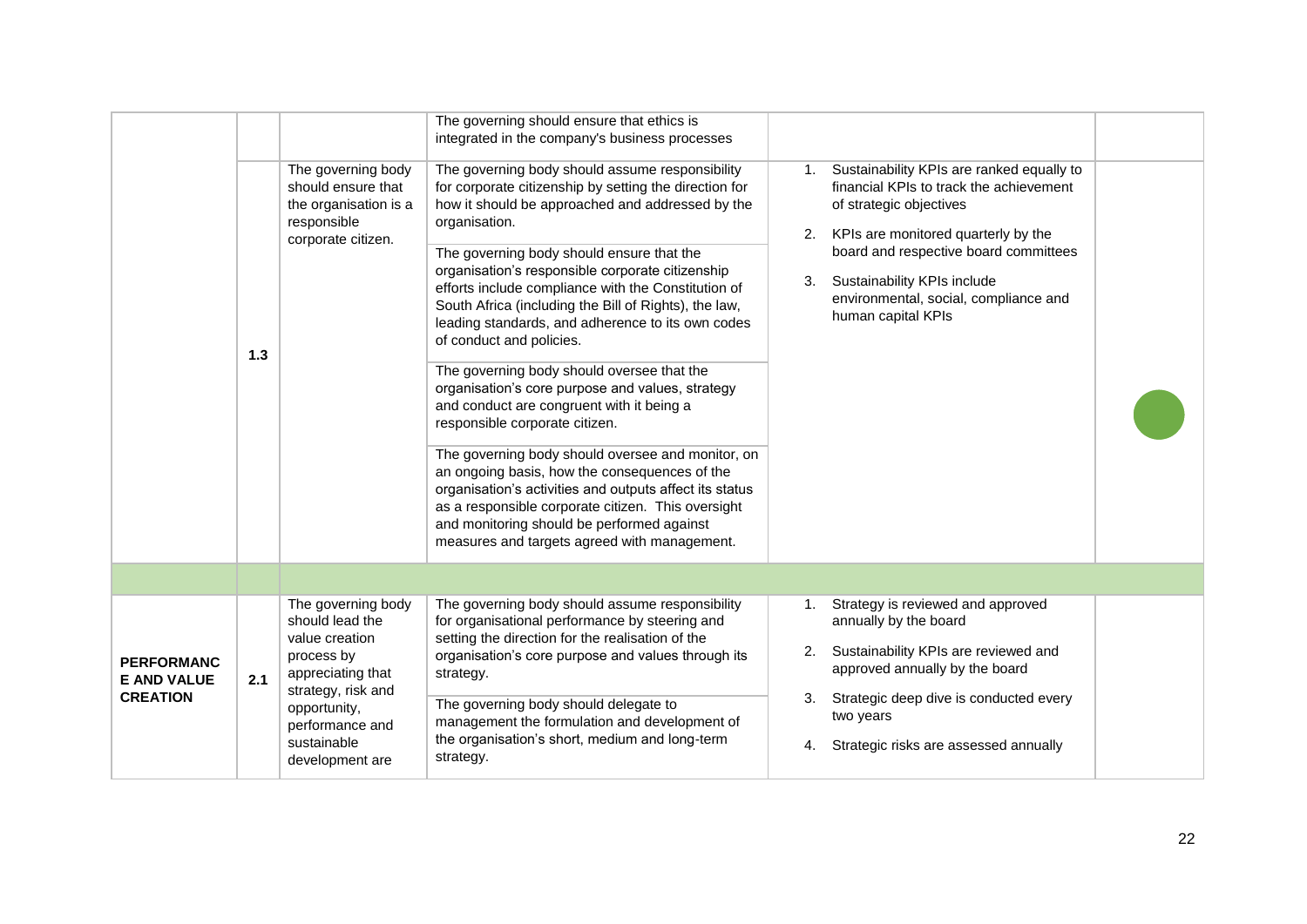|  |  |  |  |  |  |
|---|---|---|---|---|---|
|  |  |  | The governing should ensure that ethics is integrated in the company's business processes |  |  |
|  | 1.3 | The governing body should ensure that the organisation is a responsible corporate citizen. | The governing body should assume responsibility for corporate citizenship by setting the direction for how it should be approached and addressed by the organisation. | 1. Sustainability KPIs are ranked equally to financial KPIs to track the achievement of strategic objectives<br>2. KPIs are monitored quarterly by the board and respective board committees<br>3. Sustainability KPIs include environmental, social, compliance and human capital KPIs |  |
|  |  |  | The governing body should ensure that the organisation's responsible corporate citizenship efforts include compliance with the Constitution of South Africa (including the Bill of Rights), the law, leading standards, and adherence to its own codes of conduct and policies. |  |  |
|  |  |  | The governing body should oversee that the organisation's core purpose and values, strategy and conduct are congruent with it being a responsible corporate citizen. |  |  |
|  |  |  | The governing body should oversee and monitor, on an ongoing basis, how the consequences of the organisation's activities and outputs affect its status as a responsible corporate citizen. This oversight and monitoring should be performed against measures and targets agreed with management. |  |  |
|  |  |  |  |  |  |
| **PERFORMANCE AND VALUE CREATION** | 2.1 | The governing body should lead the value creation process by appreciating that strategy, risk and opportunity, performance and sustainable development are | The governing body should assume responsibility for organisational performance by steering and setting the direction for the realisation of the organisation's core purpose and values through its strategy. | 1. Strategy is reviewed and approved annually by the board<br>2. Sustainability KPIs are reviewed and approved annually by the board<br>3. Strategic deep dive is conducted every two years<br>4. Strategic risks are assessed annually |  |
|  |  |  | The governing body should delegate to management the formulation and development of the organisation's short, medium and long-term strategy. |  |  |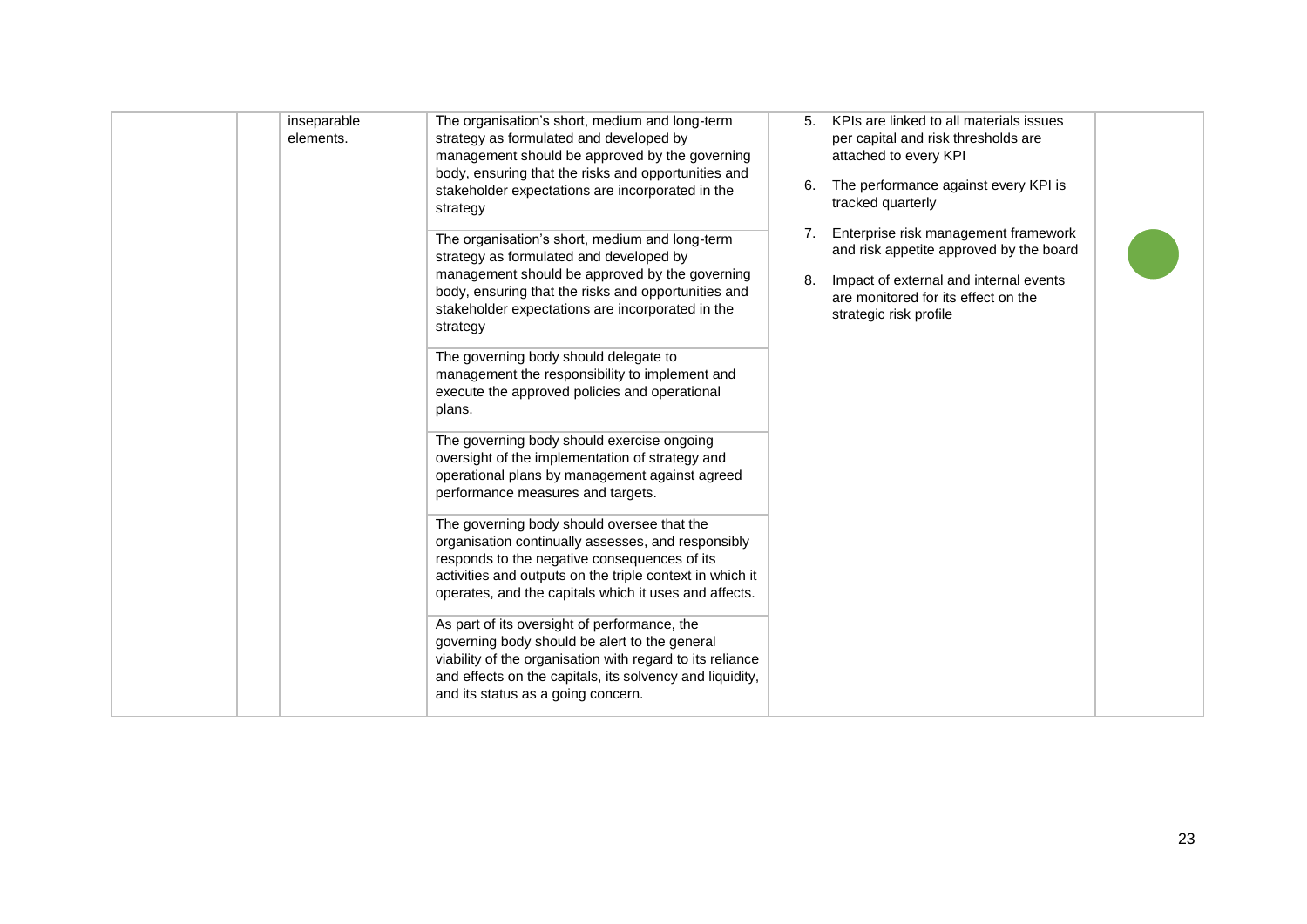| | | | | | |
|---|---|---|---|---|---|
| | | inseparable elements. | The organisation's short, medium and long-term strategy as formulated and developed by management should be approved by the governing body, ensuring that the risks and opportunities and stakeholder expectations are incorporated in the strategy | 5. KPIs are linked to all materials issues per capital and risk thresholds are attached to every KPI<br><br>6. The performance against every KPI is tracked quarterly<br><br>7. Enterprise risk management framework and risk appetite approved by the board<br><br>8. Impact of external and internal events are monitored for its effect on the strategic risk profile | |
| | | | The organisation's short, medium and long-term strategy as formulated and developed by management should be approved by the governing body, ensuring that the risks and opportunities and stakeholder expectations are incorporated in the strategy | | |
| | | | The governing body should delegate to management the responsibility to implement and execute the approved policies and operational plans. | | |
| | | | The governing body should exercise ongoing oversight of the implementation of strategy and operational plans by management against agreed performance measures and targets. | | |
| | | | The governing body should oversee that the organisation continually assesses, and responsibly responds to the negative consequences of its activities and outputs on the triple context in which it operates, and the capitals which it uses and affects. | | |
| | | | As part of its oversight of performance, the governing body should be alert to the general viability of the organisation with regard to its reliance and effects on the capitals, its solvency and liquidity, and its status as a going concern. | | |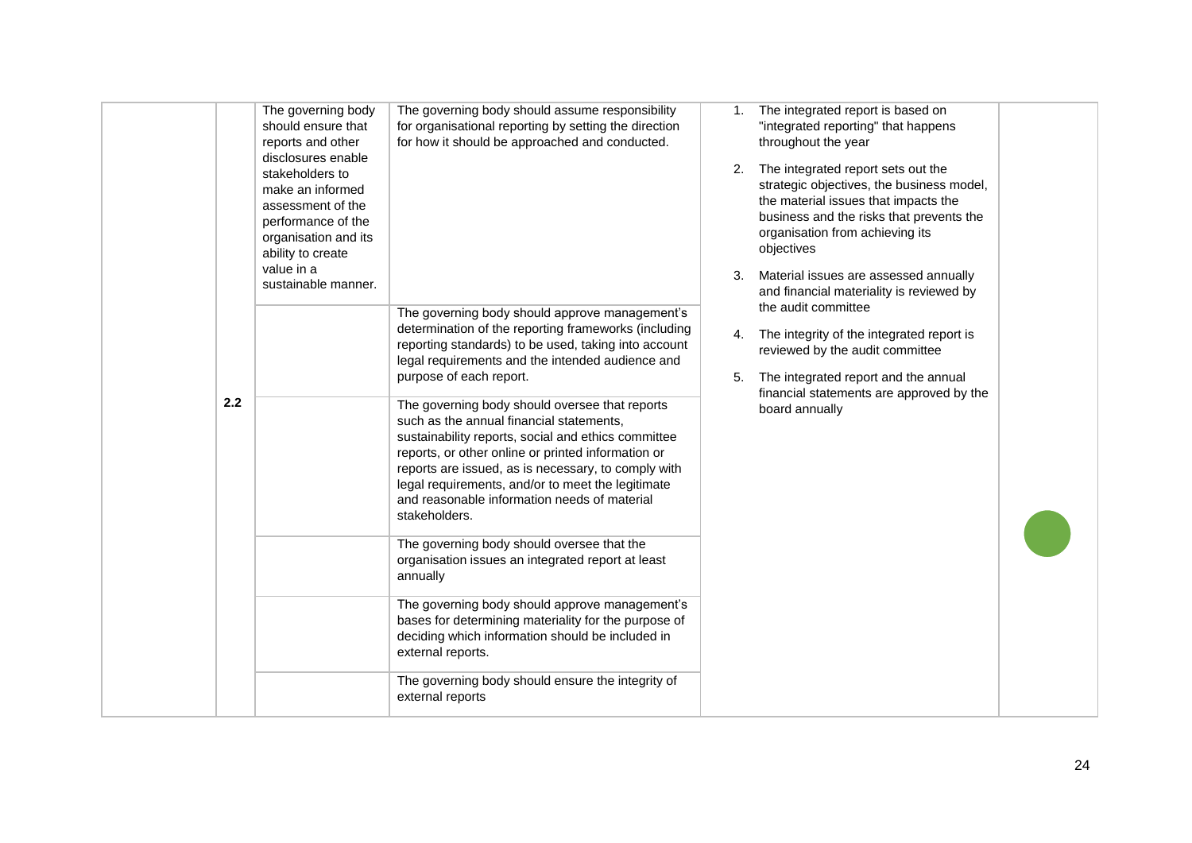| | | | | | |
|---|---|---|---|---|---|
| | 2.2 | The governing body should ensure that reports and other disclosures enable stakeholders to make an informed assessment of the performance of the organisation and its ability to create value in a sustainable manner. | The governing body should assume responsibility for organisational reporting by setting the direction for how it should be approached and conducted. | 1. The integrated report is based on "integrated reporting" that happens throughout the year<br>2. The integrated report sets out the strategic objectives, the business model, the material issues that impacts the business and the risks that prevents the organisation from achieving its objectives<br>3. Material issues are assessed annually and financial materiality is reviewed by the audit committee<br>4. The integrity of the integrated report is reviewed by the audit committee<br>5. The integrated report and the annual financial statements are approved by the board annually | |
| | | | The governing body should approve management's determination of the reporting frameworks (including reporting standards) to be used, taking into account legal requirements and the intended audience and purpose of each report. | | |
| | | | The governing body should oversee that reports such as the annual financial statements, sustainability reports, social and ethics committee reports, or other online or printed information or reports are issued, as is necessary, to comply with legal requirements, and/or to meet the legitimate and reasonable information needs of material stakeholders. | | |
| | | | The governing body should oversee that the organisation issues an integrated report at least annually | | |
| | | | The governing body should approve management's bases for determining materiality for the purpose of deciding which information should be included in external reports. | | |
| | | | The governing body should ensure the integrity of external reports | | |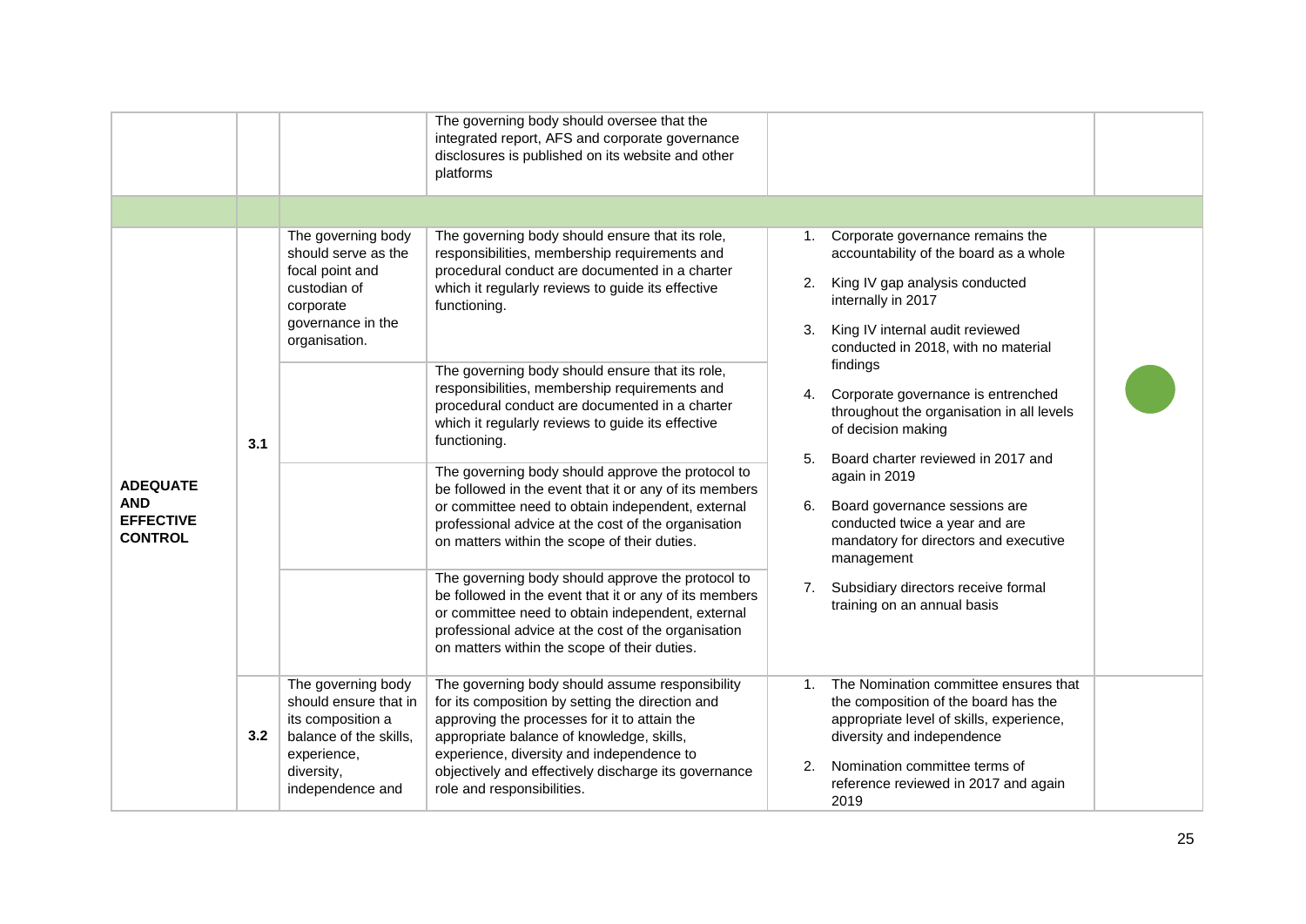| | | | | | |
|---|---|---|---|---|---|
| | | | The governing body should oversee that the integrated report, AFS and corporate governance disclosures is published on its website and other platforms | | |
| | | | | | |
| **ADEQUATE AND EFFECTIVE CONTROL** | 3.1 | The governing body should serve as the focal point and custodian of corporate governance in the organisation. | The governing body should ensure that its role, responsibilities, membership requirements and procedural conduct are documented in a charter which it regularly reviews to guide its effective functioning. | 1. Corporate governance remains the accountability of the board as a whole<br>2. King IV gap analysis conducted internally in 2017<br>3. King IV internal audit reviewed conducted in 2018, with no material findings<br>4. Corporate governance is entrenched throughout the organisation in all levels of decision making<br>5. Board charter reviewed in 2017 and again in 2019<br>6. Board governance sessions are conducted twice a year and are mandatory for directors and executive management<br>7. Subsidiary directors receive formal training on an annual basis | ● |
| | | | The governing body should ensure that its role, responsibilities, membership requirements and procedural conduct are documented in a charter which it regularly reviews to guide its effective functioning. | | |
| | | | The governing body should approve the protocol to be followed in the event that it or any of its members or committee need to obtain independent, external professional advice at the cost of the organisation on matters within the scope of their duties. | | |
| | | | The governing body should approve the protocol to be followed in the event that it or any of its members or committee need to obtain independent, external professional advice at the cost of the organisation on matters within the scope of their duties. | | |
| | 3.2 | The governing body should ensure that in its composition a balance of the skills, experience, diversity, independence and | The governing body should assume responsibility for its composition by setting the direction and approving the processes for it to attain the appropriate balance of knowledge, skills, experience, diversity and independence to objectively and effectively discharge its governance role and responsibilities. | 1. The Nomination committee ensures that the composition of the board has the appropriate level of skills, experience, diversity and independence<br>2. Nomination committee terms of reference reviewed in 2017 and again 2019 | |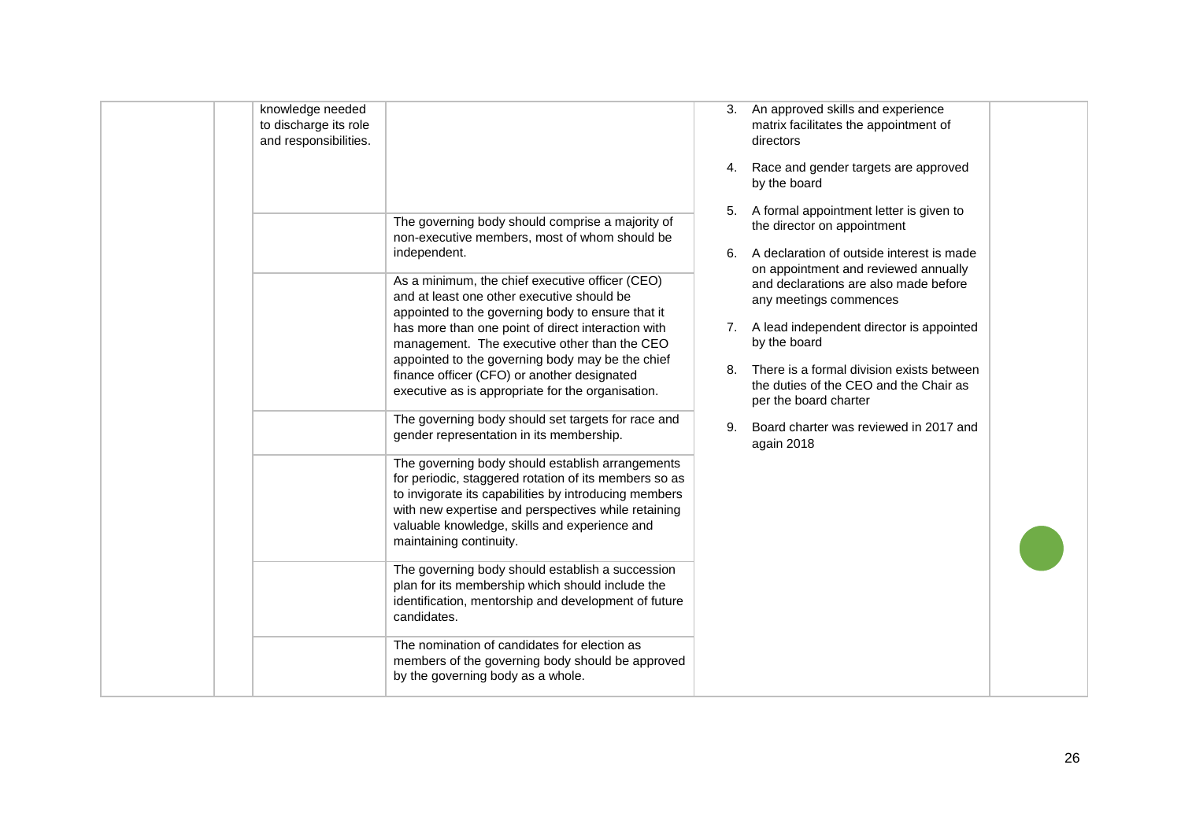| | | | | | |
|---|---|---|---|---|---|
| | | knowledge needed to discharge its role and responsibilities. | | 3. An approved skills and experience matrix facilitates the appointment of directors<br><br>4. Race and gender targets are approved by the board<br><br>5. A formal appointment letter is given to the director on appointment<br><br>6. A declaration of outside interest is made on appointment and reviewed annually and declarations are also made before any meetings commences<br><br>7. A lead independent director is appointed by the board<br><br>8. There is a formal division exists between the duties of the CEO and the Chair as per the board charter<br><br>9. Board charter was reviewed in 2017 and again 2018 | |
| | | | The governing body should comprise a majority of non-executive members, most of whom should be independent. | | |
| | | | As a minimum, the chief executive officer (CEO) and at least one other executive should be appointed to the governing body to ensure that it has more than one point of direct interaction with management. The executive other than the CEO appointed to the governing body may be the chief finance officer (CFO) or another designated executive as is appropriate for the organisation. | | |
| | | | The governing body should set targets for race and gender representation in its membership. | | |
| | | | The governing body should establish arrangements for periodic, staggered rotation of its members so as to invigorate its capabilities by introducing members with new expertise and perspectives while retaining valuable knowledge, skills and experience and maintaining continuity. | | |
| | | | The governing body should establish a succession plan for its membership which should include the identification, mentorship and development of future candidates. | | |
| | | | The nomination of candidates for election as members of the governing body should be approved by the governing body as a whole. | | |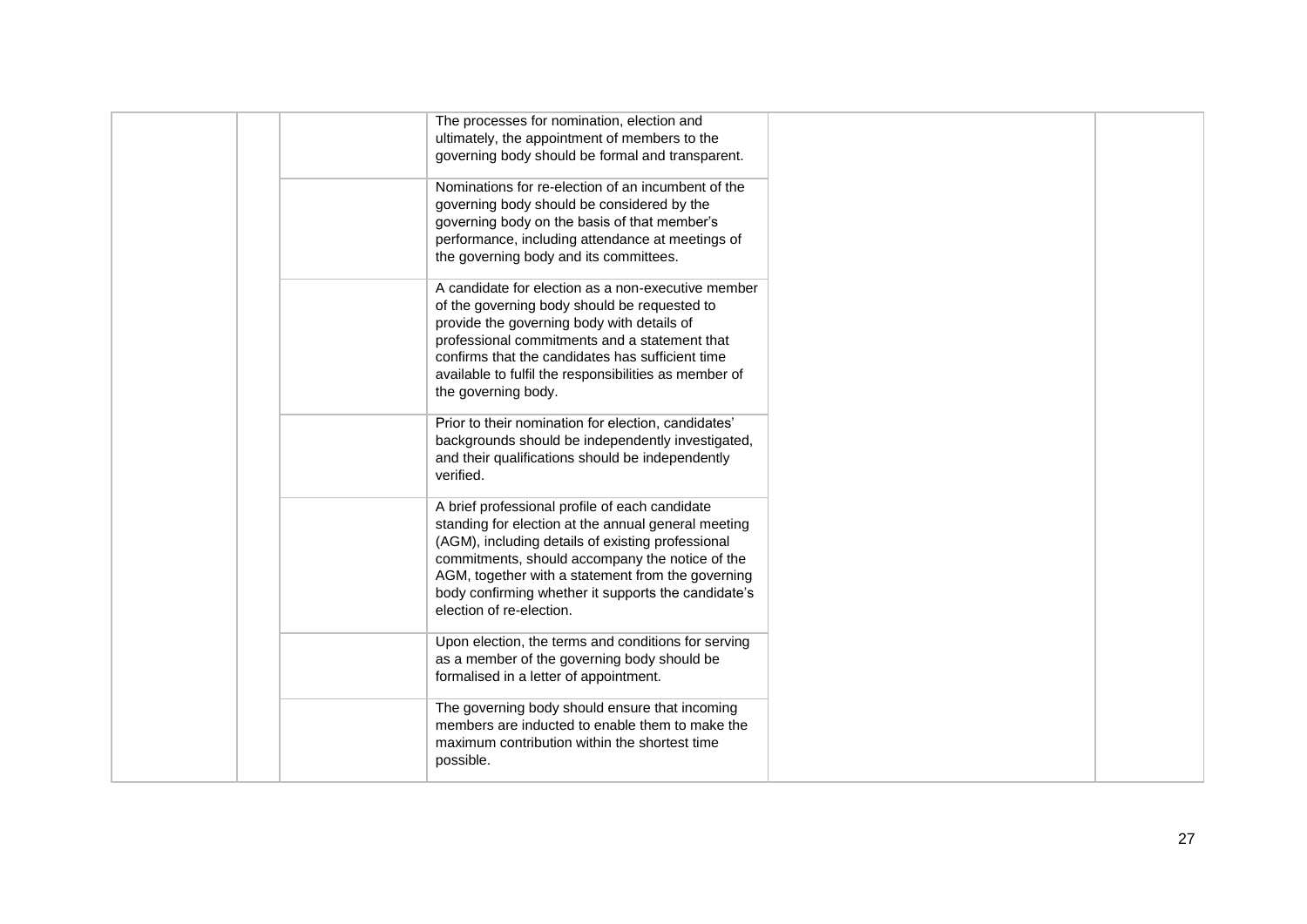| | | | | | |
|---|---|---|---|---|---|
| | | | The processes for nomination, election and ultimately, the appointment of members to the governing body should be formal and transparent. | | |
| | | | Nominations for re-election of an incumbent of the governing body should be considered by the governing body on the basis of that member's performance, including attendance at meetings of the governing body and its committees. | | |
| | | | A candidate for election as a non-executive member of the governing body should be requested to provide the governing body with details of professional commitments and a statement that confirms that the candidates has sufficient time available to fulfil the responsibilities as member of the governing body. | | |
| | | | Prior to their nomination for election, candidates' backgrounds should be independently investigated, and their qualifications should be independently verified. | | |
| | | | A brief professional profile of each candidate standing for election at the annual general meeting (AGM), including details of existing professional commitments, should accompany the notice of the AGM, together with a statement from the governing body confirming whether it supports the candidate's election of re-election. | | |
| | | | Upon election, the terms and conditions for serving as a member of the governing body should be formalised in a letter of appointment. | | |
| | | | The governing body should ensure that incoming members are inducted to enable them to make the maximum contribution within the shortest time possible. | | |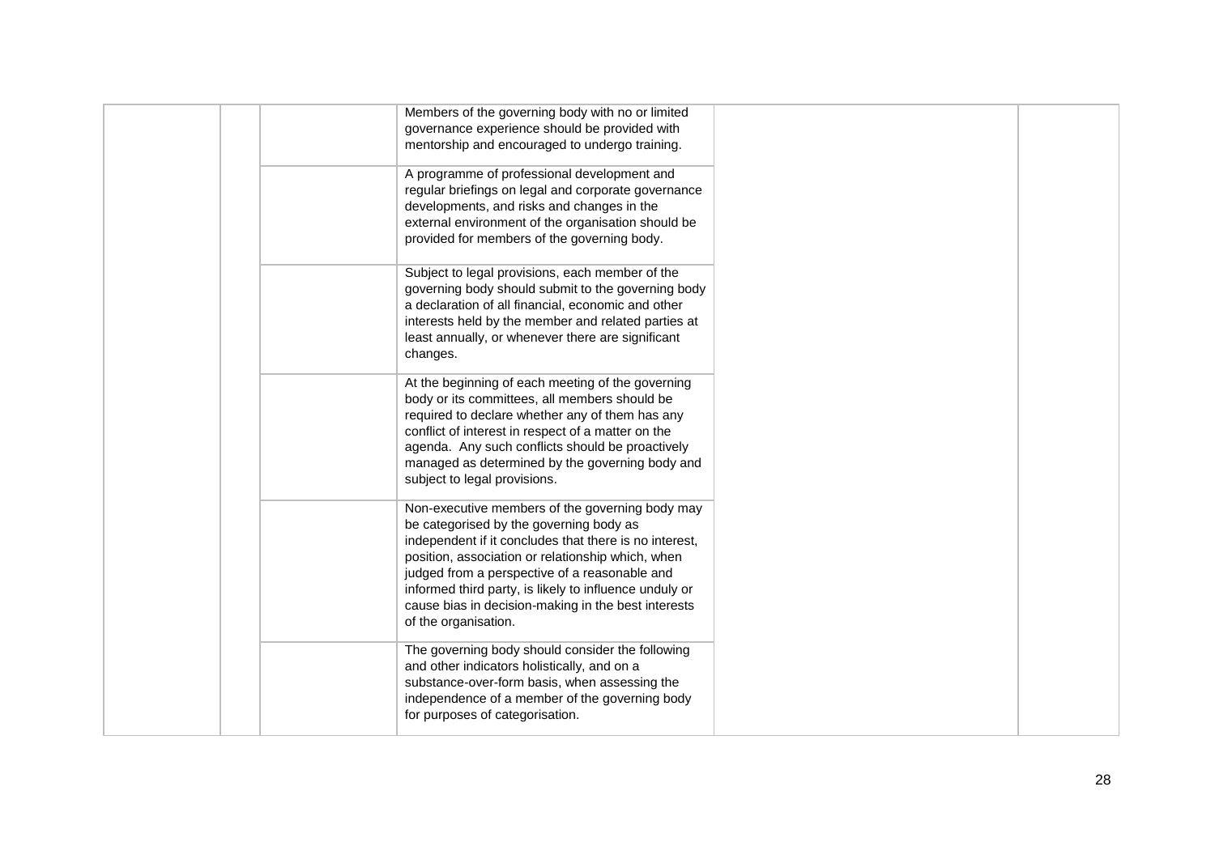| | | | | | |
|---|---|---|---|---|---|
| | | | Members of the governing body with no or limited governance experience should be provided with mentorship and encouraged to undergo training. | | |
| | | | A programme of professional development and regular briefings on legal and corporate governance developments, and risks and changes in the external environment of the organisation should be provided for members of the governing body. | | |
| | | | Subject to legal provisions, each member of the governing body should submit to the governing body a declaration of all financial, economic and other interests held by the member and related parties at least annually, or whenever there are significant changes. | | |
| | | | At the beginning of each meeting of the governing body or its committees, all members should be required to declare whether any of them has any conflict of interest in respect of a matter on the agenda. Any such conflicts should be proactively managed as determined by the governing body and subject to legal provisions. | | |
| | | | Non-executive members of the governing body may be categorised by the governing body as independent if it concludes that there is no interest, position, association or relationship which, when judged from a perspective of a reasonable and informed third party, is likely to influence unduly or cause bias in decision-making in the best interests of the organisation. | | |
| | | | The governing body should consider the following and other indicators holistically, and on a substance-over-form basis, when assessing the independence of a member of the governing body for purposes of categorisation. | | |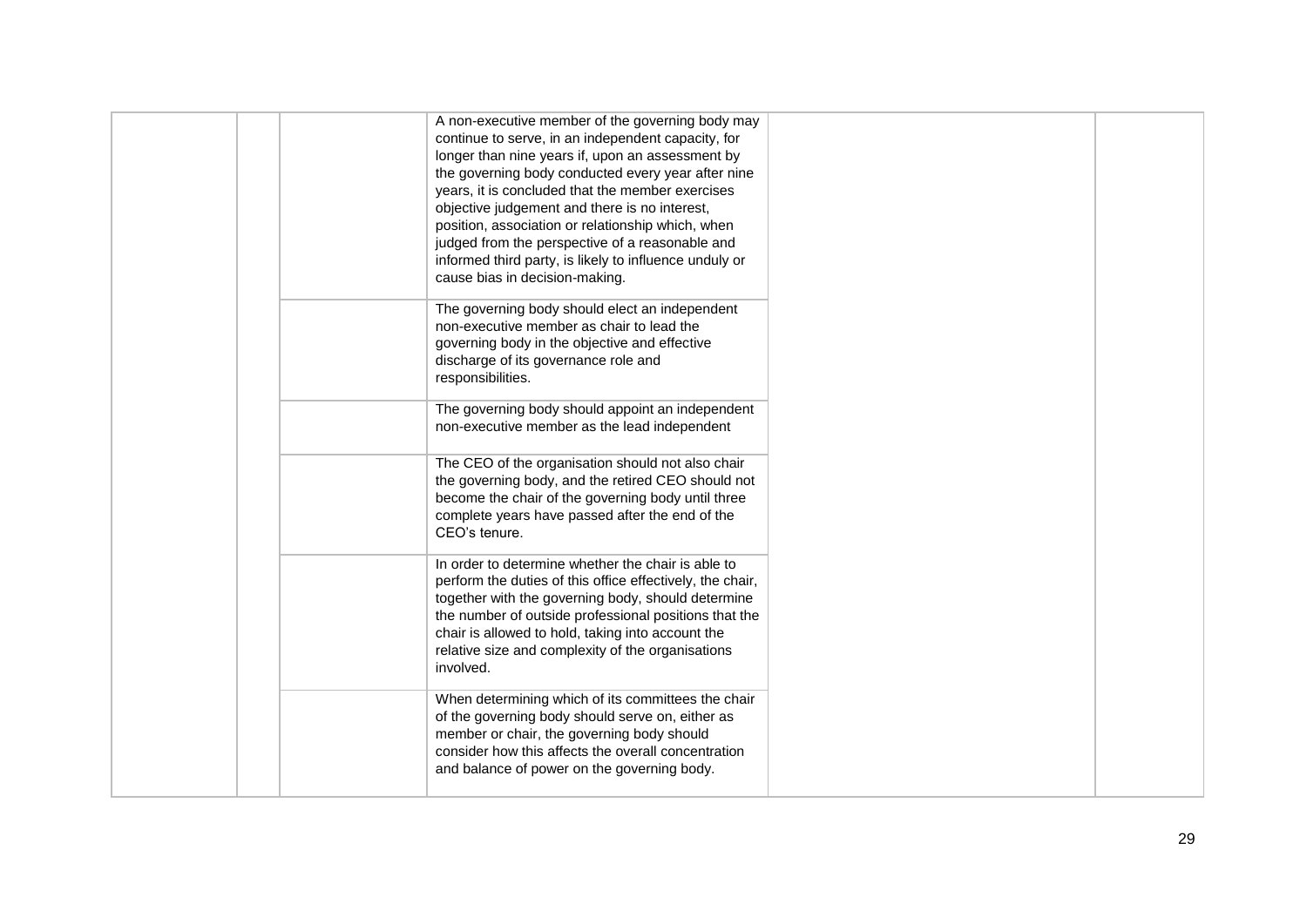| | | | | | |
|---|---|---|---|---|---|
| | | | A non-executive member of the governing body may continue to serve, in an independent capacity, for longer than nine years if, upon an assessment by the governing body conducted every year after nine years, it is concluded that the member exercises objective judgement and there is no interest, position, association or relationship which, when judged from the perspective of a reasonable and informed third party, is likely to influence unduly or cause bias in decision-making. | | |
| | | | The governing body should elect an independent non-executive member as chair to lead the governing body in the objective and effective discharge of its governance role and responsibilities. | | |
| | | | The governing body should appoint an independent non-executive member as the lead independent | | |
| | | | The CEO of the organisation should not also chair the governing body, and the retired CEO should not become the chair of the governing body until three complete years have passed after the end of the CEO's tenure. | | |
| | | | In order to determine whether the chair is able to perform the duties of this office effectively, the chair, together with the governing body, should determine the number of outside professional positions that the chair is allowed to hold, taking into account the relative size and complexity of the organisations involved. | | |
| | | | When determining which of its committees the chair of the governing body should serve on, either as member or chair, the governing body should consider how this affects the overall concentration and balance of power on the governing body. | | |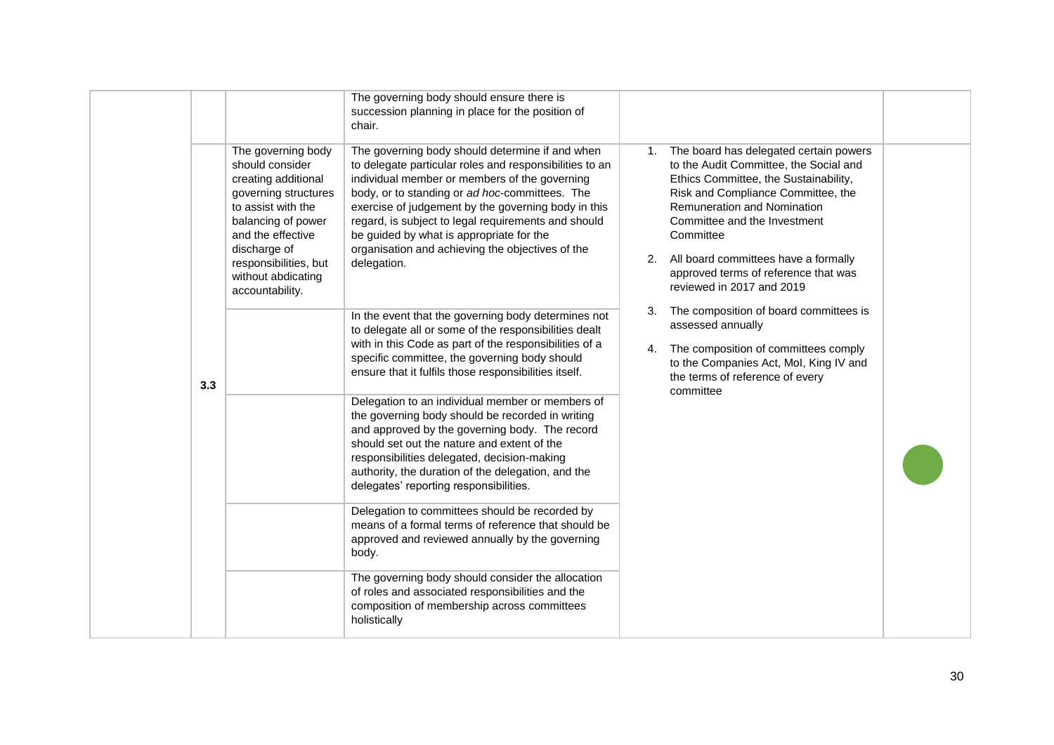| | | | | | |
|---|---|---|---|---|---|
| | | | The governing body should ensure there is succession planning in place for the position of chair. | | |
| | 3.3 | The governing body should consider creating additional governing structures to assist with the balancing of power and the effective discharge of responsibilities, but without abdicating accountability. | The governing body should determine if and when to delegate particular roles and responsibilities to an individual member or members of the governing body, or to standing or *ad hoc*-committees. The exercise of judgement by the governing body in this regard, is subject to legal requirements and should be guided by what is appropriate for the organisation and achieving the objectives of the delegation. | 1. The board has delegated certain powers to the Audit Committee, the Social and Ethics Committee, the Sustainability, Risk and Compliance Committee, the Remuneration and Nomination Committee and the Investment Committee<br>2. All board committees have a formally approved terms of reference that was reviewed in 2017 and 2019<br>3. The composition of board committees is assessed annually<br>4. The composition of committees comply to the Companies Act, MoI, King IV and the terms of reference of every committee | ● |
| | | | In the event that the governing body determines not to delegate all or some of the responsibilities dealt with in this Code as part of the responsibilities of a specific committee, the governing body should ensure that it fulfils those responsibilities itself. | | |
| | | | Delegation to an individual member or members of the governing body should be recorded in writing and approved by the governing body. The record should set out the nature and extent of the responsibilities delegated, decision-making authority, the duration of the delegation, and the delegates' reporting responsibilities. | | |
| | | | Delegation to committees should be recorded by means of a formal terms of reference that should be approved and reviewed annually by the governing body. | | |
| | | | The governing body should consider the allocation of roles and associated responsibilities and the composition of membership across committees holistically | | |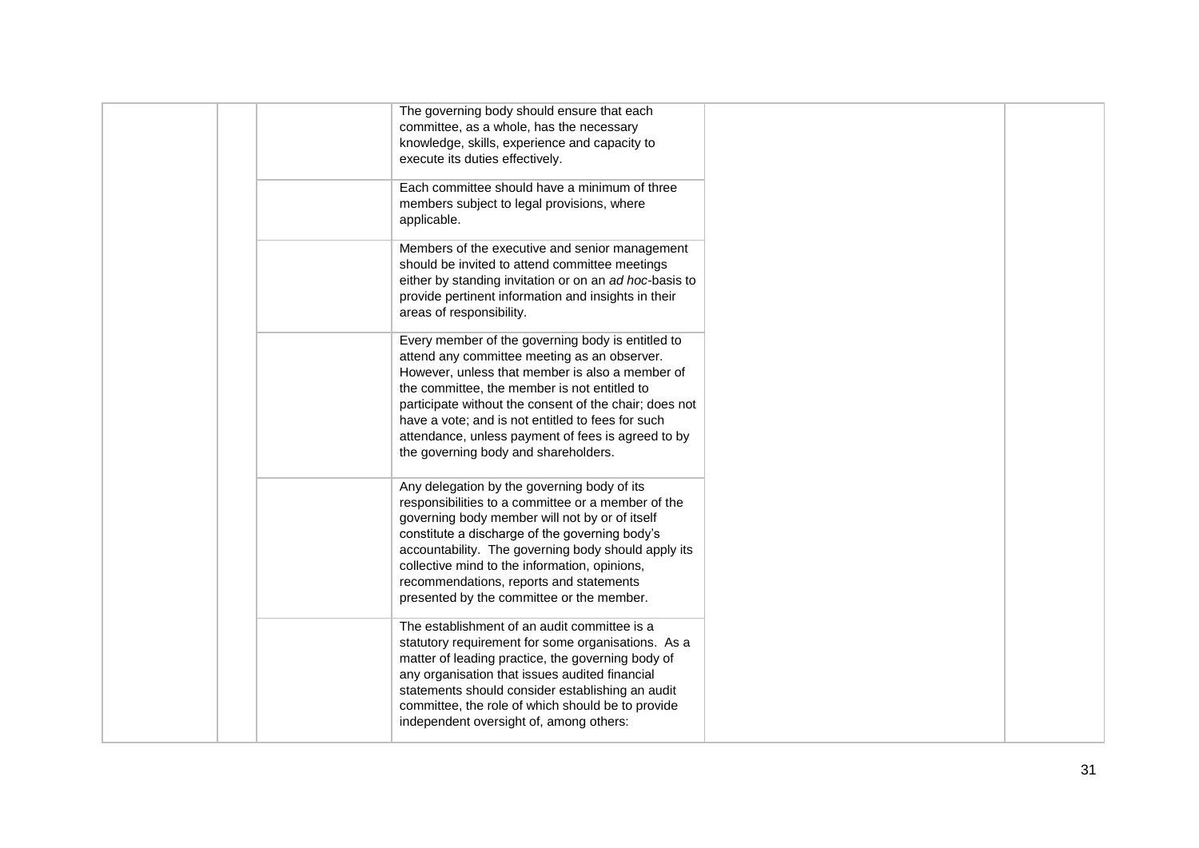| | | | | | |
|---|---|---|---|---|---|
| | | | The governing body should ensure that each committee, as a whole, has the necessary knowledge, skills, experience and capacity to execute its duties effectively. | | |
| | | | Each committee should have a minimum of three members subject to legal provisions, where applicable. | | |
| | | | Members of the executive and senior management should be invited to attend committee meetings either by standing invitation or on an *ad hoc*-basis to provide pertinent information and insights in their areas of responsibility. | | |
| | | | Every member of the governing body is entitled to attend any committee meeting as an observer. However, unless that member is also a member of the committee, the member is not entitled to participate without the consent of the chair; does not have a vote; and is not entitled to fees for such attendance, unless payment of fees is agreed to by the governing body and shareholders. | | |
| | | | Any delegation by the governing body of its responsibilities to a committee or a member of the governing body member will not by or of itself constitute a discharge of the governing body's accountability. The governing body should apply its collective mind to the information, opinions, recommendations, reports and statements presented by the committee or the member. | | |
| | | | The establishment of an audit committee is a statutory requirement for some organisations. As a matter of leading practice, the governing body of any organisation that issues audited financial statements should consider establishing an audit committee, the role of which should be to provide independent oversight of, among others: | | |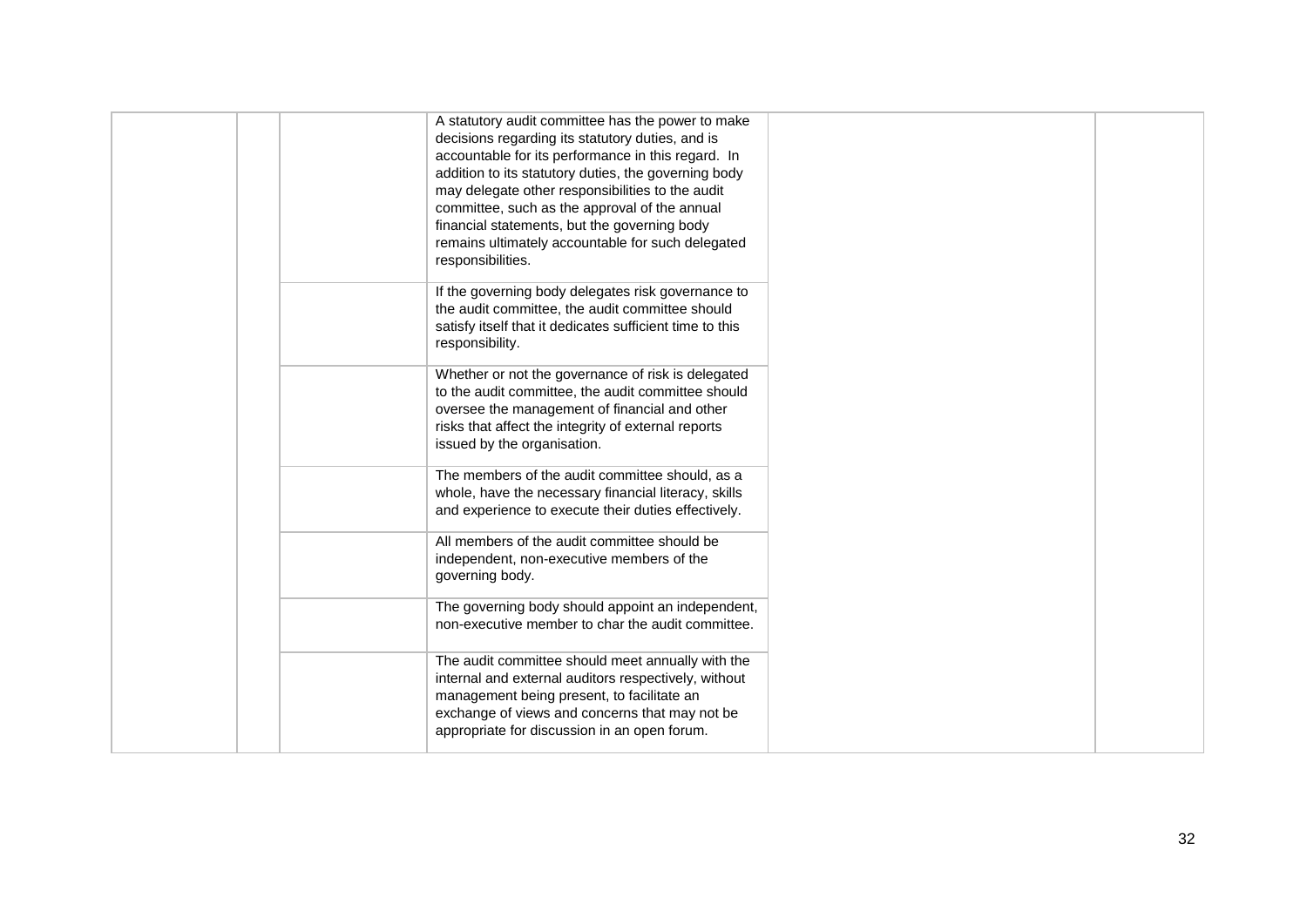| | | | | | |
|---|---|---|---|---|---|
| | | | A statutory audit committee has the power to make decisions regarding its statutory duties, and is accountable for its performance in this regard. In addition to its statutory duties, the governing body may delegate other responsibilities to the audit committee, such as the approval of the annual financial statements, but the governing body remains ultimately accountable for such delegated responsibilities. | | |
| | | | If the governing body delegates risk governance to the audit committee, the audit committee should satisfy itself that it dedicates sufficient time to this responsibility. | | |
| | | | Whether or not the governance of risk is delegated to the audit committee, the audit committee should oversee the management of financial and other risks that affect the integrity of external reports issued by the organisation. | | |
| | | | The members of the audit committee should, as a whole, have the necessary financial literacy, skills and experience to execute their duties effectively. | | |
| | | | All members of the audit committee should be independent, non-executive members of the governing body. | | |
| | | | The governing body should appoint an independent, non-executive member to char the audit committee. | | |
| | | | The audit committee should meet annually with the internal and external auditors respectively, without management being present, to facilitate an exchange of views and concerns that may not be appropriate for discussion in an open forum. | | |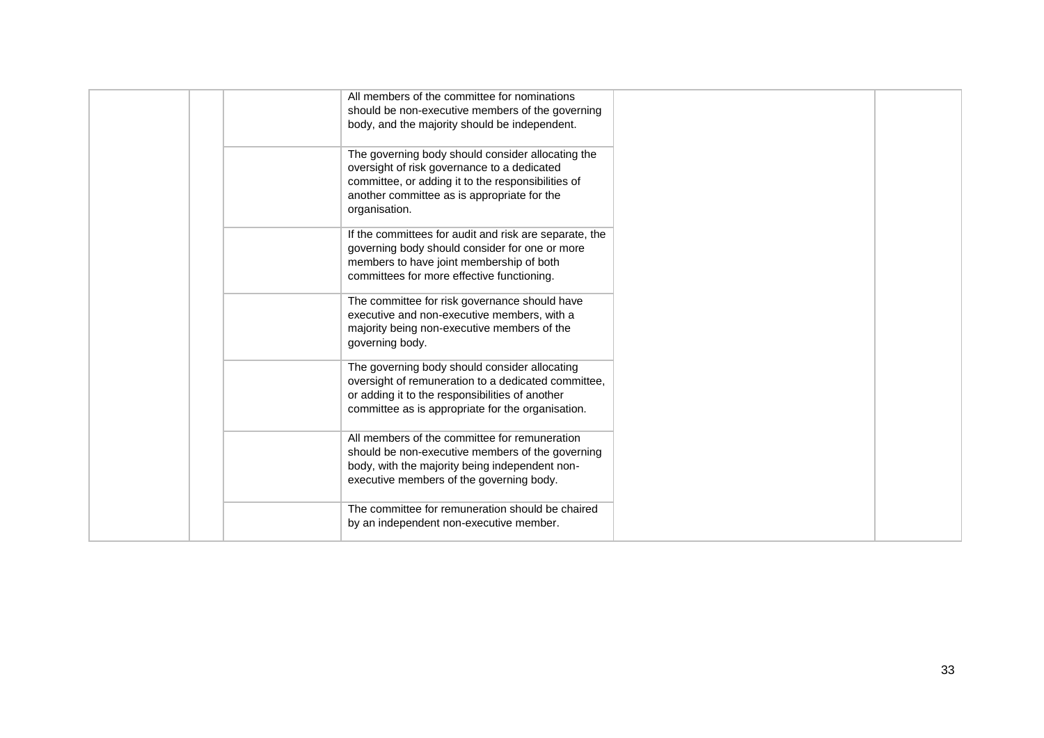| | | | | | |
|---|---|---|---|---|---|
| | | | All members of the committee for nominations should be non-executive members of the governing body, and the majority should be independent. | | |
| | | | The governing body should consider allocating the oversight of risk governance to a dedicated committee, or adding it to the responsibilities of another committee as is appropriate for the organisation. | | |
| | | | If the committees for audit and risk are separate, the governing body should consider for one or more members to have joint membership of both committees for more effective functioning. | | |
| | | | The committee for risk governance should have executive and non-executive members, with a majority being non-executive members of the governing body. | | |
| | | | The governing body should consider allocating oversight of remuneration to a dedicated committee, or adding it to the responsibilities of another committee as is appropriate for the organisation. | | |
| | | | All members of the committee for remuneration should be non-executive members of the governing body, with the majority being independent non-executive members of the governing body. | | |
| | | | The committee for remuneration should be chaired by an independent non-executive member. | | |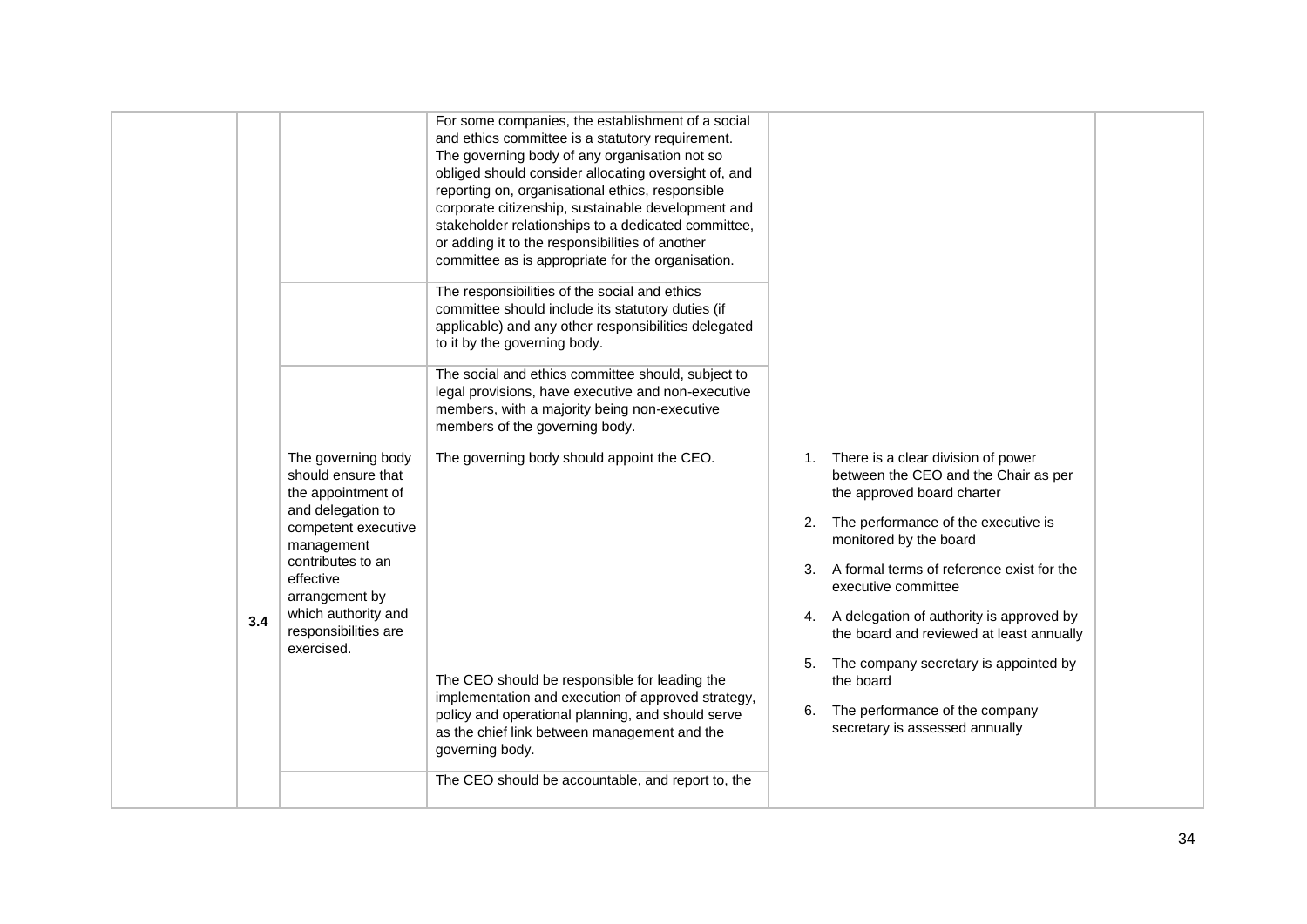|  |  |  |  |  |  |
|---|---|---|---|---|---|
|  |  |  | For some companies, the establishment of a social and ethics committee is a statutory requirement. The governing body of any organisation not so obliged should consider allocating oversight of, and reporting on, organisational ethics, responsible corporate citizenship, sustainable development and stakeholder relationships to a dedicated committee, or adding it to the responsibilities of another committee as is appropriate for the organisation. |  |  |
|  |  |  | The responsibilities of the social and ethics committee should include its statutory duties (if applicable) and any other responsibilities delegated to it by the governing body. |  |  |
|  |  |  | The social and ethics committee should, subject to legal provisions, have executive and non-executive members, with a majority being non-executive members of the governing body. |  |  |
|  | **3.4** | The governing body should ensure that the appointment of and delegation to competent executive management contributes to an effective arrangement by which authority and responsibilities are exercised. | The governing body should appoint the CEO. | 1. There is a clear division of power between the CEO and the Chair as per the approved board charter<br><br>2. The performance of the executive is monitored by the board<br><br>3. A formal terms of reference exist for the executive committee<br><br>4. A delegation of authority is approved by the board and reviewed at least annually<br><br>5. The company secretary is appointed by the board<br><br>6. The performance of the company secretary is assessed annually |  |
|  |  |  | The CEO should be responsible for leading the implementation and execution of approved strategy, policy and operational planning, and should serve as the chief link between management and the governing body. |  |  |
|  |  |  | The CEO should be accountable, and report to, the |  |  |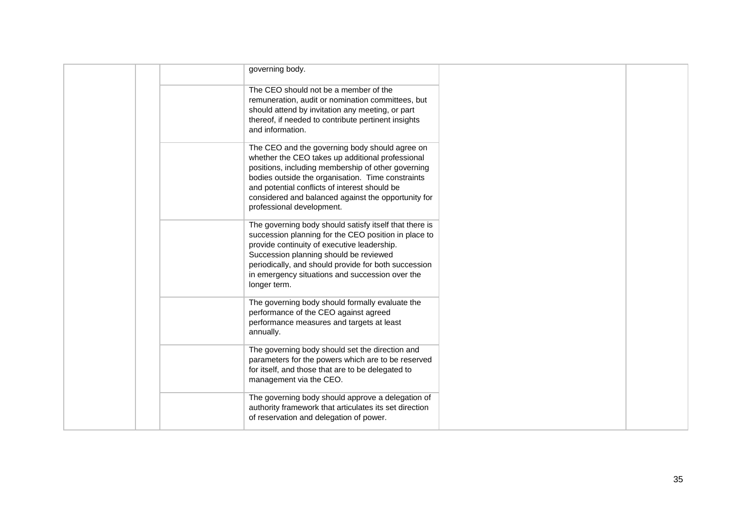|  |  |  |  |  |  |
|---|---|---|---|---|---|
|  |  |  | governing body. |  |  |
|  |  |  | The CEO should not be a member of the remuneration, audit or nomination committees, but should attend by invitation any meeting, or part thereof, if needed to contribute pertinent insights and information. |  |  |
|  |  |  | The CEO and the governing body should agree on whether the CEO takes up additional professional positions, including membership of other governing bodies outside the organisation. Time constraints and potential conflicts of interest should be considered and balanced against the opportunity for professional development. |  |  |
|  |  |  | The governing body should satisfy itself that there is succession planning for the CEO position in place to provide continuity of executive leadership. Succession planning should be reviewed periodically, and should provide for both succession in emergency situations and succession over the longer term. |  |  |
|  |  |  | The governing body should formally evaluate the performance of the CEO against agreed performance measures and targets at least annually. |  |  |
|  |  |  | The governing body should set the direction and parameters for the powers which are to be reserved for itself, and those that are to be delegated to management via the CEO. |  |  |
|  |  |  | The governing body should approve a delegation of authority framework that articulates its set direction of reservation and delegation of power. |  |  |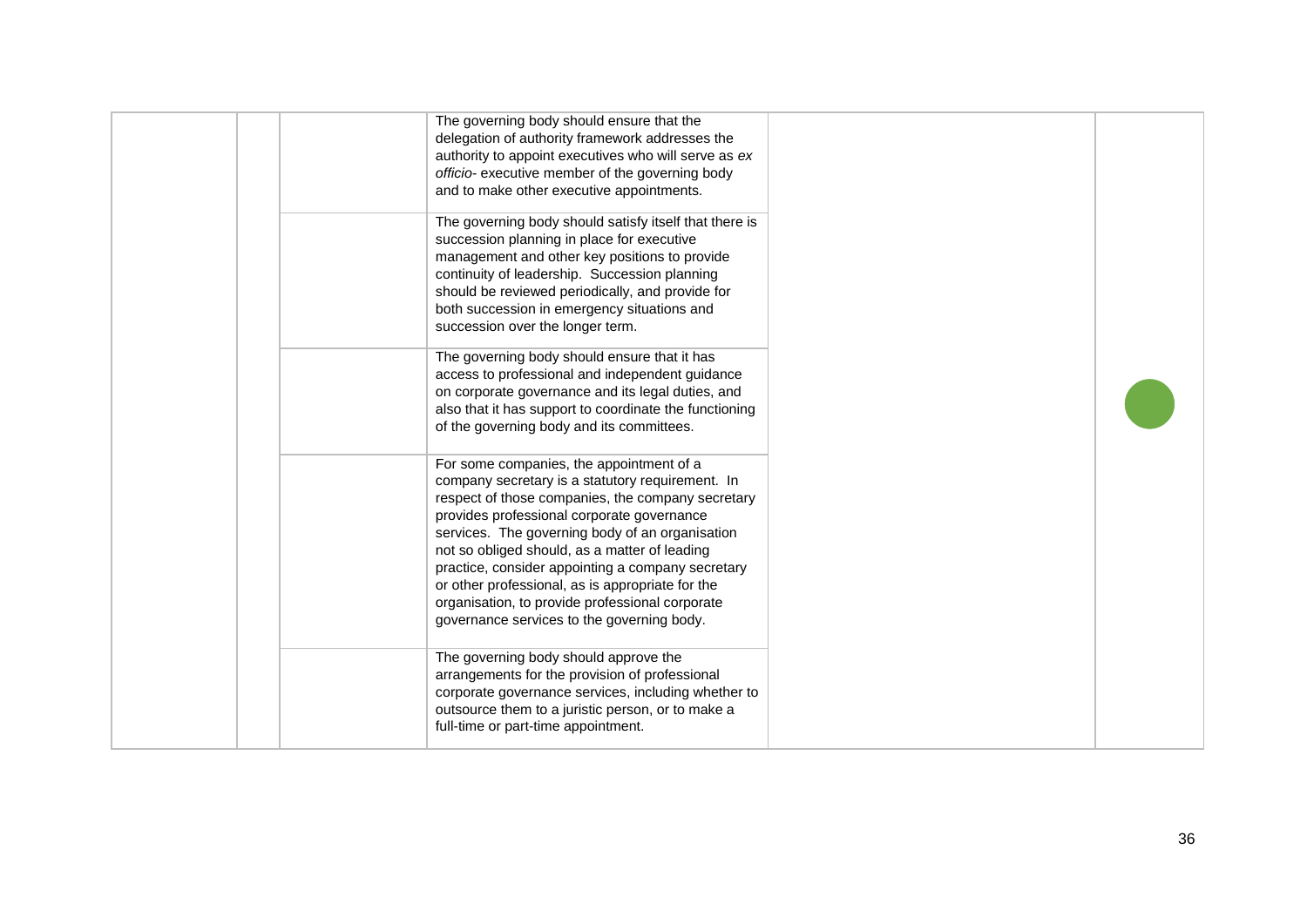|  |  |  |  |  |  |
|---|---|---|---|---|---|
|  |  |  | The governing body should ensure that the delegation of authority framework addresses the authority to appoint executives who will serve as *ex officio*- executive member of the governing body and to make other executive appointments. |  |  |
|  |  |  | The governing body should satisfy itself that there is succession planning in place for executive management and other key positions to provide continuity of leadership. Succession planning should be reviewed periodically, and provide for both succession in emergency situations and succession over the longer term. |  |  |
|  |  |  | The governing body should ensure that it has access to professional and independent guidance on corporate governance and its legal duties, and also that it has support to coordinate the functioning of the governing body and its committees. |  |  |
|  |  |  | For some companies, the appointment of a company secretary is a statutory requirement. In respect of those companies, the company secretary provides professional corporate governance services. The governing body of an organisation not so obliged should, as a matter of leading practice, consider appointing a company secretary or other professional, as is appropriate for the organisation, to provide professional corporate governance services to the governing body. |  |  |
|  |  |  | The governing body should approve the arrangements for the provision of professional corporate governance services, including whether to outsource them to a juristic person, or to make a full-time or part-time appointment. |  |  |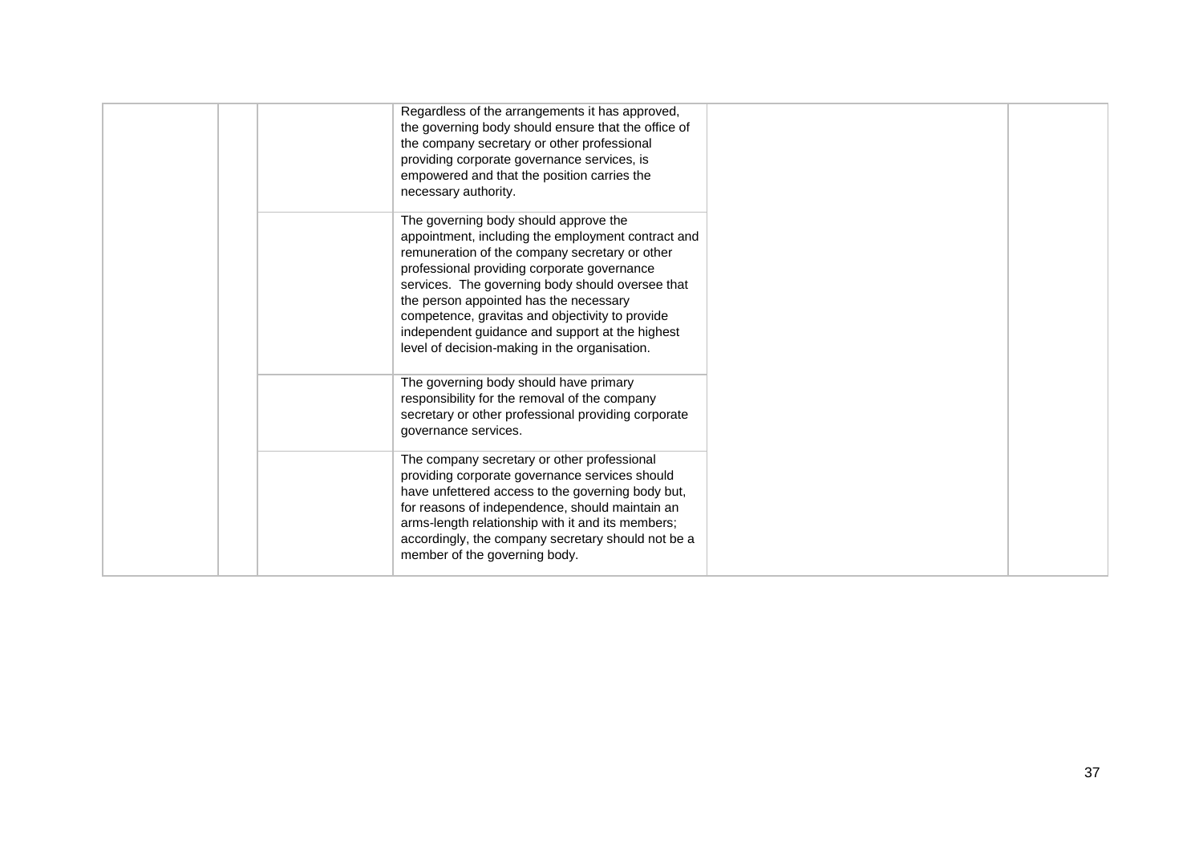| | | | | | |
|---|---|---|---|---|---|
| | | | Regardless of the arrangements it has approved, the governing body should ensure that the office of the company secretary or other professional providing corporate governance services, is empowered and that the position carries the necessary authority. | | |
| | | | The governing body should approve the appointment, including the employment contract and remuneration of the company secretary or other professional providing corporate governance services. The governing body should oversee that the person appointed has the necessary competence, gravitas and objectivity to provide independent guidance and support at the highest level of decision-making in the organisation. | | |
| | | | The governing body should have primary responsibility for the removal of the company secretary or other professional providing corporate governance services. | | |
| | | | The company secretary or other professional providing corporate governance services should have unfettered access to the governing body but, for reasons of independence, should maintain an arms-length relationship with it and its members; accordingly, the company secretary should not be a member of the governing body. | | |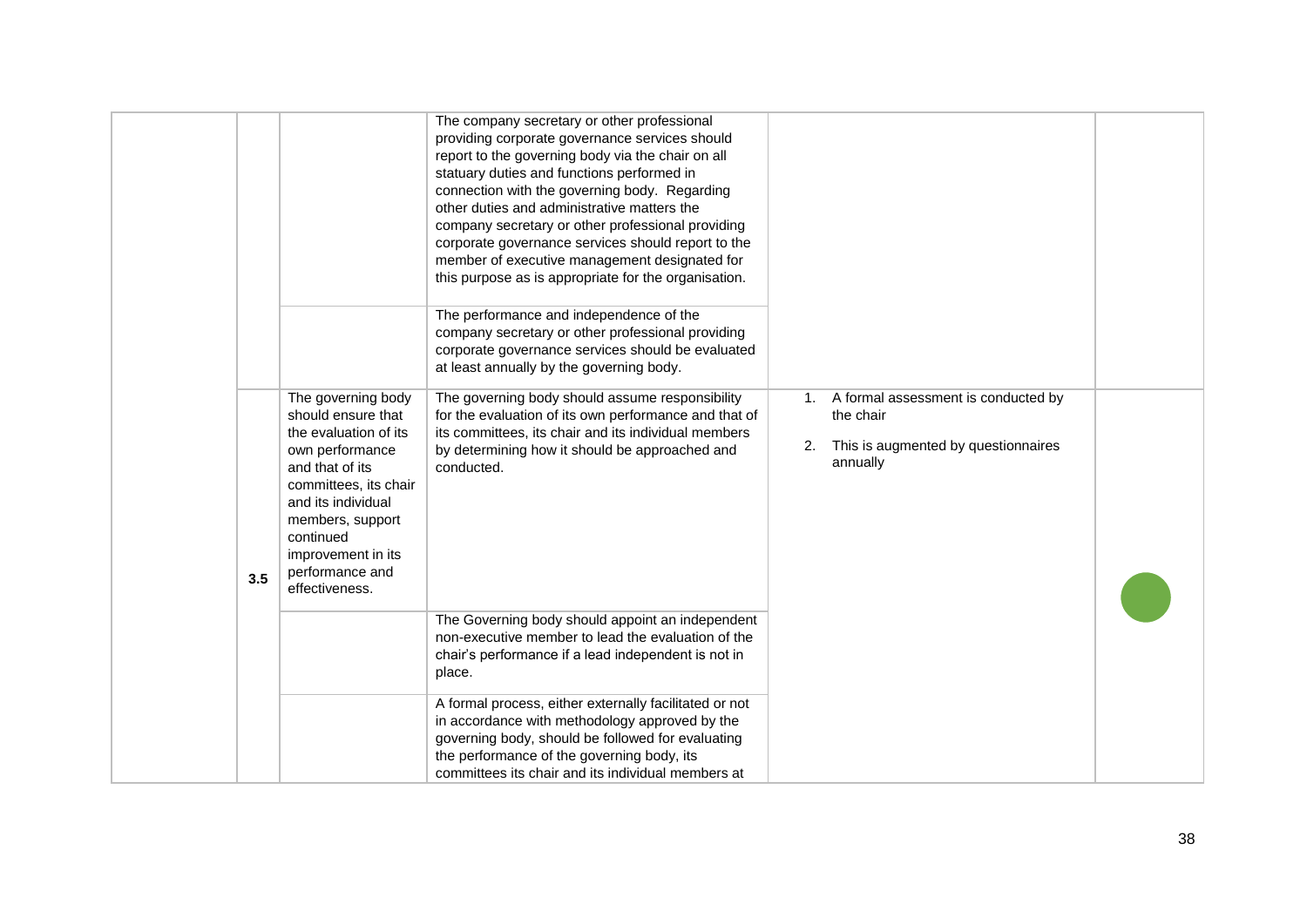| | | | | | |
|---|---|---|---|---|---|
| | | | The company secretary or other professional providing corporate governance services should report to the governing body via the chair on all statuary duties and functions performed in connection with the governing body. Regarding other duties and administrative matters the company secretary or other professional providing corporate governance services should report to the member of executive management designated for this purpose as is appropriate for the organisation. | | |
| | | | The performance and independence of the company secretary or other professional providing corporate governance services should be evaluated at least annually by the governing body. | | |
| | 3.5 | The governing body should ensure that the evaluation of its own performance and that of its committees, its chair and its individual members, support continued improvement in its performance and effectiveness. | The governing body should assume responsibility for the evaluation of its own performance and that of its committees, its chair and its individual members by determining how it should be approached and conducted. | 1. A formal assessment is conducted by the chair<br>2. This is augmented by questionnaires annually | (green) |
| | | | The Governing body should appoint an independent non-executive member to lead the evaluation of the chair's performance if a lead independent is not in place. | | |
| | | | A formal process, either externally facilitated or not in accordance with methodology approved by the governing body, should be followed for evaluating the performance of the governing body, its committees its chair and its individual members at | | |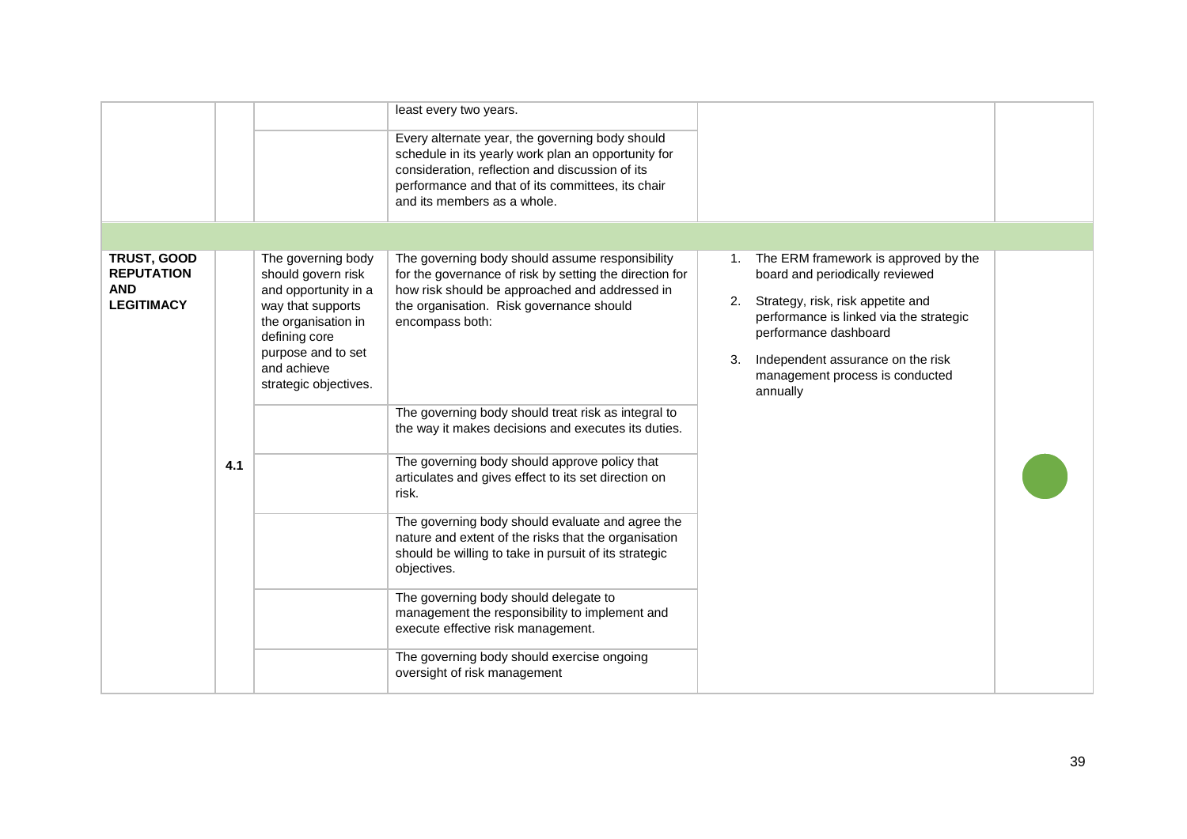| | | | | | |
|---|---|---|---|---|---|
| | | | least every two years. | | |
| | | | Every alternate year, the governing body should schedule in its yearly work plan an opportunity for consideration, reflection and discussion of its performance and that of its committees, its chair and its members as a whole. | | |
| | | | | | |
| **TRUST, GOOD REPUTATION AND LEGITIMACY** | 4.1 | The governing body should govern risk and opportunity in a way that supports the organisation in defining core purpose and to set and achieve strategic objectives. | The governing body should assume responsibility for the governance of risk by setting the direction for how risk should be approached and addressed in the organisation. Risk governance should encompass both: | 1. The ERM framework is approved by the board and periodically reviewed<br>2. Strategy, risk, risk appetite and performance is linked via the strategic performance dashboard<br>3. Independent assurance on the risk management process is conducted annually | |
| | | | The governing body should treat risk as integral to the way it makes decisions and executes its duties. | | |
| | | | The governing body should approve policy that articulates and gives effect to its set direction on risk. | | |
| | | | The governing body should evaluate and agree the nature and extent of the risks that the organisation should be willing to take in pursuit of its strategic objectives. | | |
| | | | The governing body should delegate to management the responsibility to implement and execute effective risk management. | | |
| | | | The governing body should exercise ongoing oversight of risk management | | |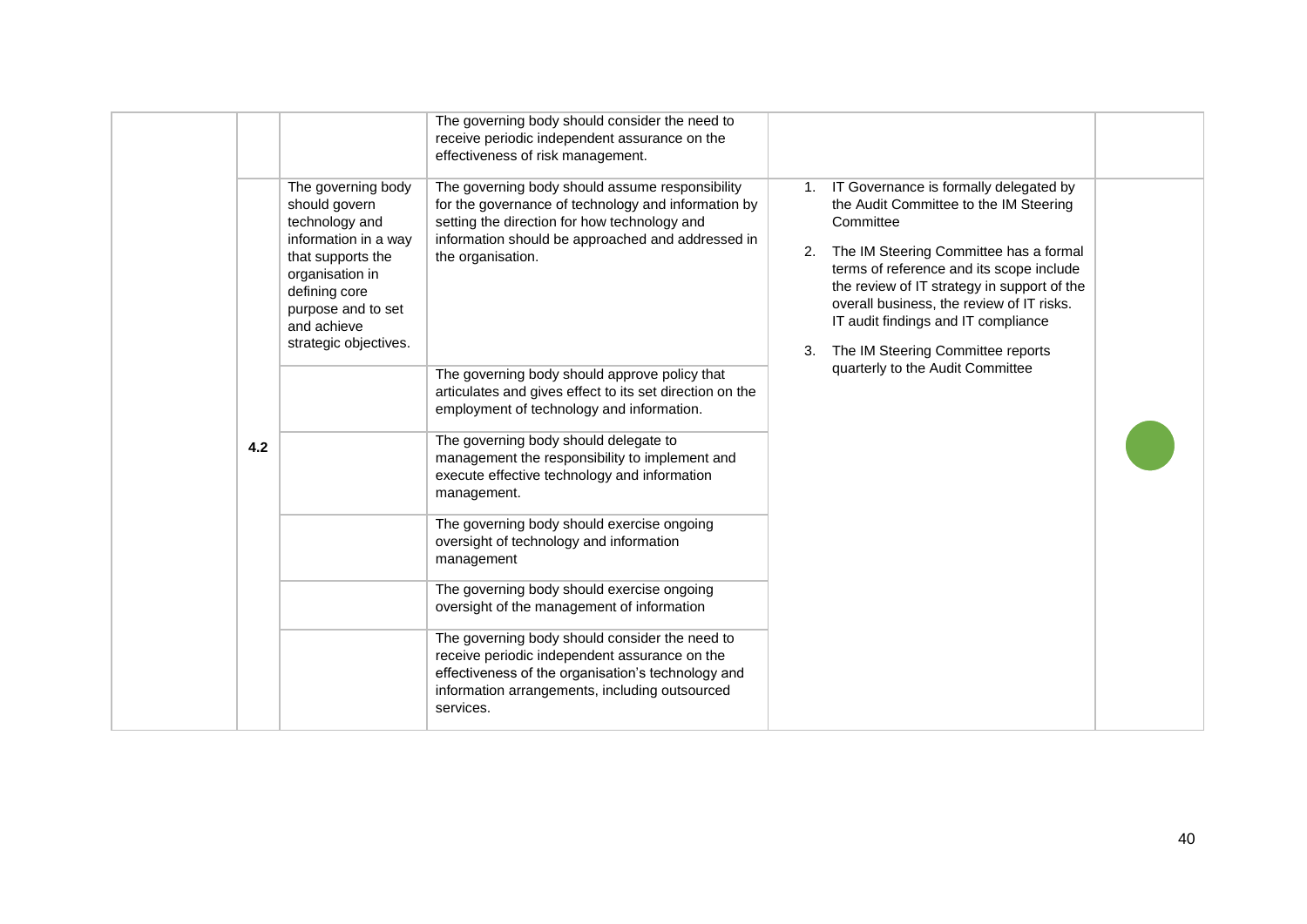| | | | | | |
|---|---|---|---|---|---|
| | | | The governing body should consider the need to receive periodic independent assurance on the effectiveness of risk management. | | |
| | 4.2 | The governing body should govern technology and information in a way that supports the organisation in defining core purpose and to set and achieve strategic objectives. | The governing body should assume responsibility for the governance of technology and information by setting the direction for how technology and information should be approached and addressed in the organisation. | 1. IT Governance is formally delegated by the Audit Committee to the IM Steering Committee<br><br>2. The IM Steering Committee has a formal terms of reference and its scope include the review of IT strategy in support of the overall business, the review of IT risks. IT audit findings and IT compliance<br><br>3. The IM Steering Committee reports quarterly to the Audit Committee | |
| | | | The governing body should approve policy that articulates and gives effect to its set direction on the employment of technology and information. | | |
| | | | The governing body should delegate to management the responsibility to implement and execute effective technology and information management. | | |
| | | | The governing body should exercise ongoing oversight of technology and information management | | |
| | | | The governing body should exercise ongoing oversight of the management of information | | |
| | | | The governing body should consider the need to receive periodic independent assurance on the effectiveness of the organisation's technology and information arrangements, including outsourced services. | | |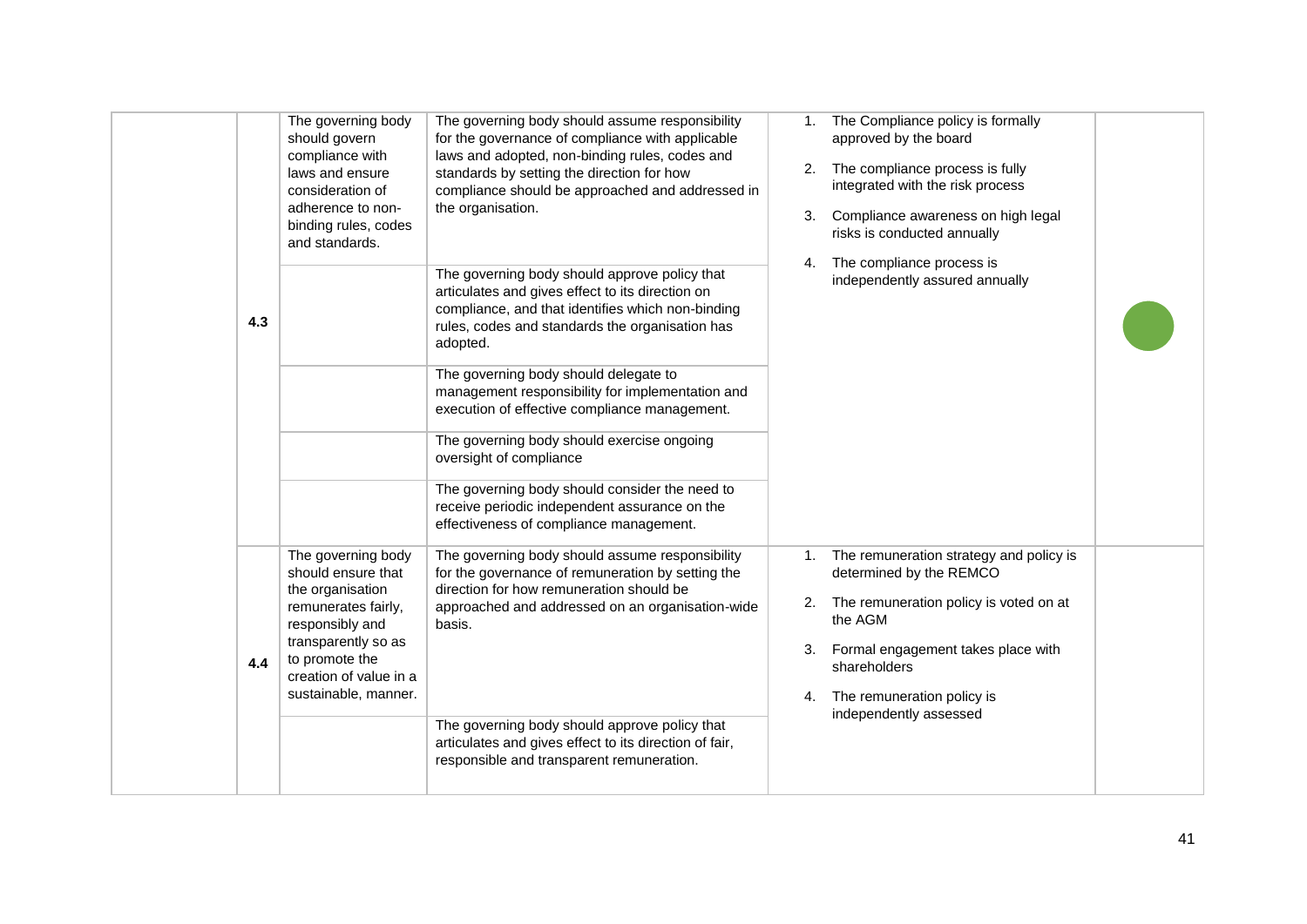|  |  |  |  |  |  |
|---|---|---|---|---|---|
|  | 4.3 | The governing body should govern compliance with laws and ensure consideration of adherence to non-binding rules, codes and standards. | The governing body should assume responsibility for the governance of compliance with applicable laws and adopted, non-binding rules, codes and standards by setting the direction for how compliance should be approached and addressed in the organisation. | 1. The Compliance policy is formally approved by the board<br>2. The compliance process is fully integrated with the risk process<br>3. Compliance awareness on high legal risks is conducted annually<br>4. The compliance process is independently assured annually | ● |
|  |  |  | The governing body should approve policy that articulates and gives effect to its direction on compliance, and that identifies which non-binding rules, codes and standards the organisation has adopted. |  |  |
|  |  |  | The governing body should delegate to management responsibility for implementation and execution of effective compliance management. |  |  |
|  |  |  | The governing body should exercise ongoing oversight of compliance |  |  |
|  |  |  | The governing body should consider the need to receive periodic independent assurance on the effectiveness of compliance management. |  |  |
|  | 4.4 | The governing body should ensure that the organisation remunerates fairly, responsibly and transparently so as to promote the creation of value in a sustainable, manner. | The governing body should assume responsibility for the governance of remuneration by setting the direction for how remuneration should be approached and addressed on an organisation-wide basis. | 1. The remuneration strategy and policy is determined by the REMCO<br>2. The remuneration policy is voted on at the AGM<br>3. Formal engagement takes place with shareholders<br>4. The remuneration policy is independently assessed |  |
|  |  |  | The governing body should approve policy that articulates and gives effect to its direction of fair, responsible and transparent remuneration. |  |  |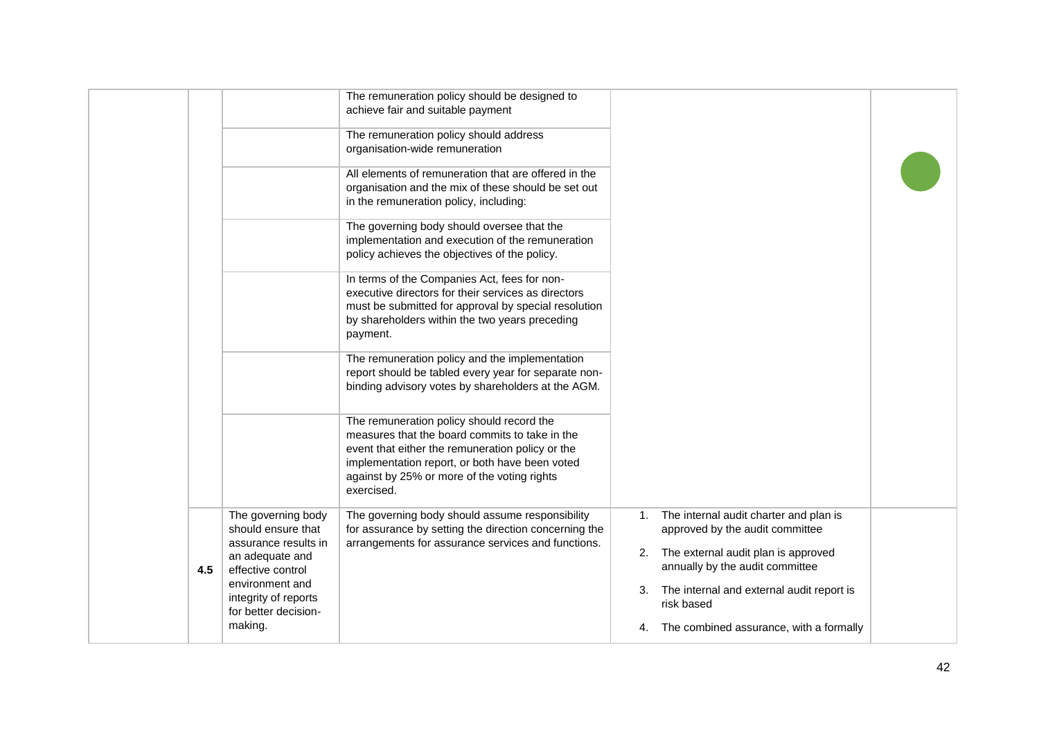| | | | | | |
|---|---|---|---|---|---|
| | | | The remuneration policy should be designed to achieve fair and suitable payment | | |
| | | | The remuneration policy should address organisation-wide remuneration | | |
| | | | All elements of remuneration that are offered in the organisation and the mix of these should be set out in the remuneration policy, including: | | |
| | | | The governing body should oversee that the implementation and execution of the remuneration policy achieves the objectives of the policy. | | |
| | | | In terms of the Companies Act, fees for non-executive directors for their services as directors must be submitted for approval by special resolution by shareholders within the two years preceding payment. | | |
| | | | The remuneration policy and the implementation report should be tabled every year for separate non-binding advisory votes by shareholders at the AGM. | | |
| | | | The remuneration policy should record the measures that the board commits to take in the event that either the remuneration policy or the implementation report, or both have been voted against by 25% or more of the voting rights exercised. | | |
| | **4.5** | The governing body should ensure that assurance results in an adequate and effective control environment and integrity of reports for better decision-making. | The governing body should assume responsibility for assurance by setting the direction concerning the arrangements for assurance services and functions. | 1. The internal audit charter and plan is approved by the audit committee<br>2. The external audit plan is approved annually by the audit committee<br>3. The internal and external audit report is risk based<br>4. The combined assurance, with a formally | |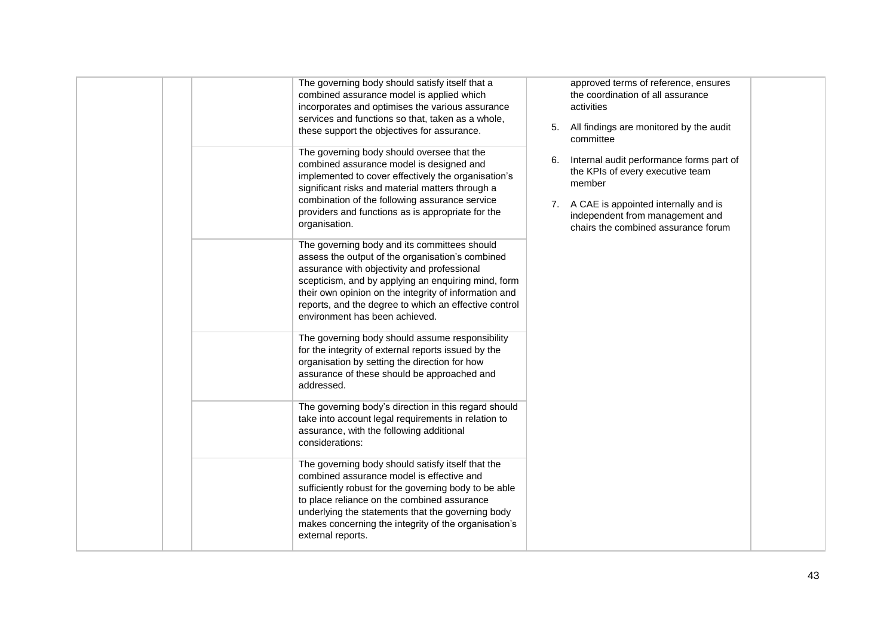|  |  |  | The governing body should satisfy itself that a combined assurance model is applied which incorporates and optimises the various assurance services and functions so that, taken as a whole, these support the objectives for assurance. | approved terms of reference, ensures the coordination of all assurance activities<br><br>5. All findings are monitored by the audit committee<br><br>6. Internal audit performance forms part of the KPIs of every executive team member<br><br>7. A CAE is appointed internally and is independent from management and chairs the combined assurance forum |  |
|---|---|---|---|---|---|
|  |  |  | The governing body should oversee that the combined assurance model is designed and implemented to cover effectively the organisation's significant risks and material matters through a combination of the following assurance service providers and functions as is appropriate for the organisation. |  |  |
|  |  |  | The governing body and its committees should assess the output of the organisation's combined assurance with objectivity and professional scepticism, and by applying an enquiring mind, form their own opinion on the integrity of information and reports, and the degree to which an effective control environment has been achieved. |  |  |
|  |  |  | The governing body should assume responsibility for the integrity of external reports issued by the organisation by setting the direction for how assurance of these should be approached and addressed. |  |  |
|  |  |  | The governing body's direction in this regard should take into account legal requirements in relation to assurance, with the following additional considerations: |  |  |
|  |  |  | The governing body should satisfy itself that the combined assurance model is effective and sufficiently robust for the governing body to be able to place reliance on the combined assurance underlying the statements that the governing body makes concerning the integrity of the organisation's external reports. |  |  |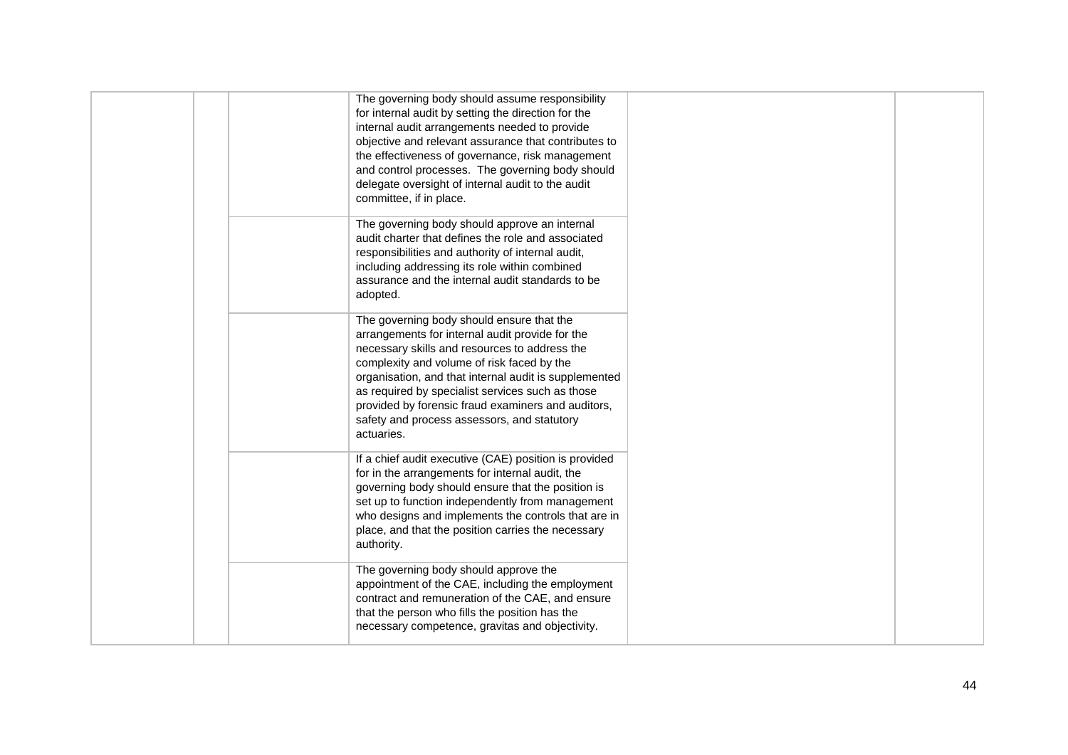| | | | | | |
|---|---|---|---|---|---|
| | | | The governing body should assume responsibility for internal audit by setting the direction for the internal audit arrangements needed to provide objective and relevant assurance that contributes to the effectiveness of governance, risk management and control processes. The governing body should delegate oversight of internal audit to the audit committee, if in place. | | |
| | | | The governing body should approve an internal audit charter that defines the role and associated responsibilities and authority of internal audit, including addressing its role within combined assurance and the internal audit standards to be adopted. | | |
| | | | The governing body should ensure that the arrangements for internal audit provide for the necessary skills and resources to address the complexity and volume of risk faced by the organisation, and that internal audit is supplemented as required by specialist services such as those provided by forensic fraud examiners and auditors, safety and process assessors, and statutory actuaries. | | |
| | | | If a chief audit executive (CAE) position is provided for in the arrangements for internal audit, the governing body should ensure that the position is set up to function independently from management who designs and implements the controls that are in place, and that the position carries the necessary authority. | | |
| | | | The governing body should approve the appointment of the CAE, including the employment contract and remuneration of the CAE, and ensure that the person who fills the position has the necessary competence, gravitas and objectivity. | | |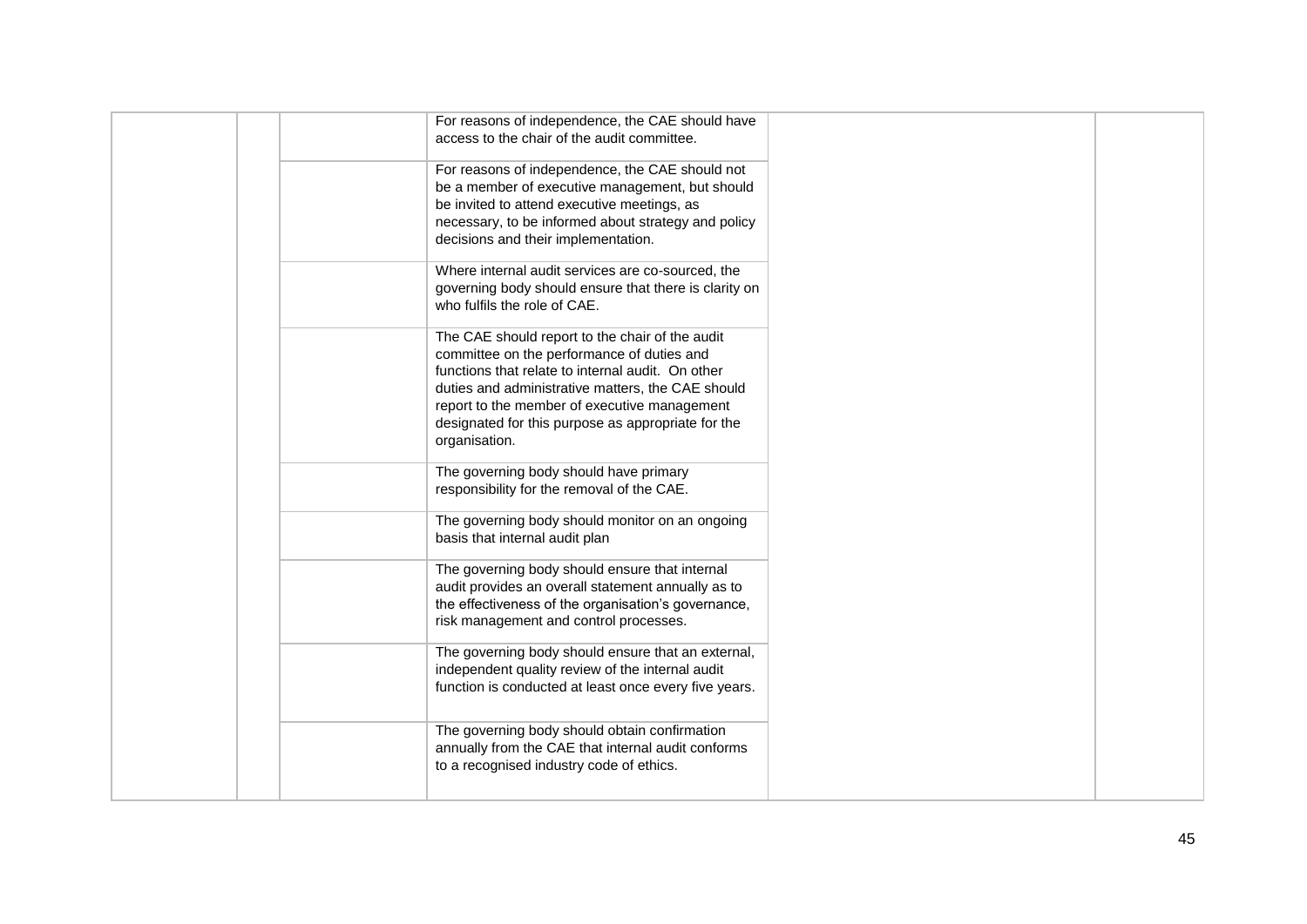|  |  |  | For reasons of independence, the CAE should have access to the chair of the audit committee. |  |  |
|---|---|---|---|---|---|
|  |  |  | For reasons of independence, the CAE should not be a member of executive management, but should be invited to attend executive meetings, as necessary, to be informed about strategy and policy decisions and their implementation. |  |  |
|  |  |  | Where internal audit services are co-sourced, the governing body should ensure that there is clarity on who fulfils the role of CAE. |  |  |
|  |  |  | The CAE should report to the chair of the audit committee on the performance of duties and functions that relate to internal audit. On other duties and administrative matters, the CAE should report to the member of executive management designated for this purpose as appropriate for the organisation. |  |  |
|  |  |  | The governing body should have primary responsibility for the removal of the CAE. |  |  |
|  |  |  | The governing body should monitor on an ongoing basis that internal audit plan |  |  |
|  |  |  | The governing body should ensure that internal audit provides an overall statement annually as to the effectiveness of the organisation's governance, risk management and control processes. |  |  |
|  |  |  | The governing body should ensure that an external, independent quality review of the internal audit function is conducted at least once every five years. |  |  |
|  |  |  | The governing body should obtain confirmation annually from the CAE that internal audit conforms to a recognised industry code of ethics. |  |  |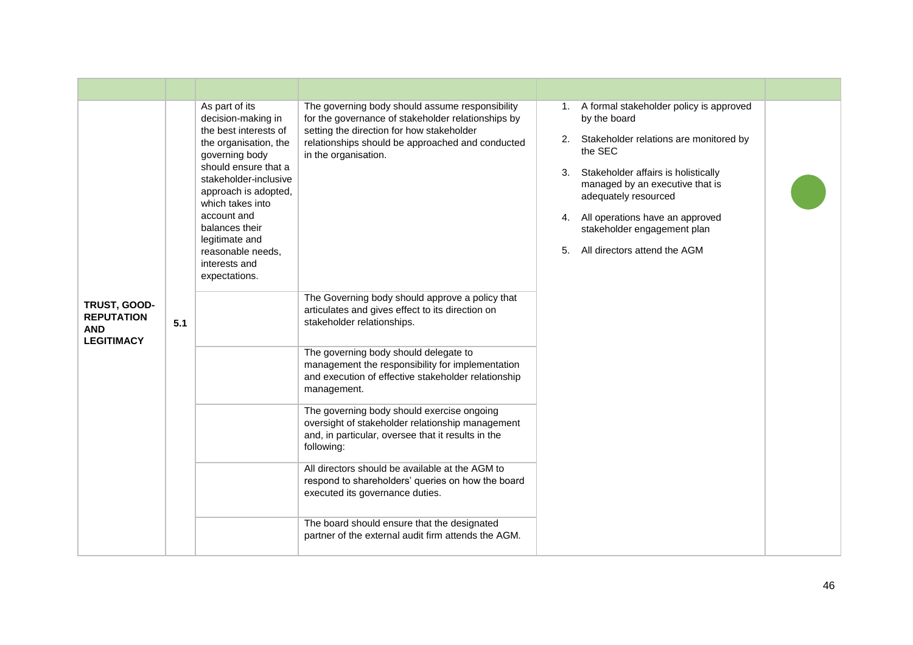| | | | | | |
|---|---|---|---|---|---|
| **TRUST, GOOD-REPUTATION AND LEGITIMACY** | **5.1** | As part of its decision-making in the best interests of the organisation, the governing body should ensure that a stakeholder-inclusive approach is adopted, which takes into account and balances their legitimate and reasonable needs, interests and expectations. | The governing body should assume responsibility for the governance of stakeholder relationships by setting the direction for how stakeholder relationships should be approached and conducted in the organisation. | 1. A formal stakeholder policy is approved by the board<br>2. Stakeholder relations are monitored by the SEC<br>3. Stakeholder affairs is holistically managed by an executive that is adequately resourced<br>4. All operations have an approved stakeholder engagement plan<br>5. All directors attend the AGM | |
| | | | The Governing body should approve a policy that articulates and gives effect to its direction on stakeholder relationships. | | |
| | | | The governing body should delegate to management the responsibility for implementation and execution of effective stakeholder relationship management. | | |
| | | | The governing body should exercise ongoing oversight of stakeholder relationship management and, in particular, oversee that it results in the following: | | |
| | | | All directors should be available at the AGM to respond to shareholders' queries on how the board executed its governance duties. | | |
| | | | The board should ensure that the designated partner of the external audit firm attends the AGM. | | |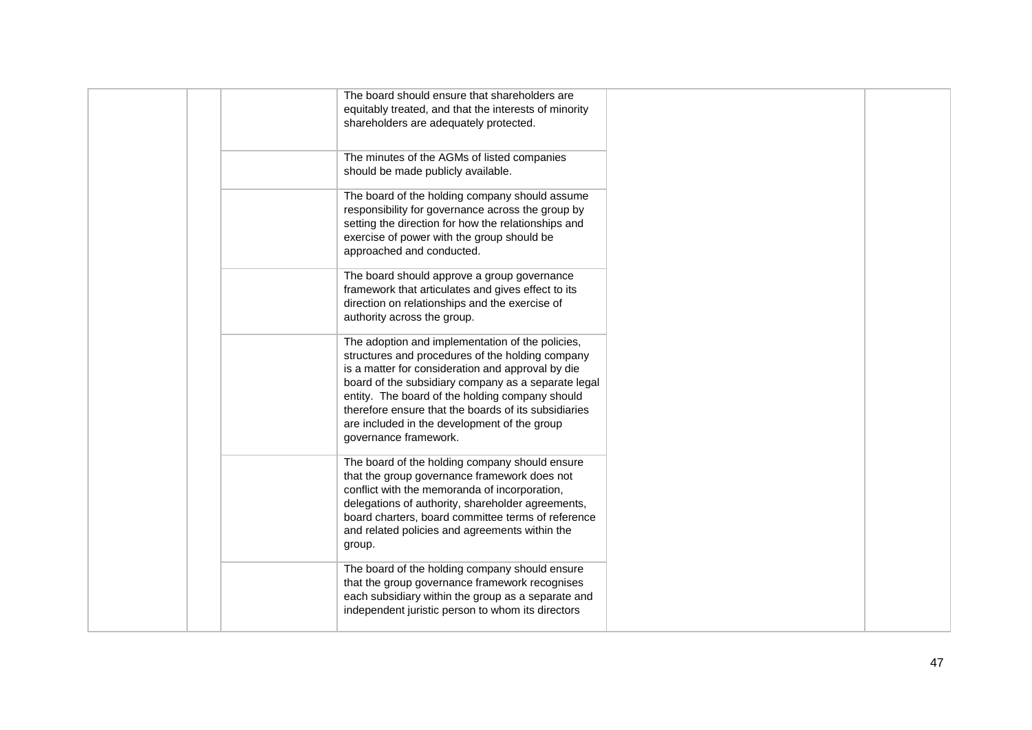| | | | | | |
|---|---|---|---|---|---|
| | | | The board should ensure that shareholders are equitably treated, and that the interests of minority shareholders are adequately protected. | | |
| | | | The minutes of the AGMs of listed companies should be made publicly available. | | |
| | | | The board of the holding company should assume responsibility for governance across the group by setting the direction for how the relationships and exercise of power with the group should be approached and conducted. | | |
| | | | The board should approve a group governance framework that articulates and gives effect to its direction on relationships and the exercise of authority across the group. | | |
| | | | The adoption and implementation of the policies, structures and procedures of the holding company is a matter for consideration and approval by die board of the subsidiary company as a separate legal entity. The board of the holding company should therefore ensure that the boards of its subsidiaries are included in the development of the group governance framework. | | |
| | | | The board of the holding company should ensure that the group governance framework does not conflict with the memoranda of incorporation, delegations of authority, shareholder agreements, board charters, board committee terms of reference and related policies and agreements within the group. | | |
| | | | The board of the holding company should ensure that the group governance framework recognises each subsidiary within the group as a separate and independent juristic person to whom its directors | | |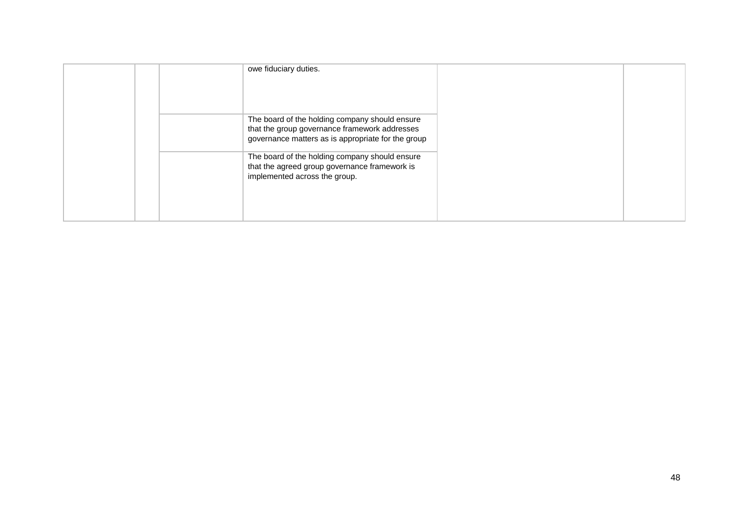| | | | | | |
|---|---|---|---|---|---|
| | | | owe fiduciary duties. | | |
| | | | The board of the holding company should ensure that the group governance framework addresses governance matters as is appropriate for the group | | |
| | | | The board of the holding company should ensure that the agreed group governance framework is implemented across the group. | | |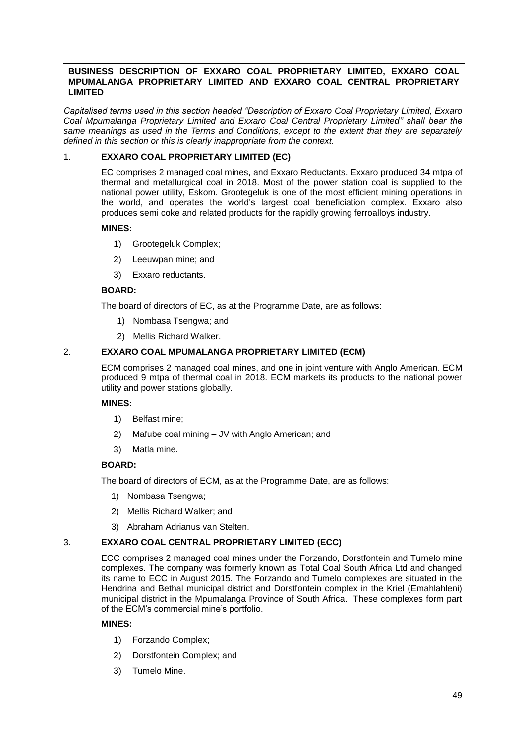**BUSINESS DESCRIPTION OF EXXARO COAL PROPRIETARY LIMITED, EXXARO COAL MPUMALANGA PROPRIETARY LIMITED AND EXXARO COAL CENTRAL PROPRIETARY LIMITED**

*Capitalised terms used in this section headed "Description of Exxaro Coal Proprietary Limited, Exxaro Coal Mpumalanga Proprietary Limited and Exxaro Coal Central Proprietary Limited" shall bear the same meanings as used in the Terms and Conditions, except to the extent that they are separately defined in this section or this is clearly inappropriate from the context.*

## 1. EXXARO COAL PROPRIETARY LIMITED (EC)

EC comprises 2 managed coal mines, and Exxaro Reductants. Exxaro produced 34 mtpa of thermal and metallurgical coal in 2018. Most of the power station coal is supplied to the national power utility, Eskom. Grootegeluk is one of the most efficient mining operations in the world, and operates the world's largest coal beneficiation complex. Exxaro also produces semi coke and related products for the rapidly growing ferroalloys industry.

**MINES:**

1) Grootegeluk Complex;
2) Leeuwpan mine; and
3) Exxaro reductants.

**BOARD:**

The board of directors of EC, as at the Programme Date, are as follows:

1) Nombasa Tsengwa; and
2) Mellis Richard Walker.

## 2. EXXARO COAL MPUMALANGA PROPRIETARY LIMITED (ECM)

ECM comprises 2 managed coal mines, and one in joint venture with Anglo American. ECM produced 9 mtpa of thermal coal in 2018. ECM markets its products to the national power utility and power stations globally.

**MINES:**

1) Belfast mine;
2) Mafube coal mining – JV with Anglo American; and
3) Matla mine.

**BOARD:**

The board of directors of ECM, as at the Programme Date, are as follows:

1) Nombasa Tsengwa;
2) Mellis Richard Walker; and
3) Abraham Adrianus van Stelten.

## 3. EXXARO COAL CENTRAL PROPRIETARY LIMITED (ECC)

ECC comprises 2 managed coal mines under the Forzando, Dorstfontein and Tumelo mine complexes. The company was formerly known as Total Coal South Africa Ltd and changed its name to ECC in August 2015. The Forzando and Tumelo complexes are situated in the Hendrina and Bethal municipal district and Dorstfontein complex in the Kriel (Emahlahleni) municipal district in the Mpumalanga Province of South Africa. These complexes form part of the ECM's commercial mine's portfolio.

**MINES:**

1) Forzando Complex;
2) Dorstfontein Complex; and
3) Tumelo Mine.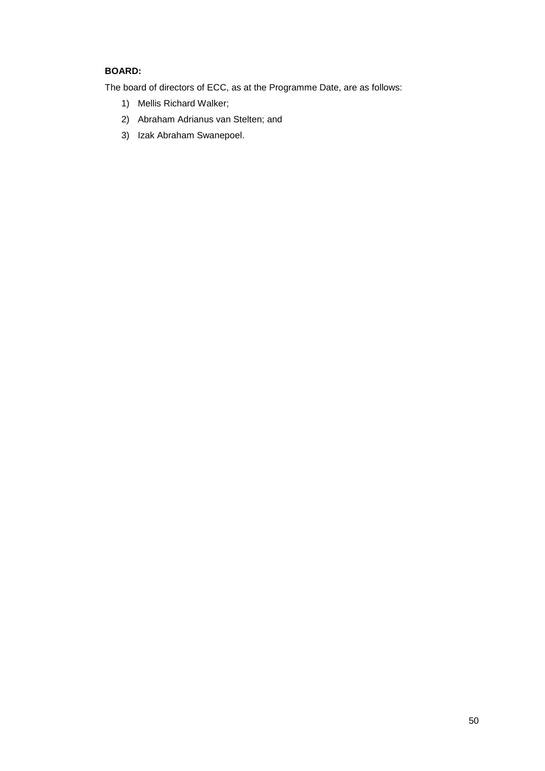**BOARD:**

The board of directors of ECC, as at the Programme Date, are as follows:

1) Mellis Richard Walker;
2) Abraham Adrianus van Stelten; and
3) Izak Abraham Swanepoel.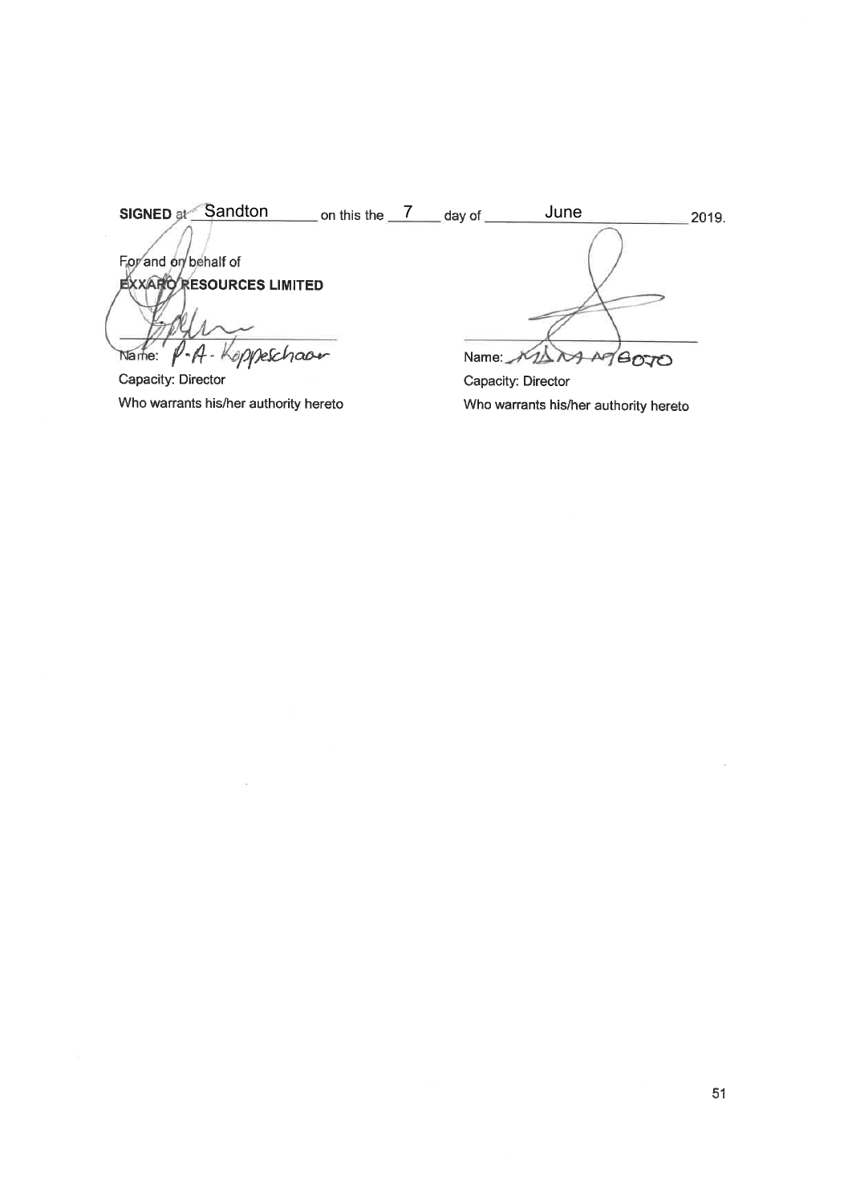**SIGNED** at Sandton on this the 7 day of June 2019.

For and on behalf of
**EXXARO RESOURCES LIMITED**

Name: P.A. Koppeschaar
Capacity: Director
Who warrants his/her authority hereto

Name: MAM MGOJO
Capacity: Director
Who warrants his/her authority hereto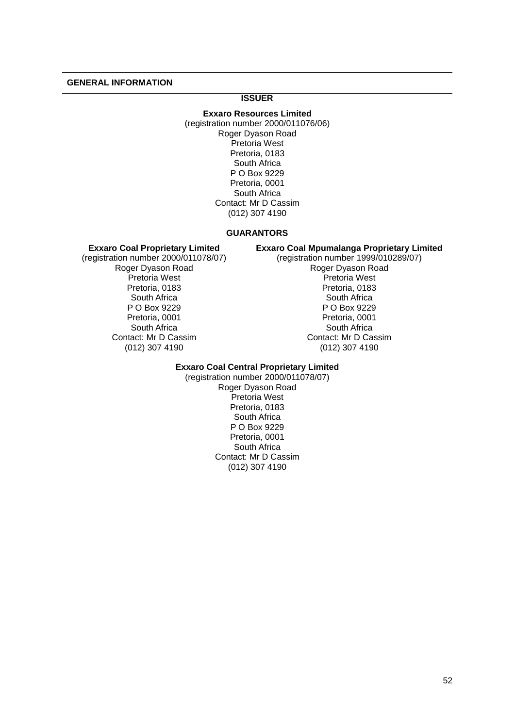## GENERAL INFORMATION

### ISSUER

**Exxaro Resources Limited**
(registration number 2000/011076/06)
Roger Dyason Road
Pretoria West
Pretoria, 0183
South Africa
P O Box 9229
Pretoria, 0001
South Africa
Contact: Mr D Cassim
(012) 307 4190

### GUARANTORS

**Exxaro Coal Proprietary Limited**
(registration number 2000/011078/07)
Roger Dyason Road
Pretoria West
Pretoria, 0183
South Africa
P O Box 9229
Pretoria, 0001
South Africa
Contact: Mr D Cassim
(012) 307 4190

**Exxaro Coal Mpumalanga Proprietary Limited**
(registration number 1999/010289/07)
Roger Dyason Road
Pretoria West
Pretoria, 0183
South Africa
P O Box 9229
Pretoria, 0001
South Africa
Contact: Mr D Cassim
(012) 307 4190

**Exxaro Coal Central Proprietary Limited**
(registration number 2000/011078/07)
Roger Dyason Road
Pretoria West
Pretoria, 0183
South Africa
P O Box 9229
Pretoria, 0001
South Africa
Contact: Mr D Cassim
(012) 307 4190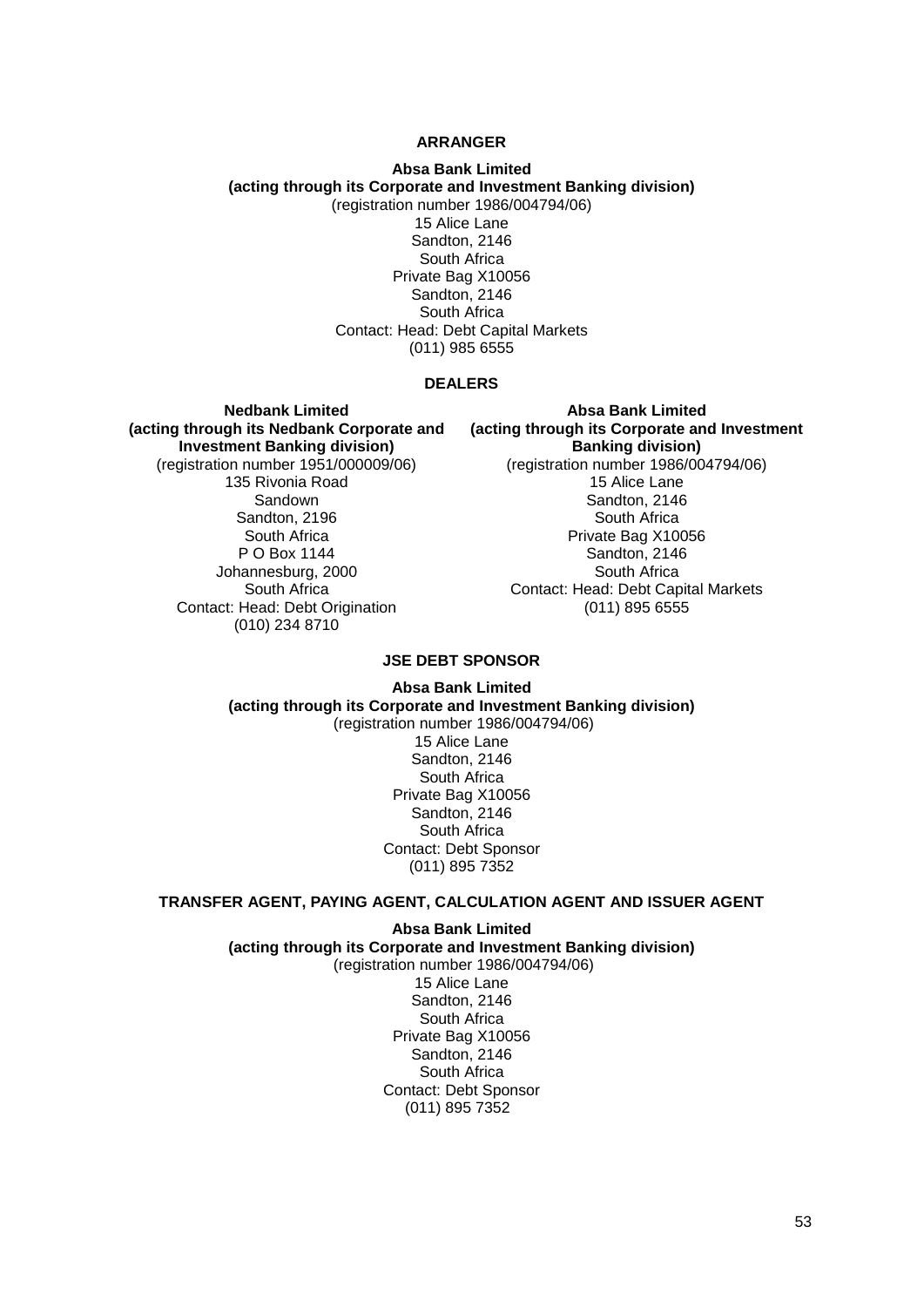**ARRANGER**

**Absa Bank Limited**
**(acting through its Corporate and Investment Banking division)**
(registration number 1986/004794/06)
15 Alice Lane
Sandton, 2146
South Africa
Private Bag X10056
Sandton, 2146
South Africa
Contact: Head: Debt Capital Markets
(011) 985 6555

**DEALERS**

**Nedbank Limited**
**(acting through its Nedbank Corporate and Investment Banking division)**
(registration number 1951/000009/06)
135 Rivonia Road
Sandown
Sandton, 2196
South Africa
P O Box 1144
Johannesburg, 2000
South Africa
Contact: Head: Debt Origination
(010) 234 8710

**Absa Bank Limited**
**(acting through its Corporate and Investment Banking division)**
(registration number 1986/004794/06)
15 Alice Lane
Sandton, 2146
South Africa
Private Bag X10056
Sandton, 2146
South Africa
Contact: Head: Debt Capital Markets
(011) 895 6555

**JSE DEBT SPONSOR**

**Absa Bank Limited**
**(acting through its Corporate and Investment Banking division)**
(registration number 1986/004794/06)
15 Alice Lane
Sandton, 2146
South Africa
Private Bag X10056
Sandton, 2146
South Africa
Contact: Debt Sponsor
(011) 895 7352

**TRANSFER AGENT, PAYING AGENT, CALCULATION AGENT AND ISSUER AGENT**

**Absa Bank Limited**
**(acting through its Corporate and Investment Banking division)**
(registration number 1986/004794/06)
15 Alice Lane
Sandton, 2146
South Africa
Private Bag X10056
Sandton, 2146
South Africa
Contact: Debt Sponsor
(011) 895 7352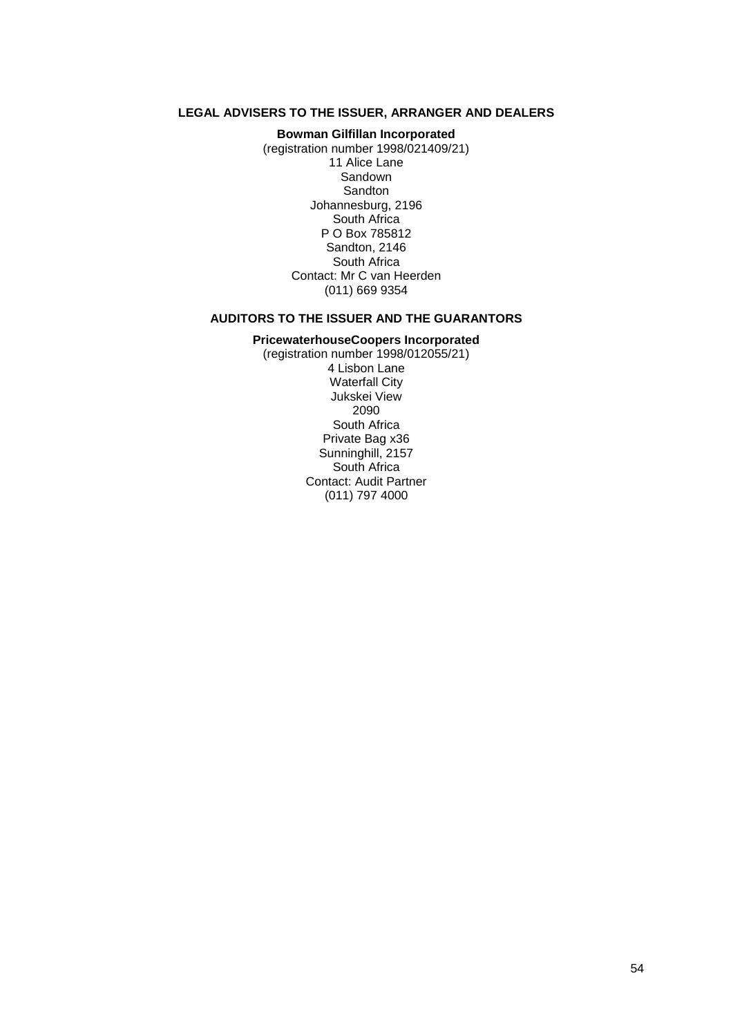## LEGAL ADVISERS TO THE ISSUER, ARRANGER AND DEALERS

**Bowman Gilfillan Incorporated**
(registration number 1998/021409/21)
11 Alice Lane
Sandown
Sandton
Johannesburg, 2196
South Africa
P O Box 785812
Sandton, 2146
South Africa
Contact: Mr C van Heerden
(011) 669 9354

## AUDITORS TO THE ISSUER AND THE GUARANTORS

**PricewaterhouseCoopers Incorporated**
(registration number 1998/012055/21)
4 Lisbon Lane
Waterfall City
Jukskei View
2090
South Africa
Private Bag x36
Sunninghill, 2157
South Africa
Contact: Audit Partner
(011) 797 4000